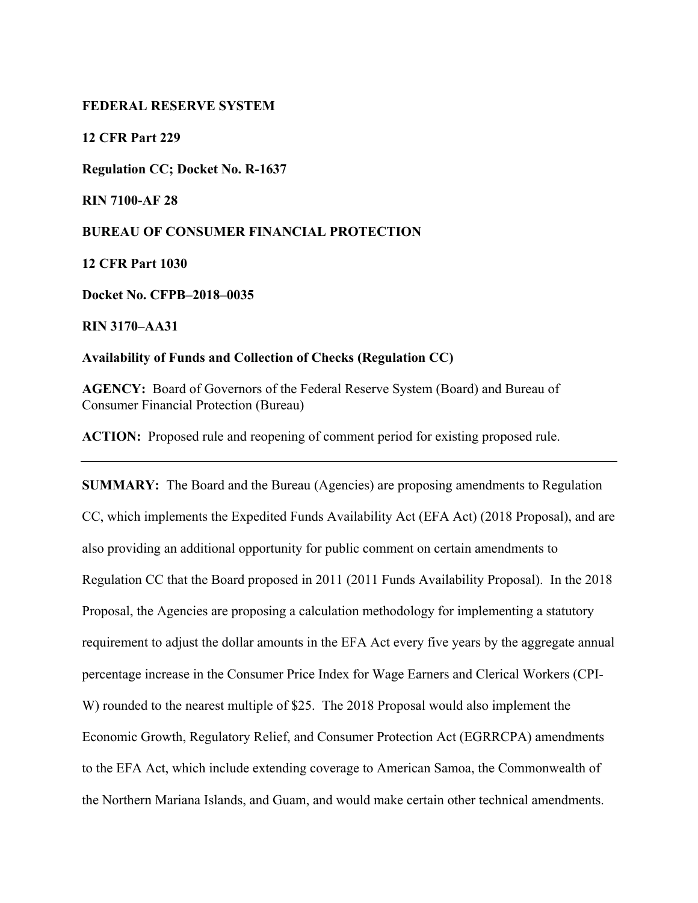**FEDERAL RESERVE SYSTEM**

**12 CFR Part 229**

**Regulation CC; Docket No. R-1637**

**RIN 7100-AF 28**

**BUREAU OF CONSUMER FINANCIAL PROTECTION**

**12 CFR Part 1030**

**Docket No. CFPB–2018–0035**

**RIN 3170–AA31**

**Availability of Funds and Collection of Checks (Regulation CC)**

**AGENCY:** Board of Governors of the Federal Reserve System (Board) and Bureau of Consumer Financial Protection (Bureau)

**ACTION:** Proposed rule and reopening of comment period for existing proposed rule.

---

**SUMMARY:** The Board and the Bureau (Agencies) are proposing amendments to Regulation CC, which implements the Expedited Funds Availability Act (EFA Act) (2018 Proposal), and are also providing an additional opportunity for public comment on certain amendments to Regulation CC that the Board proposed in 2011 (2011 Funds Availability Proposal). In the 2018 Proposal, the Agencies are proposing a calculation methodology for implementing a statutory requirement to adjust the dollar amounts in the EFA Act every five years by the aggregate annual percentage increase in the Consumer Price Index for Wage Earners and Clerical Workers (CPI-W) rounded to the nearest multiple of $25. The 2018 Proposal would also implement the Economic Growth, Regulatory Relief, and Consumer Protection Act (EGRRCPA) amendments to the EFA Act, which include extending coverage to American Samoa, the Commonwealth of the Northern Mariana Islands, and Guam, and would make certain other technical amendments.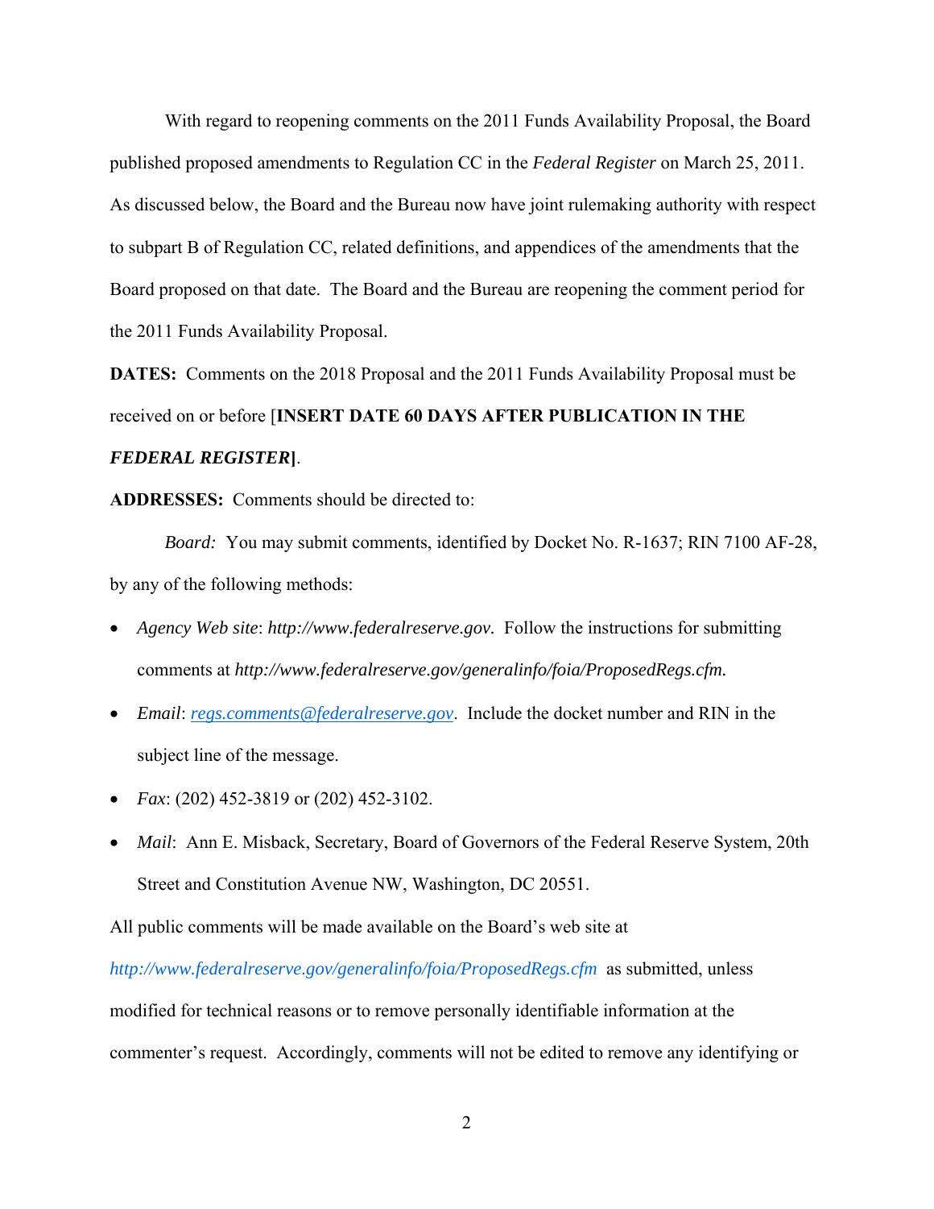With regard to reopening comments on the 2011 Funds Availability Proposal, the Board published proposed amendments to Regulation CC in the *Federal Register* on March 25, 2011. As discussed below, the Board and the Bureau now have joint rulemaking authority with respect to subpart B of Regulation CC, related definitions, and appendices of the amendments that the Board proposed on that date. The Board and the Bureau are reopening the comment period for the 2011 Funds Availability Proposal.

**DATES:** Comments on the 2018 Proposal and the 2011 Funds Availability Proposal must be received on or before [**INSERT DATE 60 DAYS AFTER PUBLICATION IN THE *FEDERAL REGISTER***].

**ADDRESSES:** Comments should be directed to:

*Board:* You may submit comments, identified by Docket No. R-1637; RIN 7100 AF-28, by any of the following methods:

- *Agency Web site*: *http://www.federalreserve.gov.* Follow the instructions for submitting comments at *http://www.federalreserve.gov/generalinfo/foia/ProposedRegs.cfm.*
- *Email*: regs.comments@federalreserve.gov. Include the docket number and RIN in the subject line of the message.
- *Fax*: (202) 452-3819 or (202) 452-3102.
- *Mail*: Ann E. Misback, Secretary, Board of Governors of the Federal Reserve System, 20th Street and Constitution Avenue NW, Washington, DC 20551.

All public comments will be made available on the Board's web site at *http://www.federalreserve.gov/generalinfo/foia/ProposedRegs.cfm* as submitted, unless modified for technical reasons or to remove personally identifiable information at the commenter's request. Accordingly, comments will not be edited to remove any identifying or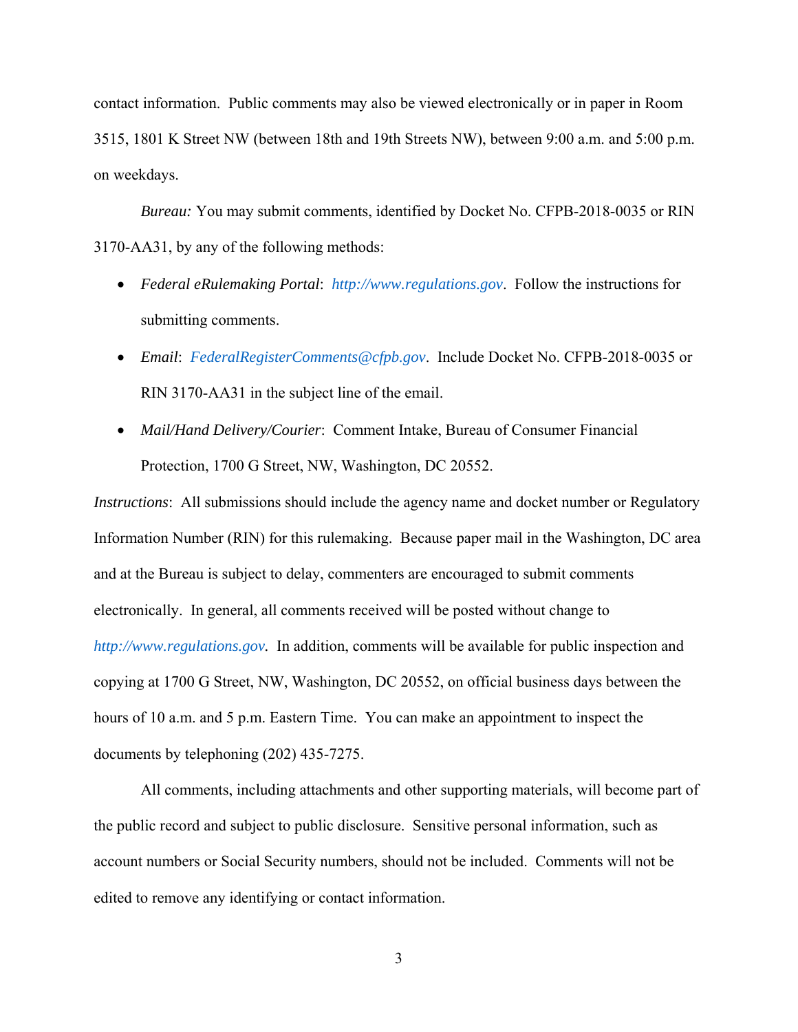contact information. Public comments may also be viewed electronically or in paper in Room 3515, 1801 K Street NW (between 18th and 19th Streets NW), between 9:00 a.m. and 5:00 p.m. on weekdays.

*Bureau:* You may submit comments, identified by Docket No. CFPB-2018-0035 or RIN 3170-AA31, by any of the following methods:

- *Federal eRulemaking Portal*: *http://www.regulations.gov*. Follow the instructions for submitting comments.
- *Email*: *FederalRegisterComments@cfpb.gov*. Include Docket No. CFPB-2018-0035 or RIN 3170-AA31 in the subject line of the email.
- *Mail/Hand Delivery/Courier*: Comment Intake, Bureau of Consumer Financial Protection, 1700 G Street, NW, Washington, DC 20552.

*Instructions*: All submissions should include the agency name and docket number or Regulatory Information Number (RIN) for this rulemaking. Because paper mail in the Washington, DC area and at the Bureau is subject to delay, commenters are encouraged to submit comments electronically. In general, all comments received will be posted without change to *http://www.regulations.gov*. In addition, comments will be available for public inspection and copying at 1700 G Street, NW, Washington, DC 20552, on official business days between the hours of 10 a.m. and 5 p.m. Eastern Time. You can make an appointment to inspect the documents by telephoning (202) 435-7275.

All comments, including attachments and other supporting materials, will become part of the public record and subject to public disclosure. Sensitive personal information, such as account numbers or Social Security numbers, should not be included. Comments will not be edited to remove any identifying or contact information.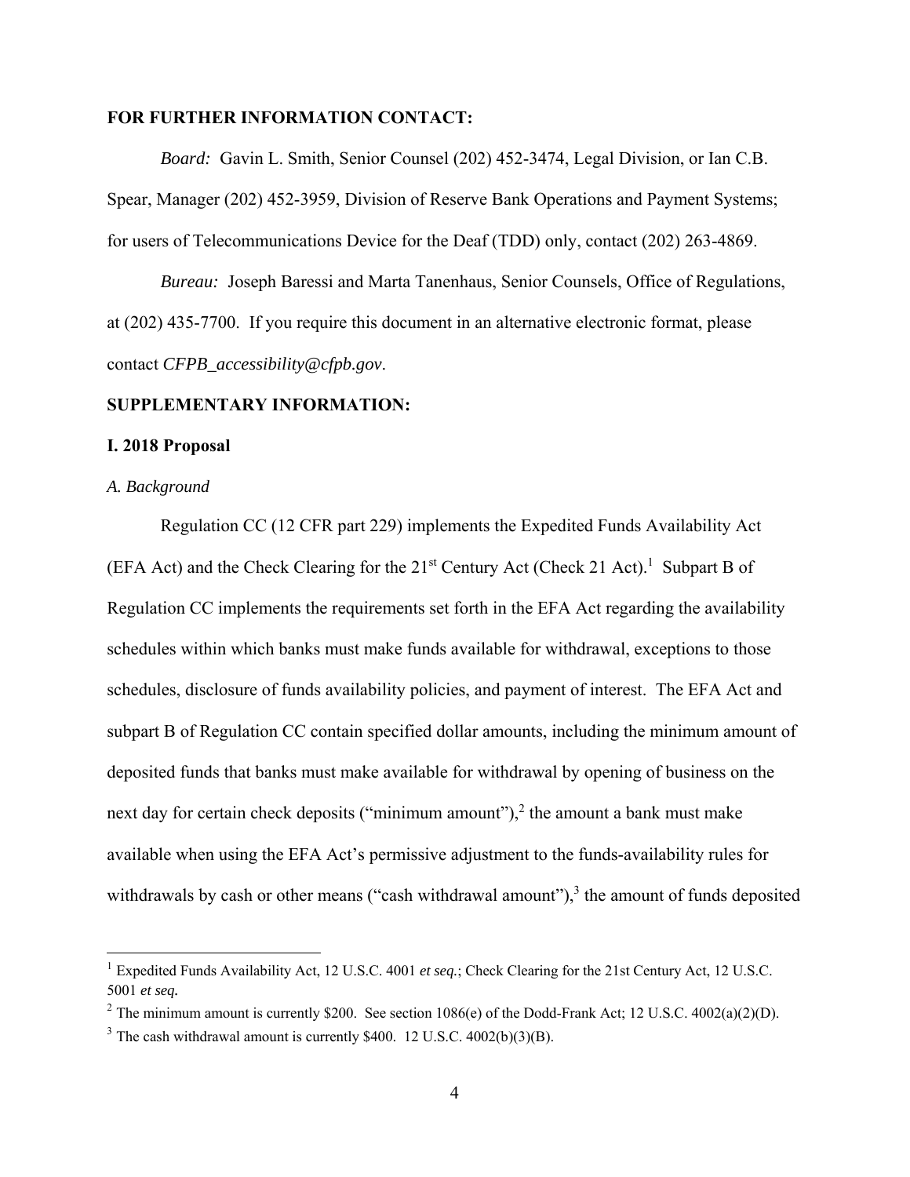**FOR FURTHER INFORMATION CONTACT:**

*Board:* Gavin L. Smith, Senior Counsel (202) 452-3474, Legal Division, or Ian C.B. Spear, Manager (202) 452-3959, Division of Reserve Bank Operations and Payment Systems; for users of Telecommunications Device for the Deaf (TDD) only, contact (202) 263-4869.

*Bureau:* Joseph Baressi and Marta Tanenhaus, Senior Counsels, Office of Regulations, at (202) 435-7700. If you require this document in an alternative electronic format, please contact *CFPB_accessibility@cfpb.gov*.

**SUPPLEMENTARY INFORMATION:**

**I. 2018 Proposal**

*A. Background*

Regulation CC (12 CFR part 229) implements the Expedited Funds Availability Act (EFA Act) and the Check Clearing for the 21st Century Act (Check 21 Act).[1] Subpart B of Regulation CC implements the requirements set forth in the EFA Act regarding the availability schedules within which banks must make funds available for withdrawal, exceptions to those schedules, disclosure of funds availability policies, and payment of interest. The EFA Act and subpart B of Regulation CC contain specified dollar amounts, including the minimum amount of deposited funds that banks must make available for withdrawal by opening of business on the next day for certain check deposits ("minimum amount"),[2] the amount a bank must make available when using the EFA Act's permissive adjustment to the funds-availability rules for withdrawals by cash or other means ("cash withdrawal amount"),[3] the amount of funds deposited

---

[1] Expedited Funds Availability Act, 12 U.S.C. 4001 *et seq.*; Check Clearing for the 21st Century Act, 12 U.S.C. 5001 *et seq.*

[2] The minimum amount is currently $200. See section 1086(e) of the Dodd-Frank Act; 12 U.S.C. 4002(a)(2)(D).

[3] The cash withdrawal amount is currently $400. 12 U.S.C. 4002(b)(3)(B).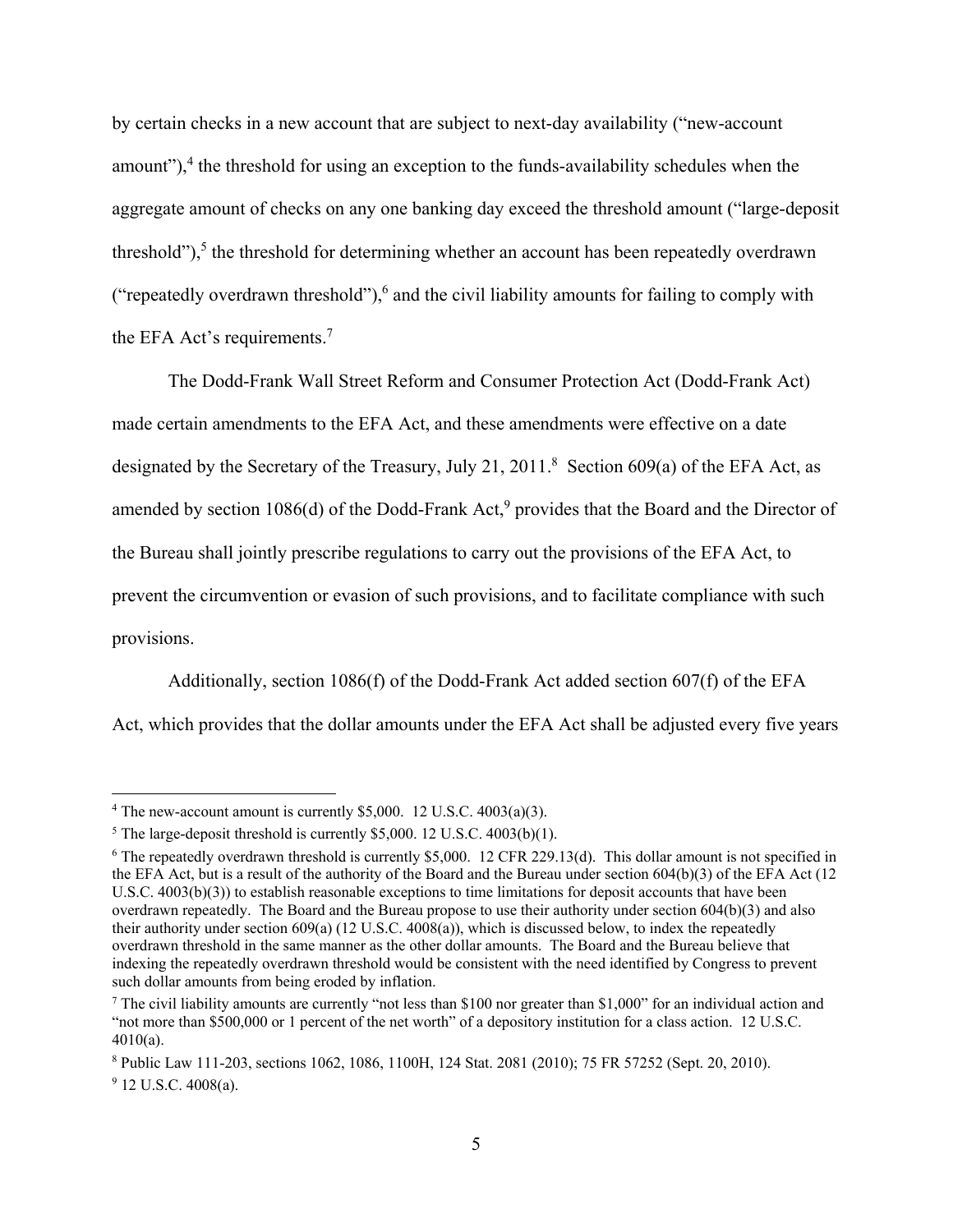by certain checks in a new account that are subject to next-day availability ("new-account amount"),[4] the threshold for using an exception to the funds-availability schedules when the aggregate amount of checks on any one banking day exceed the threshold amount ("large-deposit threshold"),[5] the threshold for determining whether an account has been repeatedly overdrawn ("repeatedly overdrawn threshold"),[6] and the civil liability amounts for failing to comply with the EFA Act's requirements.[7]

The Dodd-Frank Wall Street Reform and Consumer Protection Act (Dodd-Frank Act) made certain amendments to the EFA Act, and these amendments were effective on a date designated by the Secretary of the Treasury, July 21, 2011.[8] Section 609(a) of the EFA Act, as amended by section 1086(d) of the Dodd-Frank Act,[9] provides that the Board and the Director of the Bureau shall jointly prescribe regulations to carry out the provisions of the EFA Act, to prevent the circumvention or evasion of such provisions, and to facilitate compliance with such provisions.

Additionally, section 1086(f) of the Dodd-Frank Act added section 607(f) of the EFA Act, which provides that the dollar amounts under the EFA Act shall be adjusted every five years

---

[4] The new-account amount is currently $5,000. 12 U.S.C. 4003(a)(3).

[5] The large-deposit threshold is currently $5,000. 12 U.S.C. 4003(b)(1).

[6] The repeatedly overdrawn threshold is currently $5,000. 12 CFR 229.13(d). This dollar amount is not specified in the EFA Act, but is a result of the authority of the Board and the Bureau under section 604(b)(3) of the EFA Act (12 U.S.C. 4003(b)(3)) to establish reasonable exceptions to time limitations for deposit accounts that have been overdrawn repeatedly. The Board and the Bureau propose to use their authority under section 604(b)(3) and also their authority under section 609(a) (12 U.S.C. 4008(a)), which is discussed below, to index the repeatedly overdrawn threshold in the same manner as the other dollar amounts. The Board and the Bureau believe that indexing the repeatedly overdrawn threshold would be consistent with the need identified by Congress to prevent such dollar amounts from being eroded by inflation.

[7] The civil liability amounts are currently "not less than $100 nor greater than $1,000" for an individual action and "not more than $500,000 or 1 percent of the net worth" of a depository institution for a class action. 12 U.S.C. 4010(a).

[8] Public Law 111-203, sections 1062, 1086, 1100H, 124 Stat. 2081 (2010); 75 FR 57252 (Sept. 20, 2010).

[9] 12 U.S.C. 4008(a).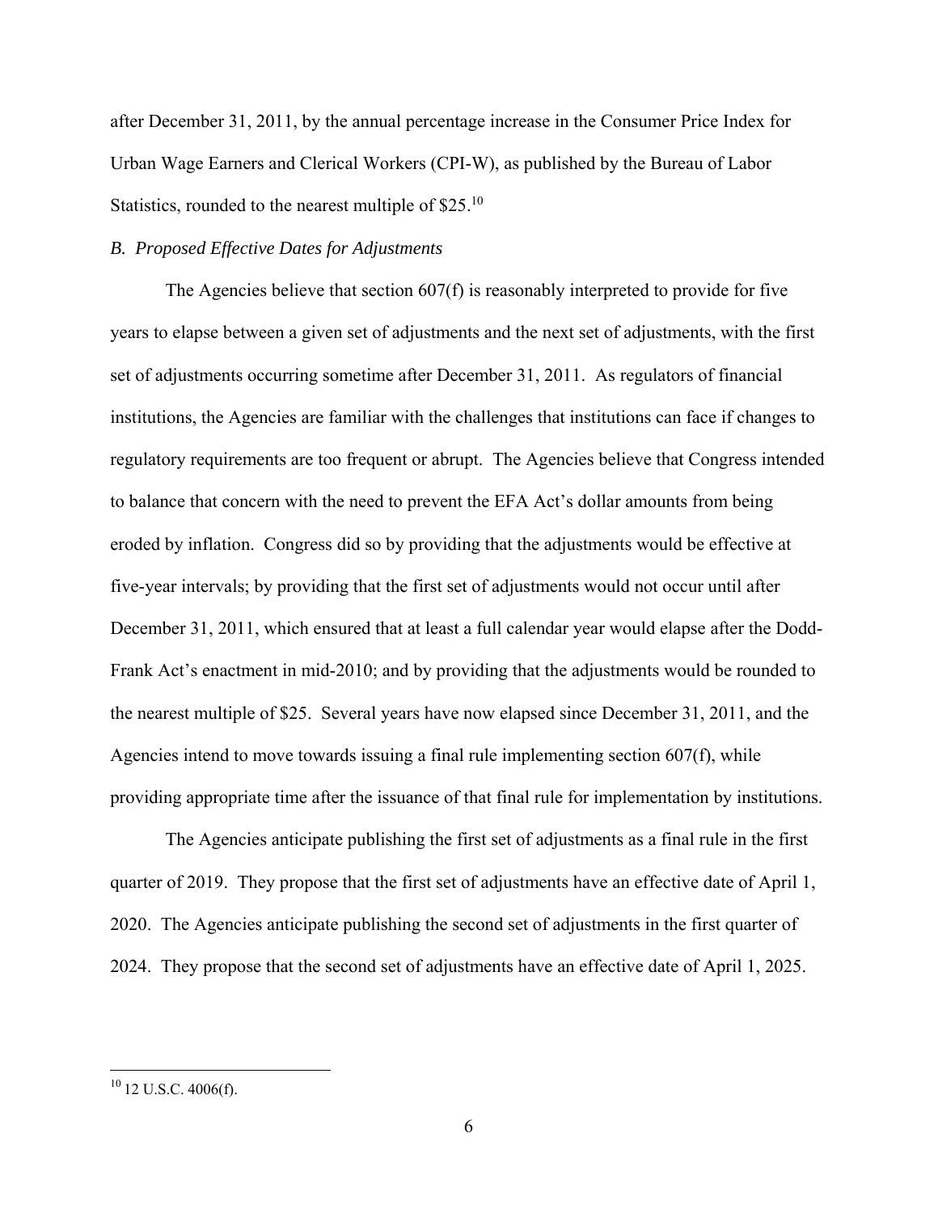after December 31, 2011, by the annual percentage increase in the Consumer Price Index for Urban Wage Earners and Clerical Workers (CPI-W), as published by the Bureau of Labor Statistics, rounded to the nearest multiple of $25.[10]

*B. Proposed Effective Dates for Adjustments*

The Agencies believe that section 607(f) is reasonably interpreted to provide for five years to elapse between a given set of adjustments and the next set of adjustments, with the first set of adjustments occurring sometime after December 31, 2011. As regulators of financial institutions, the Agencies are familiar with the challenges that institutions can face if changes to regulatory requirements are too frequent or abrupt. The Agencies believe that Congress intended to balance that concern with the need to prevent the EFA Act's dollar amounts from being eroded by inflation. Congress did so by providing that the adjustments would be effective at five-year intervals; by providing that the first set of adjustments would not occur until after December 31, 2011, which ensured that at least a full calendar year would elapse after the Dodd-Frank Act's enactment in mid-2010; and by providing that the adjustments would be rounded to the nearest multiple of $25. Several years have now elapsed since December 31, 2011, and the Agencies intend to move towards issuing a final rule implementing section 607(f), while providing appropriate time after the issuance of that final rule for implementation by institutions.

The Agencies anticipate publishing the first set of adjustments as a final rule in the first quarter of 2019. They propose that the first set of adjustments have an effective date of April 1, 2020. The Agencies anticipate publishing the second set of adjustments in the first quarter of 2024. They propose that the second set of adjustments have an effective date of April 1, 2025.

---

[10] 12 U.S.C. 4006(f).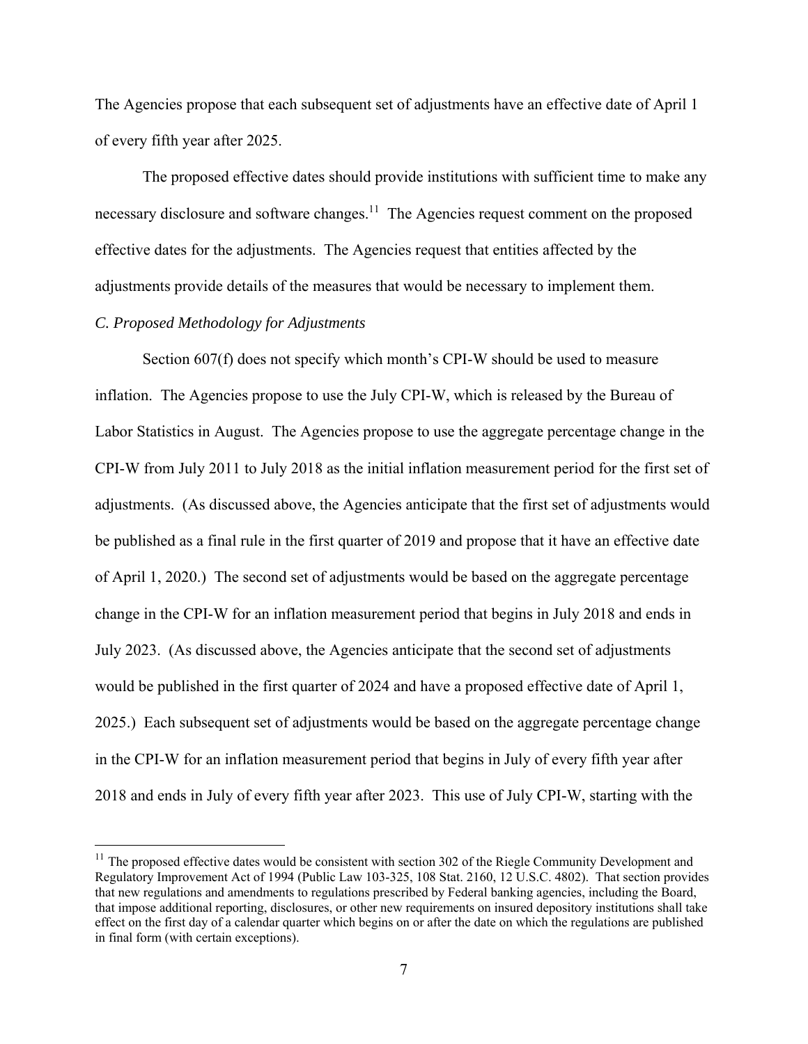The Agencies propose that each subsequent set of adjustments have an effective date of April 1 of every fifth year after 2025.

The proposed effective dates should provide institutions with sufficient time to make any necessary disclosure and software changes.[11] The Agencies request comment on the proposed effective dates for the adjustments. The Agencies request that entities affected by the adjustments provide details of the measures that would be necessary to implement them.

*C. Proposed Methodology for Adjustments*

Section 607(f) does not specify which month's CPI-W should be used to measure inflation. The Agencies propose to use the July CPI-W, which is released by the Bureau of Labor Statistics in August. The Agencies propose to use the aggregate percentage change in the CPI-W from July 2011 to July 2018 as the initial inflation measurement period for the first set of adjustments. (As discussed above, the Agencies anticipate that the first set of adjustments would be published as a final rule in the first quarter of 2019 and propose that it have an effective date of April 1, 2020.) The second set of adjustments would be based on the aggregate percentage change in the CPI-W for an inflation measurement period that begins in July 2018 and ends in July 2023. (As discussed above, the Agencies anticipate that the second set of adjustments would be published in the first quarter of 2024 and have a proposed effective date of April 1, 2025.) Each subsequent set of adjustments would be based on the aggregate percentage change in the CPI-W for an inflation measurement period that begins in July of every fifth year after 2018 and ends in July of every fifth year after 2023. This use of July CPI-W, starting with the

---

[11] The proposed effective dates would be consistent with section 302 of the Riegle Community Development and Regulatory Improvement Act of 1994 (Public Law 103-325, 108 Stat. 2160, 12 U.S.C. 4802). That section provides that new regulations and amendments to regulations prescribed by Federal banking agencies, including the Board, that impose additional reporting, disclosures, or other new requirements on insured depository institutions shall take effect on the first day of a calendar quarter which begins on or after the date on which the regulations are published in final form (with certain exceptions).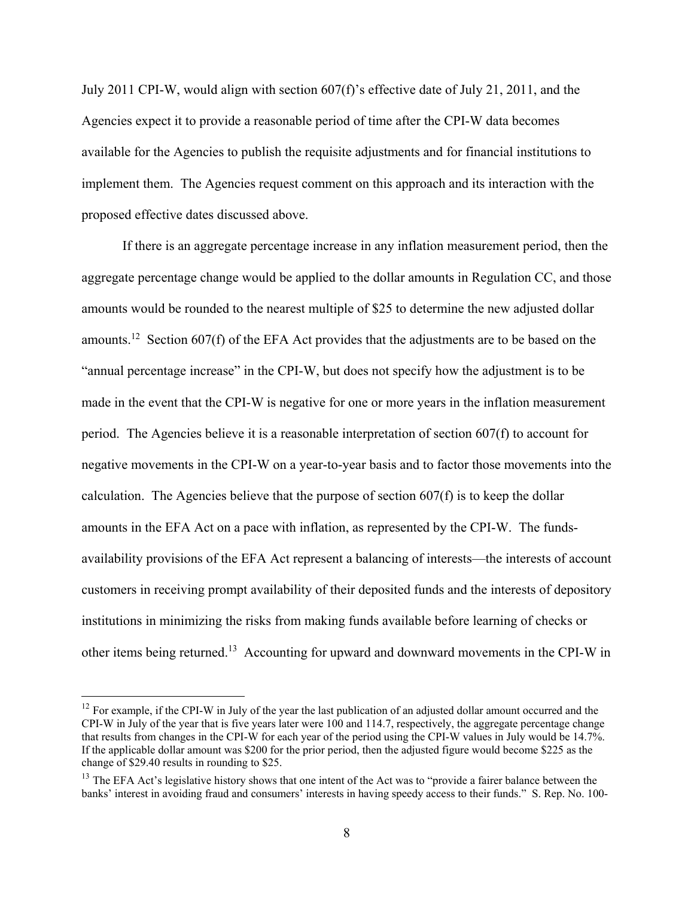July 2011 CPI-W, would align with section 607(f)'s effective date of July 21, 2011, and the Agencies expect it to provide a reasonable period of time after the CPI-W data becomes available for the Agencies to publish the requisite adjustments and for financial institutions to implement them. The Agencies request comment on this approach and its interaction with the proposed effective dates discussed above.

If there is an aggregate percentage increase in any inflation measurement period, then the aggregate percentage change would be applied to the dollar amounts in Regulation CC, and those amounts would be rounded to the nearest multiple of $25 to determine the new adjusted dollar amounts.[12] Section 607(f) of the EFA Act provides that the adjustments are to be based on the "annual percentage increase" in the CPI-W, but does not specify how the adjustment is to be made in the event that the CPI-W is negative for one or more years in the inflation measurement period. The Agencies believe it is a reasonable interpretation of section 607(f) to account for negative movements in the CPI-W on a year-to-year basis and to factor those movements into the calculation. The Agencies believe that the purpose of section 607(f) is to keep the dollar amounts in the EFA Act on a pace with inflation, as represented by the CPI-W. The funds-availability provisions of the EFA Act represent a balancing of interests—the interests of account customers in receiving prompt availability of their deposited funds and the interests of depository institutions in minimizing the risks from making funds available before learning of checks or other items being returned.[13] Accounting for upward and downward movements in the CPI-W in

---

[12] For example, if the CPI-W in July of the year the last publication of an adjusted dollar amount occurred and the CPI-W in July of the year that is five years later were 100 and 114.7, respectively, the aggregate percentage change that results from changes in the CPI-W for each year of the period using the CPI-W values in July would be 14.7%. If the applicable dollar amount was $200 for the prior period, then the adjusted figure would become $225 as the change of $29.40 results in rounding to $25.

[13] The EFA Act's legislative history shows that one intent of the Act was to "provide a fairer balance between the banks' interest in avoiding fraud and consumers' interests in having speedy access to their funds." S. Rep. No. 100-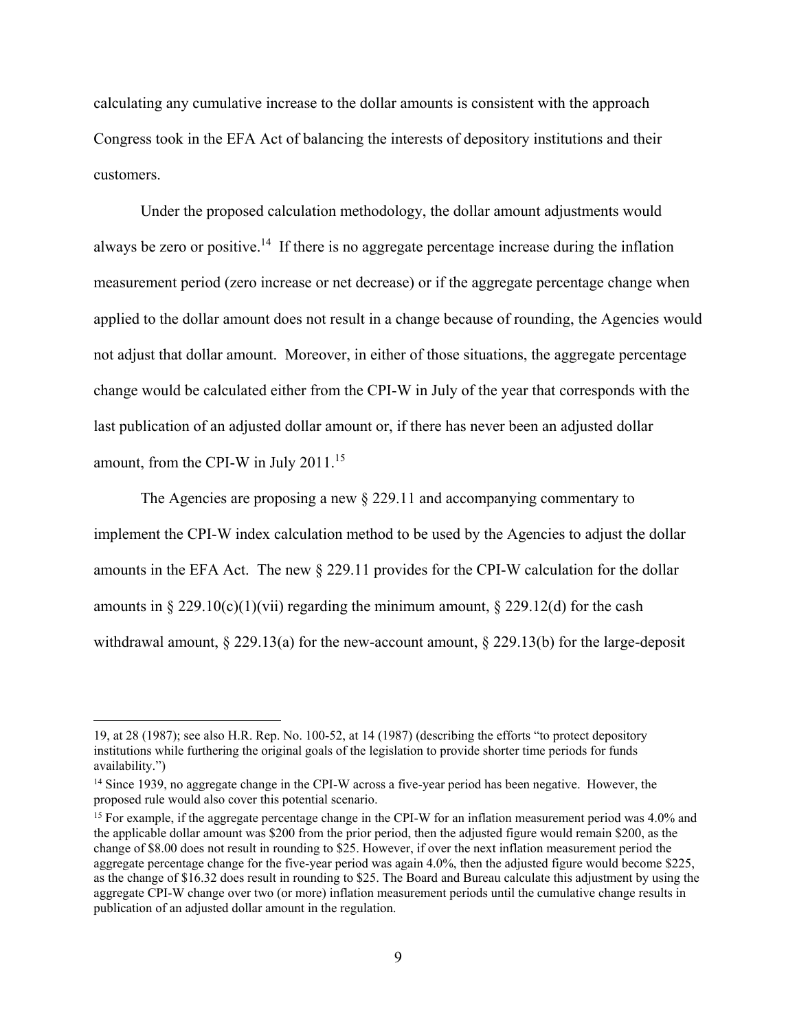calculating any cumulative increase to the dollar amounts is consistent with the approach Congress took in the EFA Act of balancing the interests of depository institutions and their customers.

Under the proposed calculation methodology, the dollar amount adjustments would always be zero or positive.[14] If there is no aggregate percentage increase during the inflation measurement period (zero increase or net decrease) or if the aggregate percentage change when applied to the dollar amount does not result in a change because of rounding, the Agencies would not adjust that dollar amount. Moreover, in either of those situations, the aggregate percentage change would be calculated either from the CPI-W in July of the year that corresponds with the last publication of an adjusted dollar amount or, if there has never been an adjusted dollar amount, from the CPI-W in July 2011.[15]

The Agencies are proposing a new § 229.11 and accompanying commentary to implement the CPI-W index calculation method to be used by the Agencies to adjust the dollar amounts in the EFA Act. The new § 229.11 provides for the CPI-W calculation for the dollar amounts in § 229.10(c)(1)(vii) regarding the minimum amount, § 229.12(d) for the cash withdrawal amount, § 229.13(a) for the new-account amount, § 229.13(b) for the large-deposit

---

19, at 28 (1987); see also H.R. Rep. No. 100-52, at 14 (1987) (describing the efforts "to protect depository institutions while furthering the original goals of the legislation to provide shorter time periods for funds availability.")

[14] Since 1939, no aggregate change in the CPI-W across a five-year period has been negative. However, the proposed rule would also cover this potential scenario.

[15] For example, if the aggregate percentage change in the CPI-W for an inflation measurement period was 4.0% and the applicable dollar amount was $200 from the prior period, then the adjusted figure would remain $200, as the change of $8.00 does not result in rounding to $25. However, if over the next inflation measurement period the aggregate percentage change for the five-year period was again 4.0%, then the adjusted figure would become $225, as the change of $16.32 does result in rounding to $25. The Board and Bureau calculate this adjustment by using the aggregate CPI-W change over two (or more) inflation measurement periods until the cumulative change results in publication of an adjusted dollar amount in the regulation.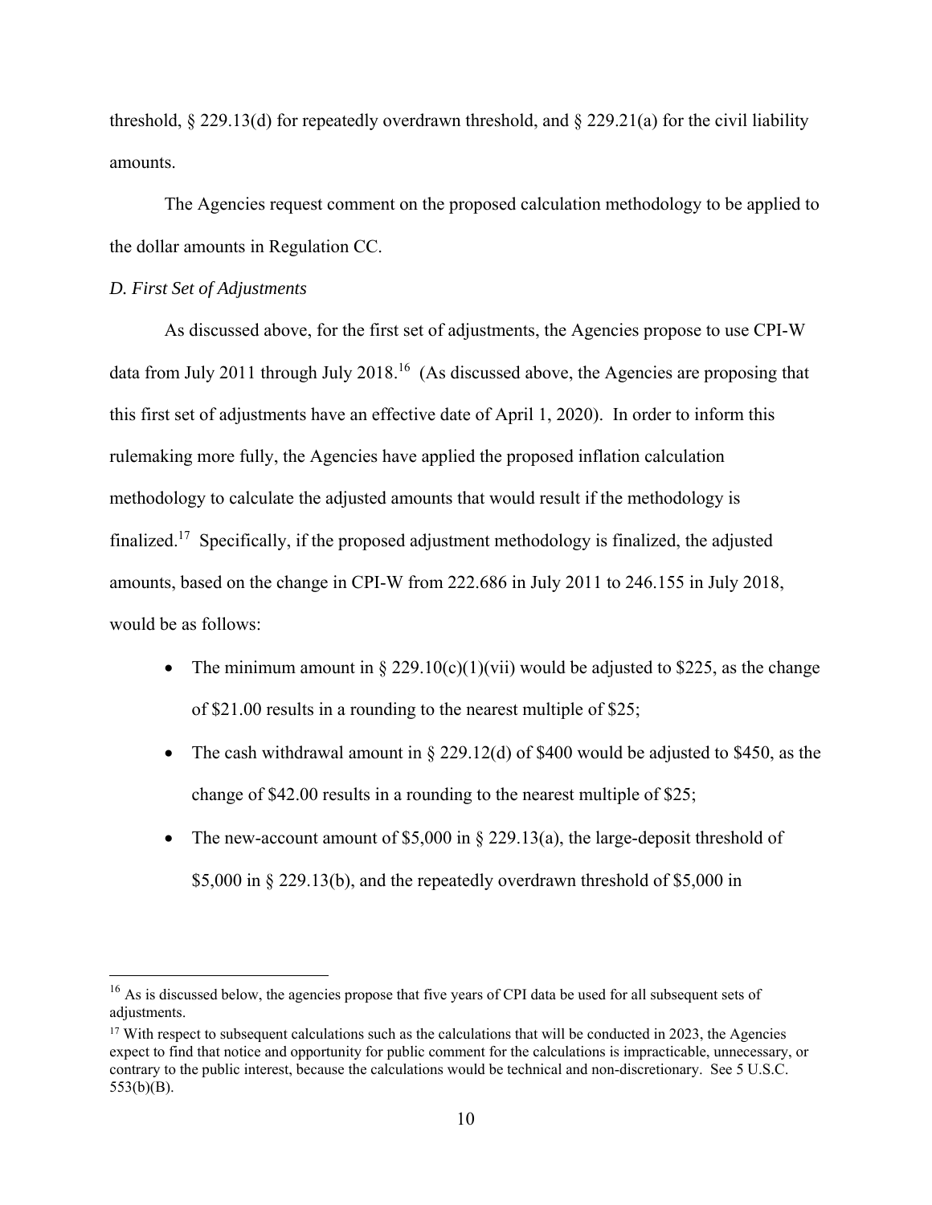threshold, § 229.13(d) for repeatedly overdrawn threshold, and § 229.21(a) for the civil liability amounts.

The Agencies request comment on the proposed calculation methodology to be applied to the dollar amounts in Regulation CC.

*D. First Set of Adjustments*

As discussed above, for the first set of adjustments, the Agencies propose to use CPI-W data from July 2011 through July 2018.[16] (As discussed above, the Agencies are proposing that this first set of adjustments have an effective date of April 1, 2020). In order to inform this rulemaking more fully, the Agencies have applied the proposed inflation calculation methodology to calculate the adjusted amounts that would result if the methodology is finalized.[17] Specifically, if the proposed adjustment methodology is finalized, the adjusted amounts, based on the change in CPI-W from 222.686 in July 2011 to 246.155 in July 2018, would be as follows:

- The minimum amount in § 229.10(c)(1)(vii) would be adjusted to $225, as the change of $21.00 results in a rounding to the nearest multiple of $25;
- The cash withdrawal amount in § 229.12(d) of $400 would be adjusted to $450, as the change of $42.00 results in a rounding to the nearest multiple of $25;
- The new-account amount of $5,000 in § 229.13(a), the large-deposit threshold of $5,000 in § 229.13(b), and the repeatedly overdrawn threshold of $5,000 in

[16] As is discussed below, the agencies propose that five years of CPI data be used for all subsequent sets of adjustments.

[17] With respect to subsequent calculations such as the calculations that will be conducted in 2023, the Agencies expect to find that notice and opportunity for public comment for the calculations is impracticable, unnecessary, or contrary to the public interest, because the calculations would be technical and non-discretionary. See 5 U.S.C. 553(b)(B).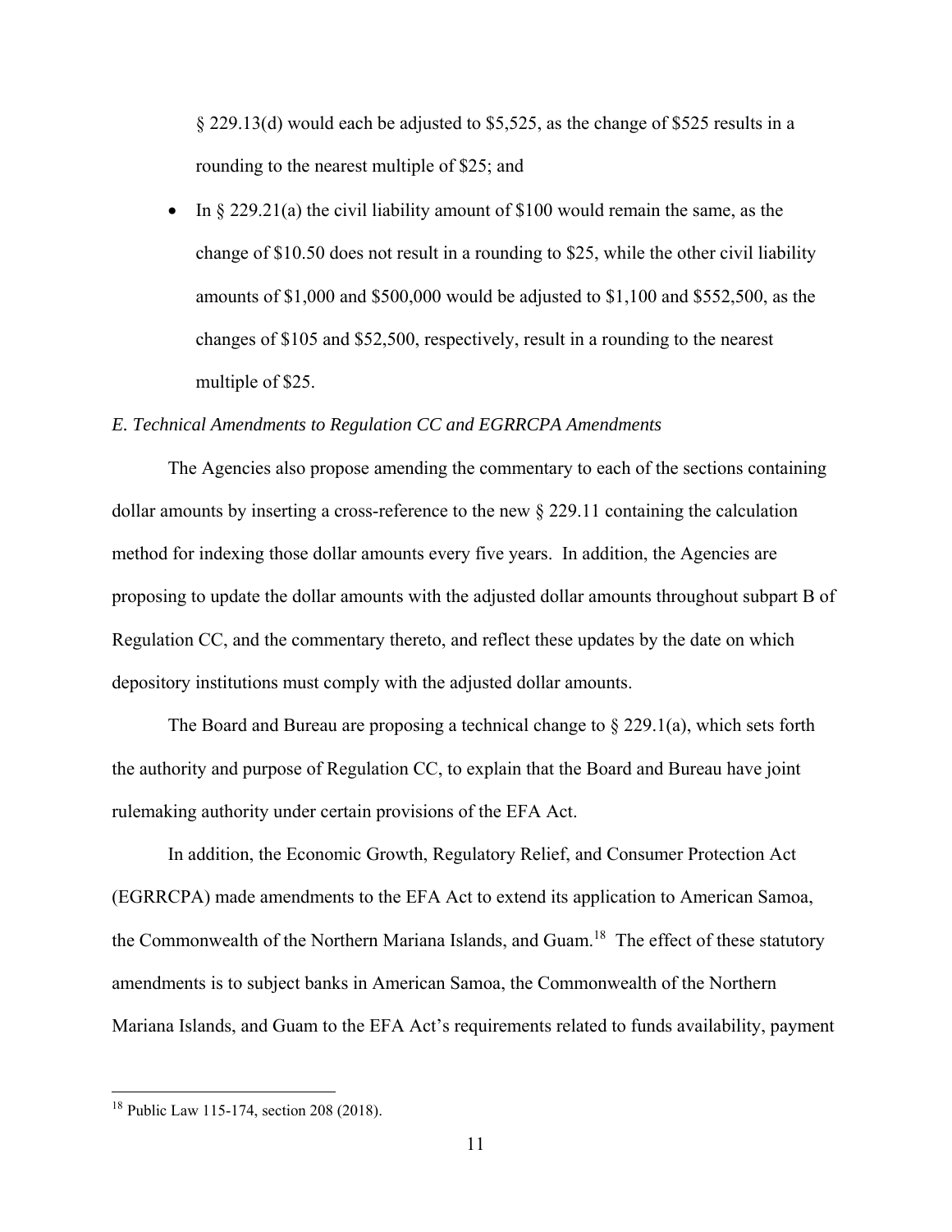§ 229.13(d) would each be adjusted to $5,525, as the change of $525 results in a rounding to the nearest multiple of $25; and

- In § 229.21(a) the civil liability amount of $100 would remain the same, as the change of $10.50 does not result in a rounding to $25, while the other civil liability amounts of $1,000 and $500,000 would be adjusted to $1,100 and $552,500, as the changes of $105 and $52,500, respectively, result in a rounding to the nearest multiple of $25.

*E. Technical Amendments to Regulation CC and EGRRCPA Amendments*

The Agencies also propose amending the commentary to each of the sections containing dollar amounts by inserting a cross-reference to the new § 229.11 containing the calculation method for indexing those dollar amounts every five years. In addition, the Agencies are proposing to update the dollar amounts with the adjusted dollar amounts throughout subpart B of Regulation CC, and the commentary thereto, and reflect these updates by the date on which depository institutions must comply with the adjusted dollar amounts.

The Board and Bureau are proposing a technical change to § 229.1(a), which sets forth the authority and purpose of Regulation CC, to explain that the Board and Bureau have joint rulemaking authority under certain provisions of the EFA Act.

In addition, the Economic Growth, Regulatory Relief, and Consumer Protection Act (EGRRCPA) made amendments to the EFA Act to extend its application to American Samoa, the Commonwealth of the Northern Mariana Islands, and Guam.[18] The effect of these statutory amendments is to subject banks in American Samoa, the Commonwealth of the Northern Mariana Islands, and Guam to the EFA Act's requirements related to funds availability, payment

---

[18] Public Law 115-174, section 208 (2018).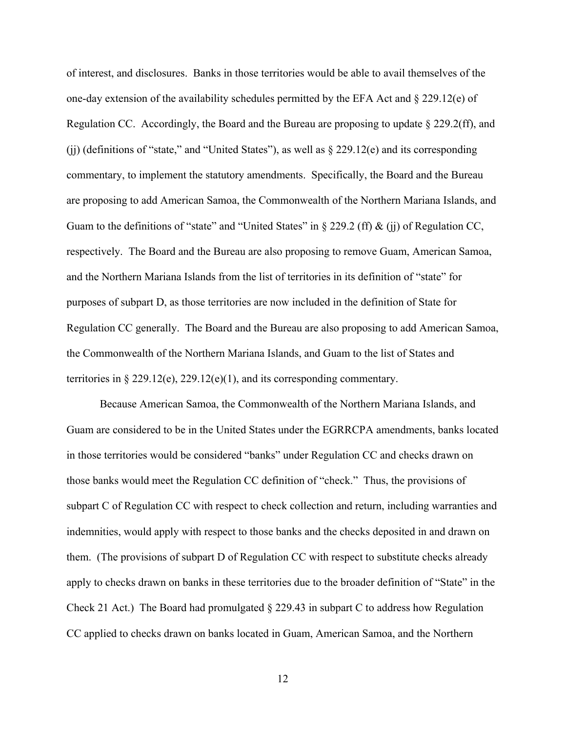of interest, and disclosures. Banks in those territories would be able to avail themselves of the one-day extension of the availability schedules permitted by the EFA Act and § 229.12(e) of Regulation CC. Accordingly, the Board and the Bureau are proposing to update § 229.2(ff), and (jj) (definitions of "state," and "United States"), as well as § 229.12(e) and its corresponding commentary, to implement the statutory amendments. Specifically, the Board and the Bureau are proposing to add American Samoa, the Commonwealth of the Northern Mariana Islands, and Guam to the definitions of "state" and "United States" in § 229.2 (ff) & (jj) of Regulation CC, respectively. The Board and the Bureau are also proposing to remove Guam, American Samoa, and the Northern Mariana Islands from the list of territories in its definition of "state" for purposes of subpart D, as those territories are now included in the definition of State for Regulation CC generally. The Board and the Bureau are also proposing to add American Samoa, the Commonwealth of the Northern Mariana Islands, and Guam to the list of States and territories in § 229.12(e), 229.12(e)(1), and its corresponding commentary.

Because American Samoa, the Commonwealth of the Northern Mariana Islands, and Guam are considered to be in the United States under the EGRRCPA amendments, banks located in those territories would be considered "banks" under Regulation CC and checks drawn on those banks would meet the Regulation CC definition of "check." Thus, the provisions of subpart C of Regulation CC with respect to check collection and return, including warranties and indemnities, would apply with respect to those banks and the checks deposited in and drawn on them. (The provisions of subpart D of Regulation CC with respect to substitute checks already apply to checks drawn on banks in these territories due to the broader definition of "State" in the Check 21 Act.) The Board had promulgated § 229.43 in subpart C to address how Regulation CC applied to checks drawn on banks located in Guam, American Samoa, and the Northern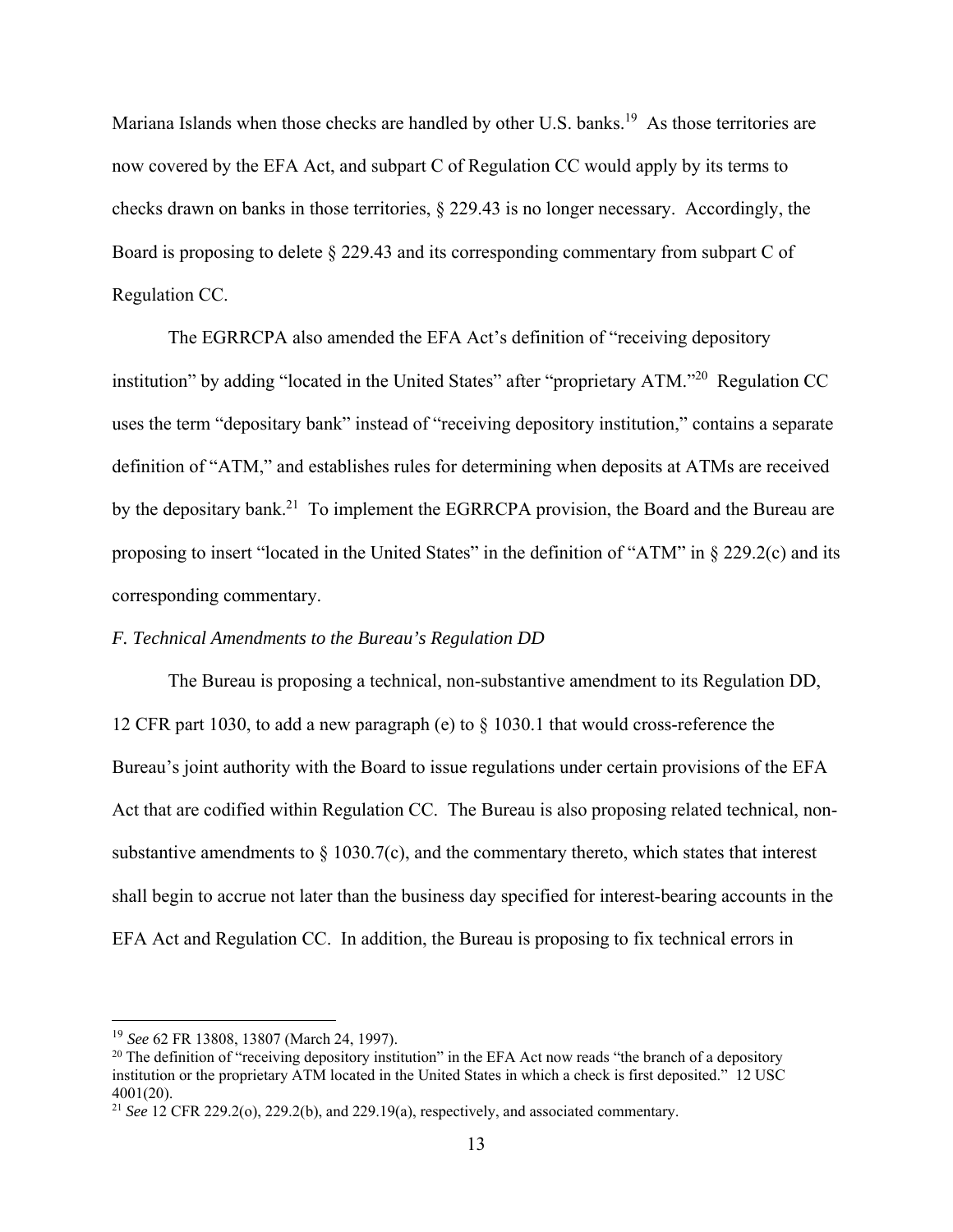Mariana Islands when those checks are handled by other U.S. banks.[19] As those territories are now covered by the EFA Act, and subpart C of Regulation CC would apply by its terms to checks drawn on banks in those territories, § 229.43 is no longer necessary. Accordingly, the Board is proposing to delete § 229.43 and its corresponding commentary from subpart C of Regulation CC.

The EGRRCPA also amended the EFA Act's definition of "receiving depository institution" by adding "located in the United States" after "proprietary ATM."[20] Regulation CC uses the term "depositary bank" instead of "receiving depository institution," contains a separate definition of "ATM," and establishes rules for determining when deposits at ATMs are received by the depositary bank.[21] To implement the EGRRCPA provision, the Board and the Bureau are proposing to insert "located in the United States" in the definition of "ATM" in § 229.2(c) and its corresponding commentary.

*F. Technical Amendments to the Bureau's Regulation DD*

The Bureau is proposing a technical, non-substantive amendment to its Regulation DD, 12 CFR part 1030, to add a new paragraph (e) to § 1030.1 that would cross-reference the Bureau's joint authority with the Board to issue regulations under certain provisions of the EFA Act that are codified within Regulation CC. The Bureau is also proposing related technical, non-substantive amendments to § 1030.7(c), and the commentary thereto, which states that interest shall begin to accrue not later than the business day specified for interest-bearing accounts in the EFA Act and Regulation CC. In addition, the Bureau is proposing to fix technical errors in

---

[19] *See* 62 FR 13808, 13807 (March 24, 1997).

[20] The definition of "receiving depository institution" in the EFA Act now reads "the branch of a depository institution or the proprietary ATM located in the United States in which a check is first deposited." 12 USC 4001(20).

[21] *See* 12 CFR 229.2(o), 229.2(b), and 229.19(a), respectively, and associated commentary.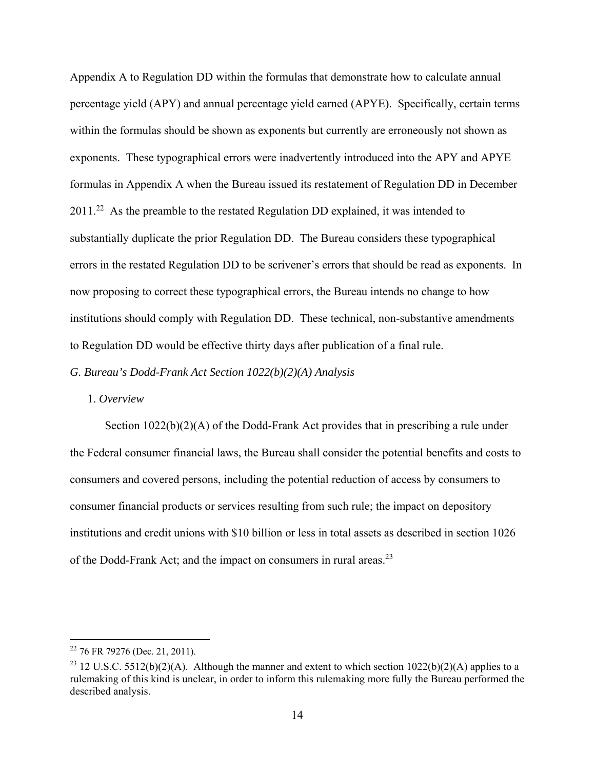Appendix A to Regulation DD within the formulas that demonstrate how to calculate annual percentage yield (APY) and annual percentage yield earned (APYE). Specifically, certain terms within the formulas should be shown as exponents but currently are erroneously not shown as exponents. These typographical errors were inadvertently introduced into the APY and APYE formulas in Appendix A when the Bureau issued its restatement of Regulation DD in December 2011.[22] As the preamble to the restated Regulation DD explained, it was intended to substantially duplicate the prior Regulation DD. The Bureau considers these typographical errors in the restated Regulation DD to be scrivener's errors that should be read as exponents. In now proposing to correct these typographical errors, the Bureau intends no change to how institutions should comply with Regulation DD. These technical, non-substantive amendments to Regulation DD would be effective thirty days after publication of a final rule.

*G. Bureau's Dodd-Frank Act Section 1022(b)(2)(A) Analysis*

1. *Overview*

Section 1022(b)(2)(A) of the Dodd-Frank Act provides that in prescribing a rule under the Federal consumer financial laws, the Bureau shall consider the potential benefits and costs to consumers and covered persons, including the potential reduction of access by consumers to consumer financial products or services resulting from such rule; the impact on depository institutions and credit unions with $10 billion or less in total assets as described in section 1026 of the Dodd-Frank Act; and the impact on consumers in rural areas.[23]

---

[22] 76 FR 79276 (Dec. 21, 2011).

[23] 12 U.S.C. 5512(b)(2)(A). Although the manner and extent to which section 1022(b)(2)(A) applies to a rulemaking of this kind is unclear, in order to inform this rulemaking more fully the Bureau performed the described analysis.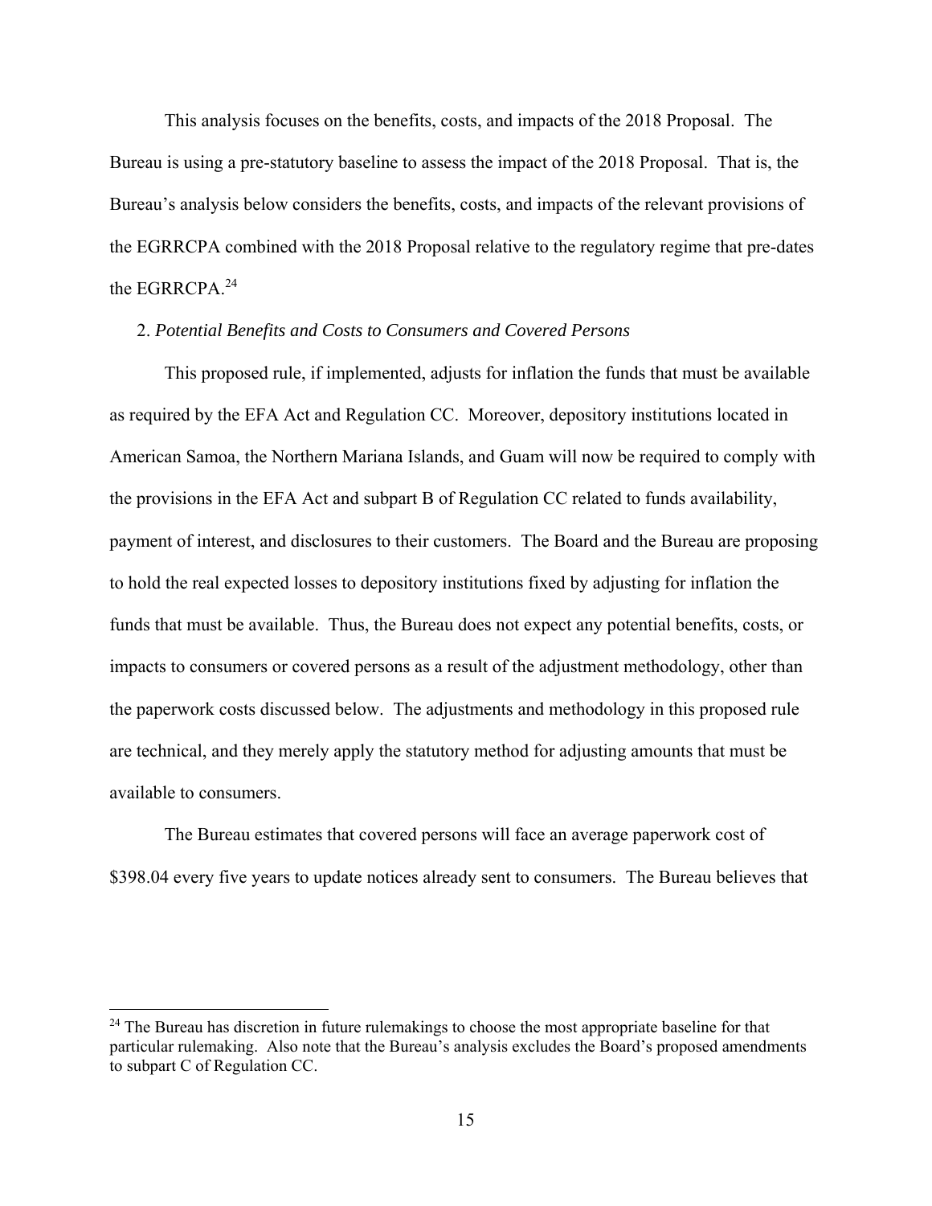This analysis focuses on the benefits, costs, and impacts of the 2018 Proposal. The Bureau is using a pre-statutory baseline to assess the impact of the 2018 Proposal. That is, the Bureau's analysis below considers the benefits, costs, and impacts of the relevant provisions of the EGRRCPA combined with the 2018 Proposal relative to the regulatory regime that pre-dates the EGRRCPA.[24]

2. *Potential Benefits and Costs to Consumers and Covered Persons*

This proposed rule, if implemented, adjusts for inflation the funds that must be available as required by the EFA Act and Regulation CC. Moreover, depository institutions located in American Samoa, the Northern Mariana Islands, and Guam will now be required to comply with the provisions in the EFA Act and subpart B of Regulation CC related to funds availability, payment of interest, and disclosures to their customers. The Board and the Bureau are proposing to hold the real expected losses to depository institutions fixed by adjusting for inflation the funds that must be available. Thus, the Bureau does not expect any potential benefits, costs, or impacts to consumers or covered persons as a result of the adjustment methodology, other than the paperwork costs discussed below. The adjustments and methodology in this proposed rule are technical, and they merely apply the statutory method for adjusting amounts that must be available to consumers.

The Bureau estimates that covered persons will face an average paperwork cost of $398.04 every five years to update notices already sent to consumers. The Bureau believes that

[24] The Bureau has discretion in future rulemakings to choose the most appropriate baseline for that particular rulemaking. Also note that the Bureau's analysis excludes the Board's proposed amendments to subpart C of Regulation CC.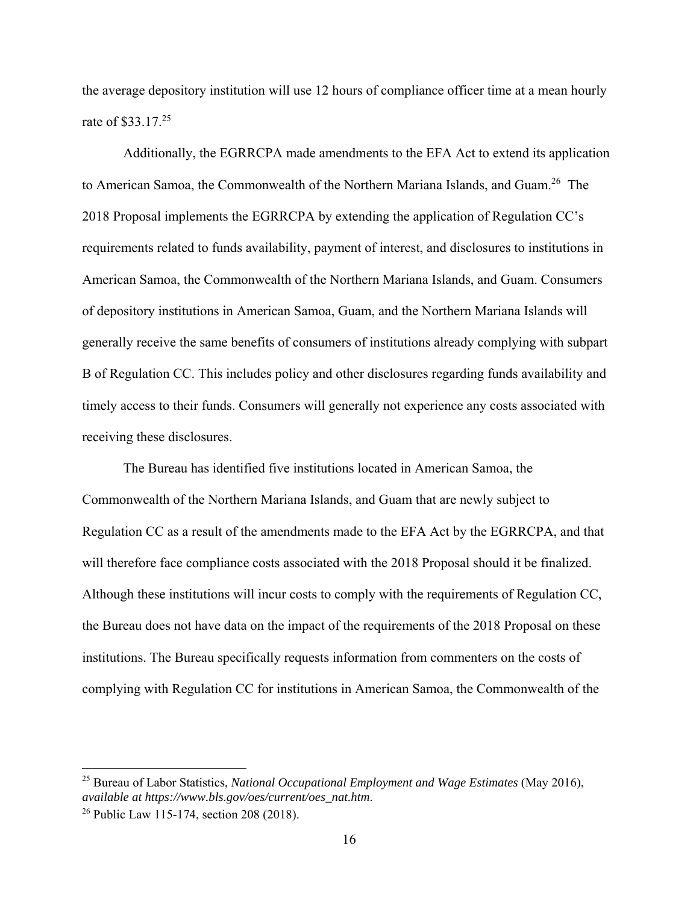the average depository institution will use 12 hours of compliance officer time at a mean hourly rate of $33.17.[25]

Additionally, the EGRRCPA made amendments to the EFA Act to extend its application to American Samoa, the Commonwealth of the Northern Mariana Islands, and Guam.[26] The 2018 Proposal implements the EGRRCPA by extending the application of Regulation CC's requirements related to funds availability, payment of interest, and disclosures to institutions in American Samoa, the Commonwealth of the Northern Mariana Islands, and Guam. Consumers of depository institutions in American Samoa, Guam, and the Northern Mariana Islands will generally receive the same benefits of consumers of institutions already complying with subpart B of Regulation CC. This includes policy and other disclosures regarding funds availability and timely access to their funds. Consumers will generally not experience any costs associated with receiving these disclosures.

The Bureau has identified five institutions located in American Samoa, the Commonwealth of the Northern Mariana Islands, and Guam that are newly subject to Regulation CC as a result of the amendments made to the EFA Act by the EGRRCPA, and that will therefore face compliance costs associated with the 2018 Proposal should it be finalized. Although these institutions will incur costs to comply with the requirements of Regulation CC, the Bureau does not have data on the impact of the requirements of the 2018 Proposal on these institutions. The Bureau specifically requests information from commenters on the costs of complying with Regulation CC for institutions in American Samoa, the Commonwealth of the

---

[25] Bureau of Labor Statistics, *National Occupational Employment and Wage Estimates* (May 2016), *available at https://www.bls.gov/oes/current/oes_nat.htm*.

[26] Public Law 115-174, section 208 (2018).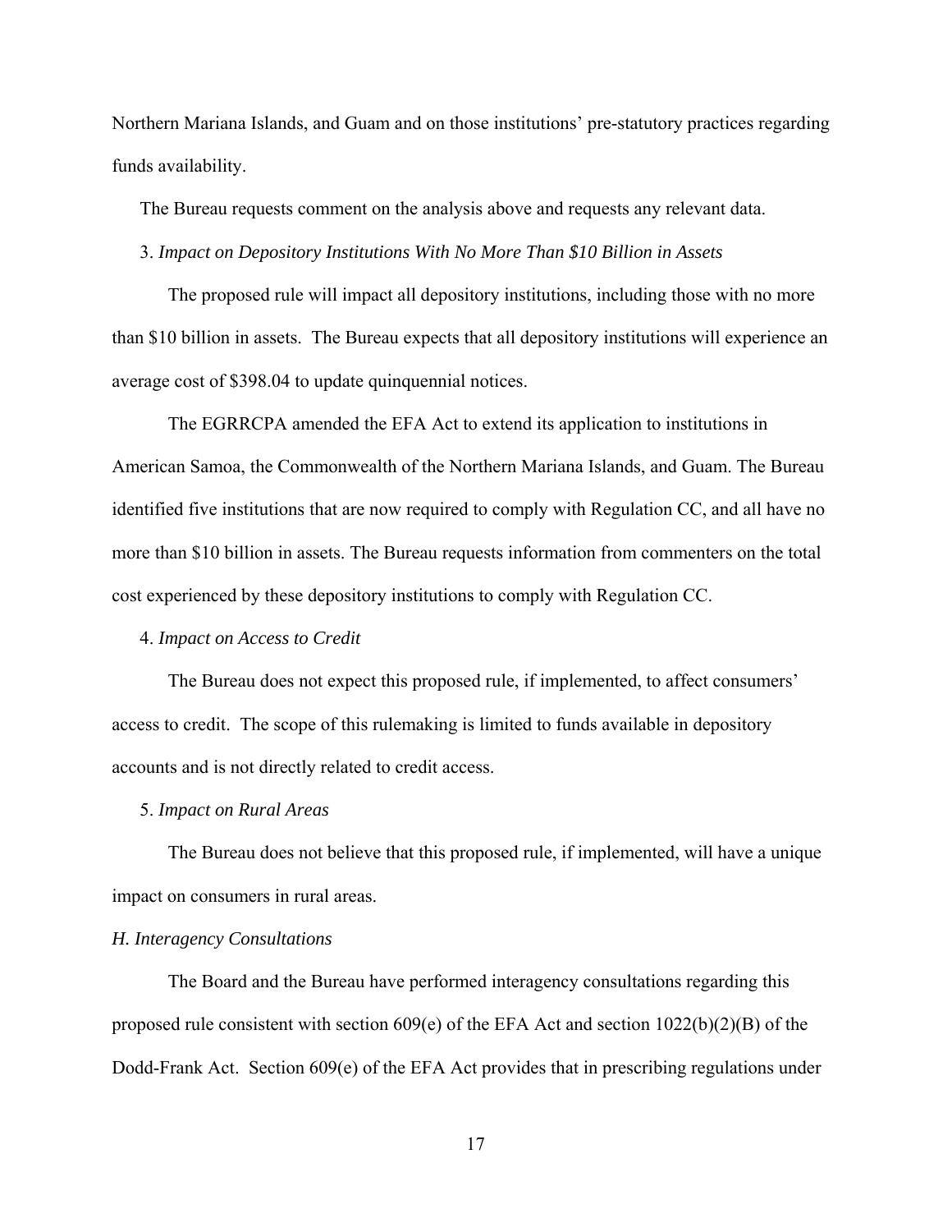Northern Mariana Islands, and Guam and on those institutions' pre-statutory practices regarding funds availability.

The Bureau requests comment on the analysis above and requests any relevant data.

3. *Impact on Depository Institutions With No More Than $10 Billion in Assets*

The proposed rule will impact all depository institutions, including those with no more than $10 billion in assets. The Bureau expects that all depository institutions will experience an average cost of $398.04 to update quinquennial notices.

The EGRRCPA amended the EFA Act to extend its application to institutions in American Samoa, the Commonwealth of the Northern Mariana Islands, and Guam. The Bureau identified five institutions that are now required to comply with Regulation CC, and all have no more than $10 billion in assets. The Bureau requests information from commenters on the total cost experienced by these depository institutions to comply with Regulation CC.

4. *Impact on Access to Credit*

The Bureau does not expect this proposed rule, if implemented, to affect consumers' access to credit. The scope of this rulemaking is limited to funds available in depository accounts and is not directly related to credit access.

5. *Impact on Rural Areas*

The Bureau does not believe that this proposed rule, if implemented, will have a unique impact on consumers in rural areas.

*H. Interagency Consultations*

The Board and the Bureau have performed interagency consultations regarding this proposed rule consistent with section 609(e) of the EFA Act and section 1022(b)(2)(B) of the Dodd-Frank Act. Section 609(e) of the EFA Act provides that in prescribing regulations under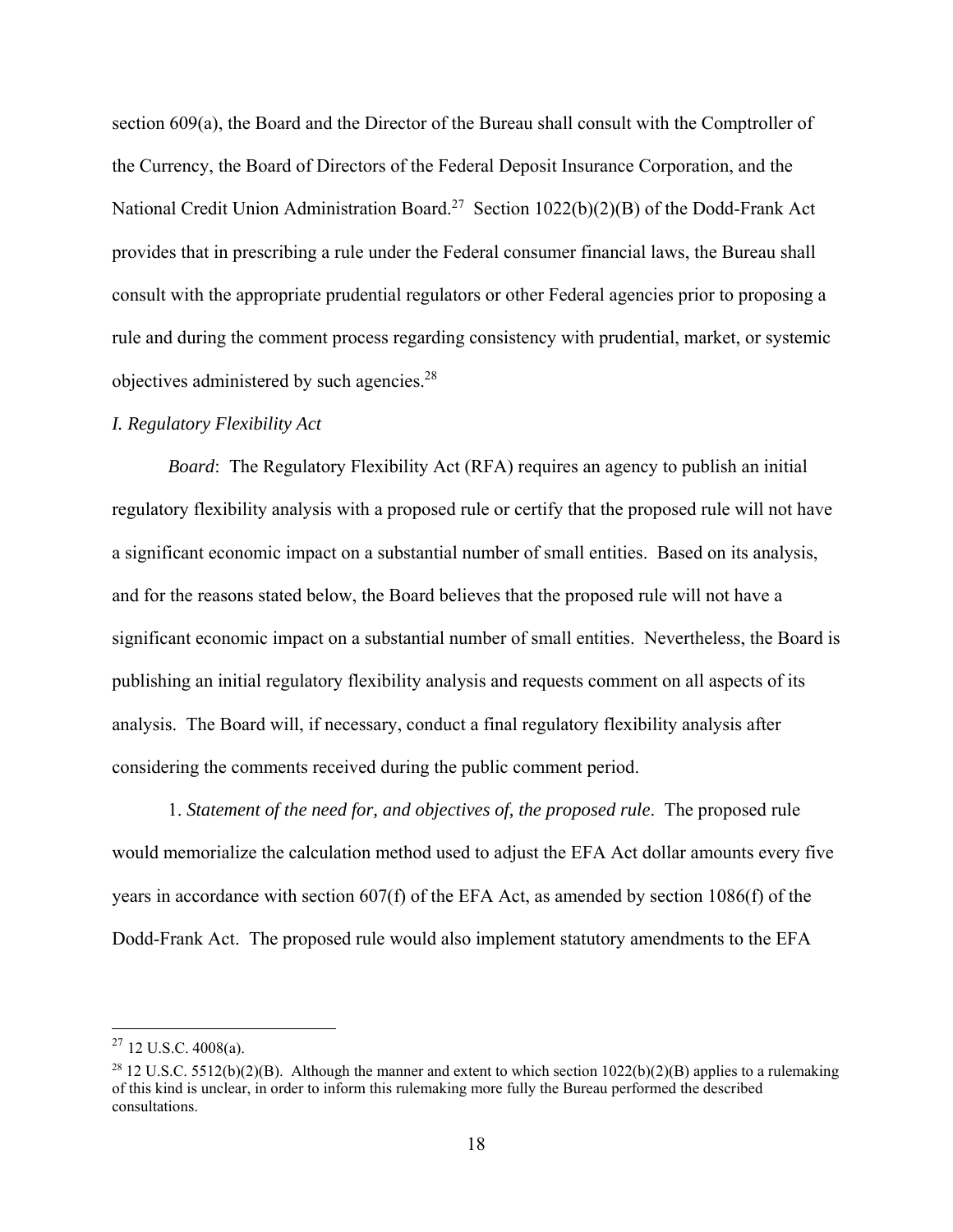section 609(a), the Board and the Director of the Bureau shall consult with the Comptroller of the Currency, the Board of Directors of the Federal Deposit Insurance Corporation, and the National Credit Union Administration Board.[27] Section 1022(b)(2)(B) of the Dodd-Frank Act provides that in prescribing a rule under the Federal consumer financial laws, the Bureau shall consult with the appropriate prudential regulators or other Federal agencies prior to proposing a rule and during the comment process regarding consistency with prudential, market, or systemic objectives administered by such agencies.[28]

*I. Regulatory Flexibility Act*

*Board*: The Regulatory Flexibility Act (RFA) requires an agency to publish an initial regulatory flexibility analysis with a proposed rule or certify that the proposed rule will not have a significant economic impact on a substantial number of small entities. Based on its analysis, and for the reasons stated below, the Board believes that the proposed rule will not have a significant economic impact on a substantial number of small entities. Nevertheless, the Board is publishing an initial regulatory flexibility analysis and requests comment on all aspects of its analysis. The Board will, if necessary, conduct a final regulatory flexibility analysis after considering the comments received during the public comment period.

1. *Statement of the need for, and objectives of, the proposed rule*. The proposed rule would memorialize the calculation method used to adjust the EFA Act dollar amounts every five years in accordance with section 607(f) of the EFA Act, as amended by section 1086(f) of the Dodd-Frank Act. The proposed rule would also implement statutory amendments to the EFA

---

[27] 12 U.S.C. 4008(a).

[28] 12 U.S.C. 5512(b)(2)(B). Although the manner and extent to which section 1022(b)(2)(B) applies to a rulemaking of this kind is unclear, in order to inform this rulemaking more fully the Bureau performed the described consultations.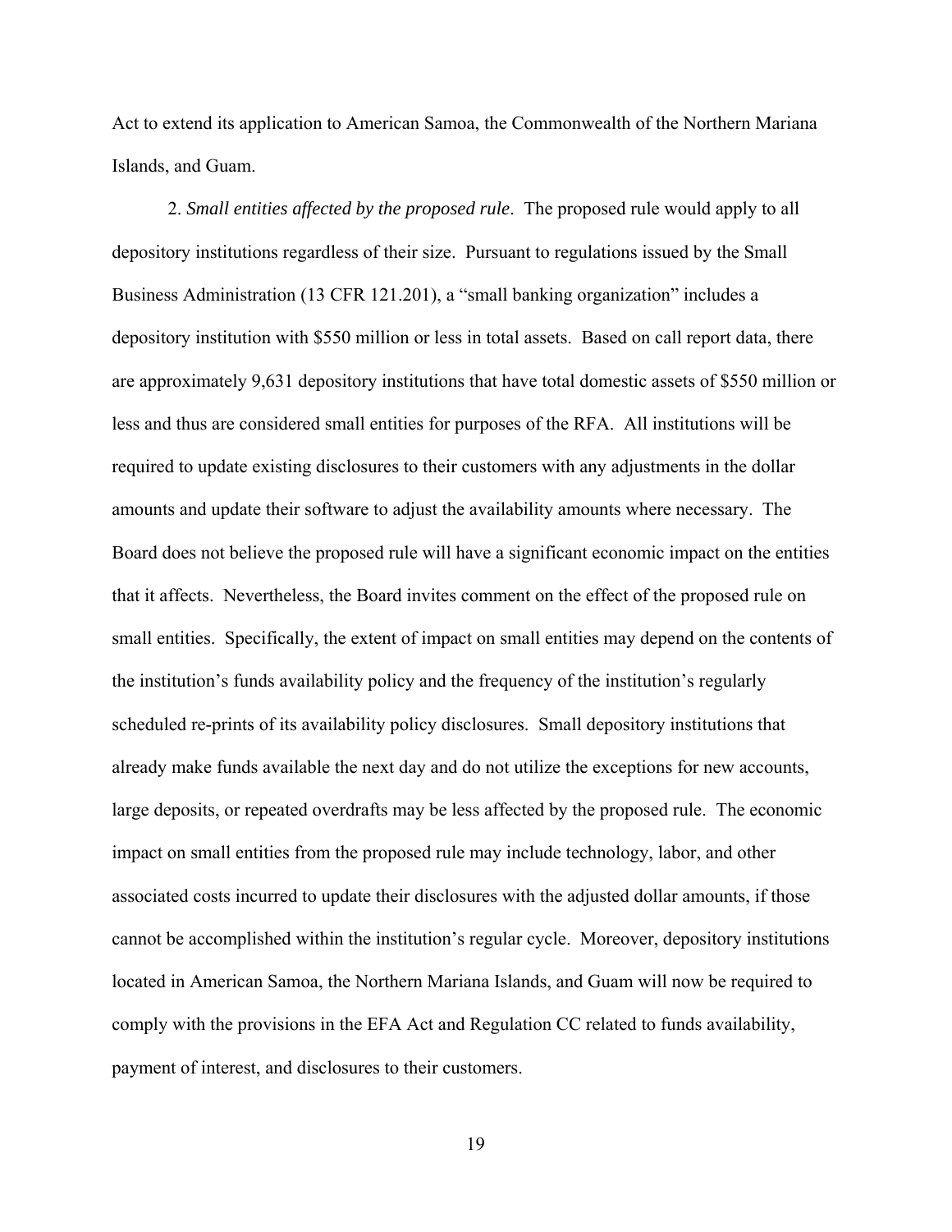Act to extend its application to American Samoa, the Commonwealth of the Northern Mariana Islands, and Guam.

2. *Small entities affected by the proposed rule*. The proposed rule would apply to all depository institutions regardless of their size. Pursuant to regulations issued by the Small Business Administration (13 CFR 121.201), a "small banking organization" includes a depository institution with $550 million or less in total assets. Based on call report data, there are approximately 9,631 depository institutions that have total domestic assets of $550 million or less and thus are considered small entities for purposes of the RFA. All institutions will be required to update existing disclosures to their customers with any adjustments in the dollar amounts and update their software to adjust the availability amounts where necessary. The Board does not believe the proposed rule will have a significant economic impact on the entities that it affects. Nevertheless, the Board invites comment on the effect of the proposed rule on small entities. Specifically, the extent of impact on small entities may depend on the contents of the institution's funds availability policy and the frequency of the institution's regularly scheduled re-prints of its availability policy disclosures. Small depository institutions that already make funds available the next day and do not utilize the exceptions for new accounts, large deposits, or repeated overdrafts may be less affected by the proposed rule. The economic impact on small entities from the proposed rule may include technology, labor, and other associated costs incurred to update their disclosures with the adjusted dollar amounts, if those cannot be accomplished within the institution's regular cycle. Moreover, depository institutions located in American Samoa, the Northern Mariana Islands, and Guam will now be required to comply with the provisions in the EFA Act and Regulation CC related to funds availability, payment of interest, and disclosures to their customers.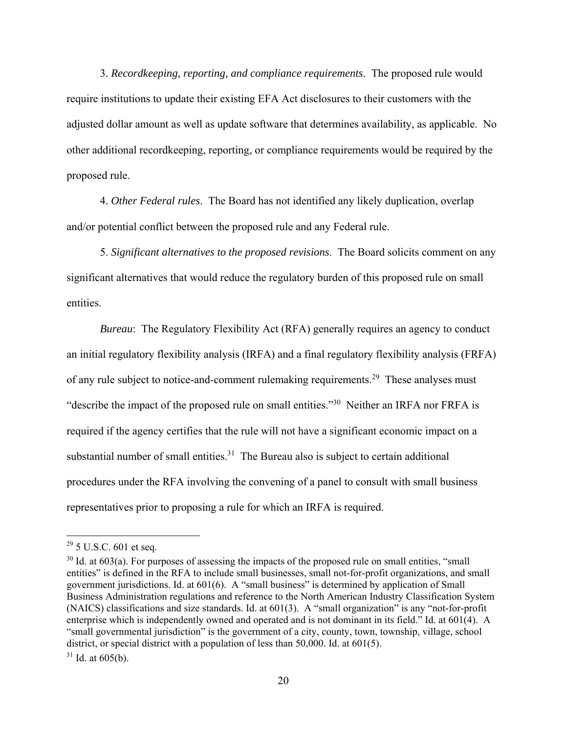3. *Recordkeeping, reporting, and compliance requirements*. The proposed rule would require institutions to update their existing EFA Act disclosures to their customers with the adjusted dollar amount as well as update software that determines availability, as applicable. No other additional recordkeeping, reporting, or compliance requirements would be required by the proposed rule.

4. *Other Federal rules*. The Board has not identified any likely duplication, overlap and/or potential conflict between the proposed rule and any Federal rule.

5. *Significant alternatives to the proposed revisions*. The Board solicits comment on any significant alternatives that would reduce the regulatory burden of this proposed rule on small entities.

*Bureau*: The Regulatory Flexibility Act (RFA) generally requires an agency to conduct an initial regulatory flexibility analysis (IRFA) and a final regulatory flexibility analysis (FRFA) of any rule subject to notice-and-comment rulemaking requirements.[29] These analyses must "describe the impact of the proposed rule on small entities."[30] Neither an IRFA nor FRFA is required if the agency certifies that the rule will not have a significant economic impact on a substantial number of small entities.[31] The Bureau also is subject to certain additional procedures under the RFA involving the convening of a panel to consult with small business representatives prior to proposing a rule for which an IRFA is required.

---

[29] 5 U.S.C. 601 et seq.

[30] Id. at 603(a). For purposes of assessing the impacts of the proposed rule on small entities, "small entities" is defined in the RFA to include small businesses, small not-for-profit organizations, and small government jurisdictions. Id. at 601(6). A "small business" is determined by application of Small Business Administration regulations and reference to the North American Industry Classification System (NAICS) classifications and size standards. Id. at 601(3). A "small organization" is any "not-for-profit enterprise which is independently owned and operated and is not dominant in its field." Id. at 601(4). A "small governmental jurisdiction" is the government of a city, county, town, township, village, school district, or special district with a population of less than 50,000. Id. at 601(5).

[31] Id. at 605(b).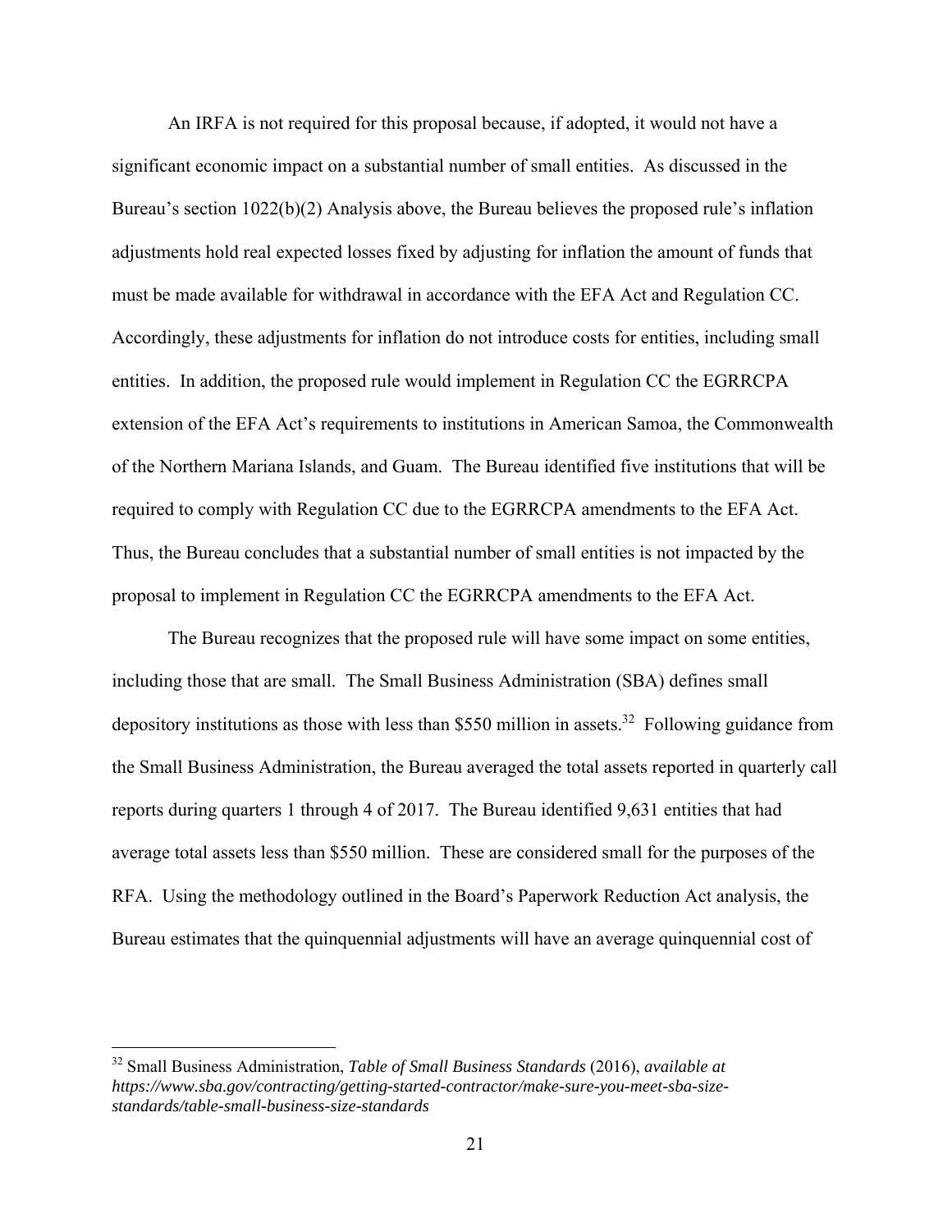An IRFA is not required for this proposal because, if adopted, it would not have a significant economic impact on a substantial number of small entities. As discussed in the Bureau's section 1022(b)(2) Analysis above, the Bureau believes the proposed rule's inflation adjustments hold real expected losses fixed by adjusting for inflation the amount of funds that must be made available for withdrawal in accordance with the EFA Act and Regulation CC. Accordingly, these adjustments for inflation do not introduce costs for entities, including small entities. In addition, the proposed rule would implement in Regulation CC the EGRRCPA extension of the EFA Act's requirements to institutions in American Samoa, the Commonwealth of the Northern Mariana Islands, and Guam. The Bureau identified five institutions that will be required to comply with Regulation CC due to the EGRRCPA amendments to the EFA Act. Thus, the Bureau concludes that a substantial number of small entities is not impacted by the proposal to implement in Regulation CC the EGRRCPA amendments to the EFA Act.

The Bureau recognizes that the proposed rule will have some impact on some entities, including those that are small. The Small Business Administration (SBA) defines small depository institutions as those with less than $550 million in assets.[32] Following guidance from the Small Business Administration, the Bureau averaged the total assets reported in quarterly call reports during quarters 1 through 4 of 2017. The Bureau identified 9,631 entities that had average total assets less than $550 million. These are considered small for the purposes of the RFA. Using the methodology outlined in the Board's Paperwork Reduction Act analysis, the Bureau estimates that the quinquennial adjustments will have an average quinquennial cost of

---

[32] Small Business Administration, *Table of Small Business Standards* (2016), *available at https://www.sba.gov/contracting/getting-started-contractor/make-sure-you-meet-sba-size-standards/table-small-business-size-standards*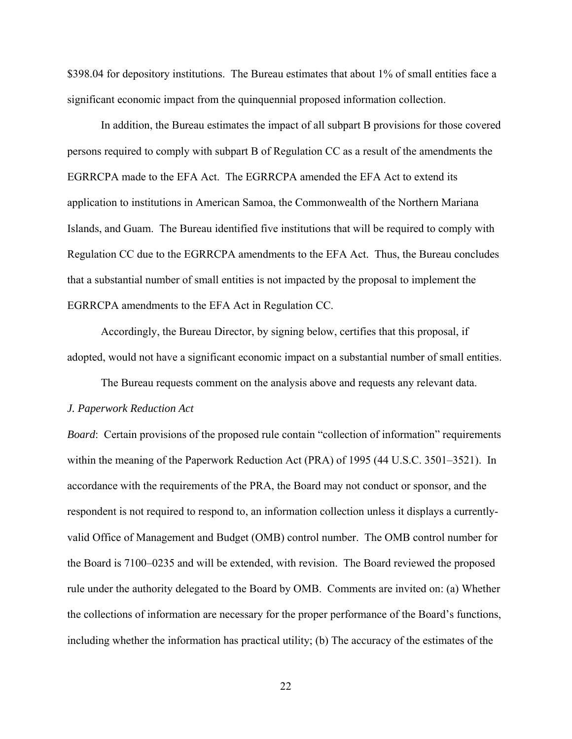$398.04 for depository institutions. The Bureau estimates that about 1% of small entities face a significant economic impact from the quinquennial proposed information collection.

In addition, the Bureau estimates the impact of all subpart B provisions for those covered persons required to comply with subpart B of Regulation CC as a result of the amendments the EGRRCPA made to the EFA Act. The EGRRCPA amended the EFA Act to extend its application to institutions in American Samoa, the Commonwealth of the Northern Mariana Islands, and Guam. The Bureau identified five institutions that will be required to comply with Regulation CC due to the EGRRCPA amendments to the EFA Act. Thus, the Bureau concludes that a substantial number of small entities is not impacted by the proposal to implement the EGRRCPA amendments to the EFA Act in Regulation CC.

Accordingly, the Bureau Director, by signing below, certifies that this proposal, if adopted, would not have a significant economic impact on a substantial number of small entities.

The Bureau requests comment on the analysis above and requests any relevant data.

*J. Paperwork Reduction Act*

*Board*: Certain provisions of the proposed rule contain "collection of information" requirements within the meaning of the Paperwork Reduction Act (PRA) of 1995 (44 U.S.C. 3501–3521). In accordance with the requirements of the PRA, the Board may not conduct or sponsor, and the respondent is not required to respond to, an information collection unless it displays a currently-valid Office of Management and Budget (OMB) control number. The OMB control number for the Board is 7100–0235 and will be extended, with revision. The Board reviewed the proposed rule under the authority delegated to the Board by OMB. Comments are invited on: (a) Whether the collections of information are necessary for the proper performance of the Board's functions, including whether the information has practical utility; (b) The accuracy of the estimates of the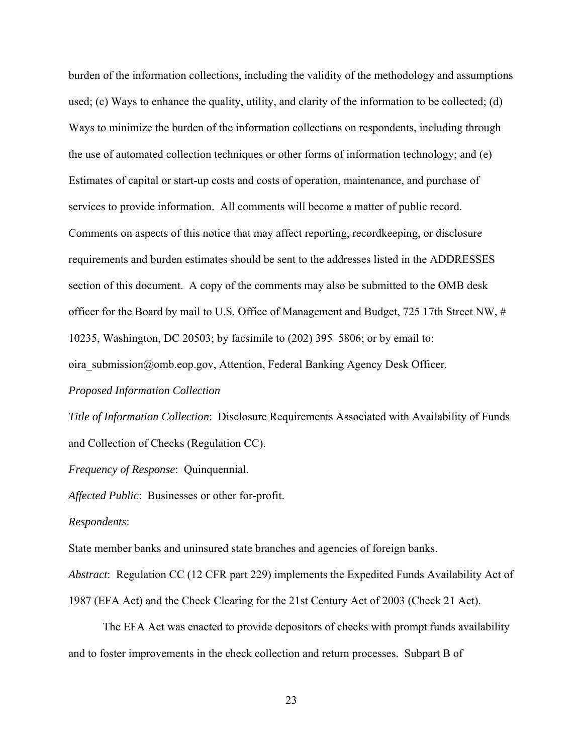burden of the information collections, including the validity of the methodology and assumptions used; (c) Ways to enhance the quality, utility, and clarity of the information to be collected; (d) Ways to minimize the burden of the information collections on respondents, including through the use of automated collection techniques or other forms of information technology; and (e) Estimates of capital or start-up costs and costs of operation, maintenance, and purchase of services to provide information. All comments will become a matter of public record. Comments on aspects of this notice that may affect reporting, recordkeeping, or disclosure requirements and burden estimates should be sent to the addresses listed in the ADDRESSES section of this document. A copy of the comments may also be submitted to the OMB desk officer for the Board by mail to U.S. Office of Management and Budget, 725 17th Street NW, # 10235, Washington, DC 20503; by facsimile to (202) 395–5806; or by email to: oira_submission@omb.eop.gov, Attention, Federal Banking Agency Desk Officer.

*Proposed Information Collection*

*Title of Information Collection*: Disclosure Requirements Associated with Availability of Funds and Collection of Checks (Regulation CC).

*Frequency of Response*: Quinquennial.

*Affected Public*: Businesses or other for-profit.

*Respondents*:

State member banks and uninsured state branches and agencies of foreign banks.

*Abstract*: Regulation CC (12 CFR part 229) implements the Expedited Funds Availability Act of 1987 (EFA Act) and the Check Clearing for the 21st Century Act of 2003 (Check 21 Act).

The EFA Act was enacted to provide depositors of checks with prompt funds availability and to foster improvements in the check collection and return processes. Subpart B of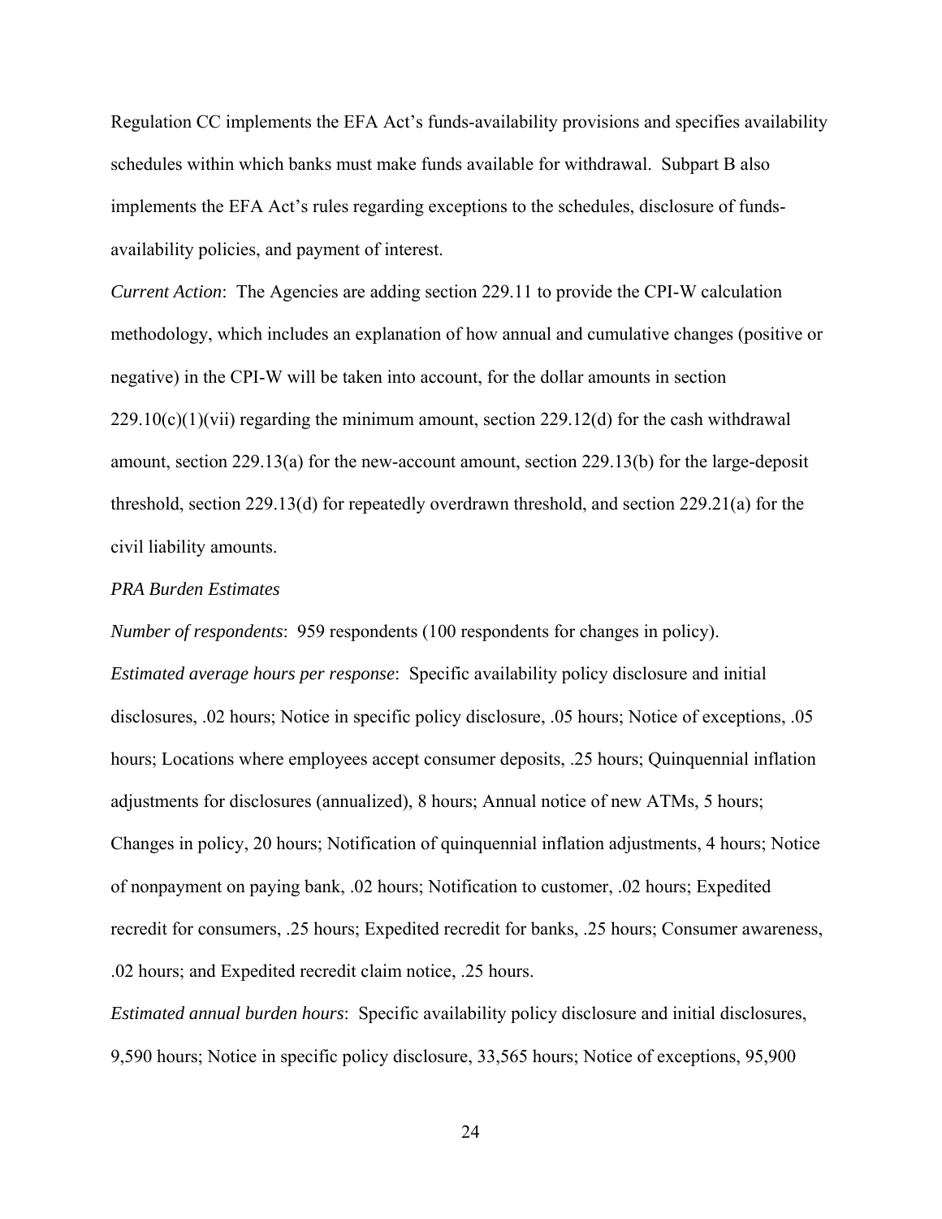Regulation CC implements the EFA Act's funds-availability provisions and specifies availability schedules within which banks must make funds available for withdrawal. Subpart B also implements the EFA Act's rules regarding exceptions to the schedules, disclosure of funds-availability policies, and payment of interest.

*Current Action*: The Agencies are adding section 229.11 to provide the CPI-W calculation methodology, which includes an explanation of how annual and cumulative changes (positive or negative) in the CPI-W will be taken into account, for the dollar amounts in section 229.10(c)(1)(vii) regarding the minimum amount, section 229.12(d) for the cash withdrawal amount, section 229.13(a) for the new-account amount, section 229.13(b) for the large-deposit threshold, section 229.13(d) for repeatedly overdrawn threshold, and section 229.21(a) for the civil liability amounts.

*PRA Burden Estimates*

*Number of respondents*: 959 respondents (100 respondents for changes in policy).

*Estimated average hours per response*: Specific availability policy disclosure and initial disclosures, .02 hours; Notice in specific policy disclosure, .05 hours; Notice of exceptions, .05 hours; Locations where employees accept consumer deposits, .25 hours; Quinquennial inflation adjustments for disclosures (annualized), 8 hours; Annual notice of new ATMs, 5 hours; Changes in policy, 20 hours; Notification of quinquennial inflation adjustments, 4 hours; Notice of nonpayment on paying bank, .02 hours; Notification to customer, .02 hours; Expedited recredit for consumers, .25 hours; Expedited recredit for banks, .25 hours; Consumer awareness, .02 hours; and Expedited recredit claim notice, .25 hours.

*Estimated annual burden hours*: Specific availability policy disclosure and initial disclosures, 9,590 hours; Notice in specific policy disclosure, 33,565 hours; Notice of exceptions, 95,900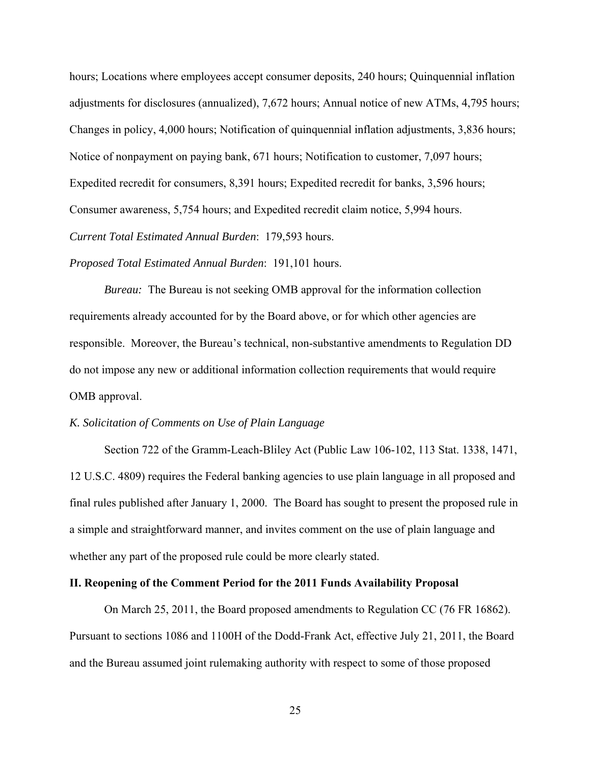hours; Locations where employees accept consumer deposits, 240 hours; Quinquennial inflation adjustments for disclosures (annualized), 7,672 hours; Annual notice of new ATMs, 4,795 hours; Changes in policy, 4,000 hours; Notification of quinquennial inflation adjustments, 3,836 hours; Notice of nonpayment on paying bank, 671 hours; Notification to customer, 7,097 hours; Expedited recredit for consumers, 8,391 hours; Expedited recredit for banks, 3,596 hours; Consumer awareness, 5,754 hours; and Expedited recredit claim notice, 5,994 hours.

*Current Total Estimated Annual Burden*: 179,593 hours.

*Proposed Total Estimated Annual Burden*: 191,101 hours.

*Bureau:* The Bureau is not seeking OMB approval for the information collection requirements already accounted for by the Board above, or for which other agencies are responsible. Moreover, the Bureau's technical, non-substantive amendments to Regulation DD do not impose any new or additional information collection requirements that would require OMB approval.

*K. Solicitation of Comments on Use of Plain Language*

Section 722 of the Gramm-Leach-Bliley Act (Public Law 106-102, 113 Stat. 1338, 1471, 12 U.S.C. 4809) requires the Federal banking agencies to use plain language in all proposed and final rules published after January 1, 2000. The Board has sought to present the proposed rule in a simple and straightforward manner, and invites comment on the use of plain language and whether any part of the proposed rule could be more clearly stated.

## II. Reopening of the Comment Period for the 2011 Funds Availability Proposal

On March 25, 2011, the Board proposed amendments to Regulation CC (76 FR 16862). Pursuant to sections 1086 and 1100H of the Dodd-Frank Act, effective July 21, 2011, the Board and the Bureau assumed joint rulemaking authority with respect to some of those proposed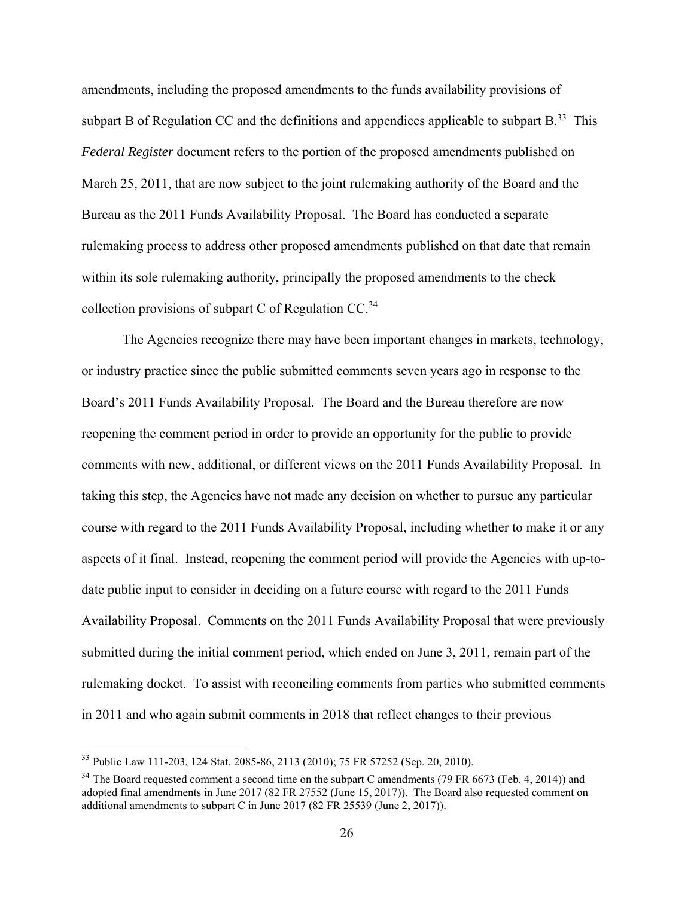amendments, including the proposed amendments to the funds availability provisions of subpart B of Regulation CC and the definitions and appendices applicable to subpart B.[33] This *Federal Register* document refers to the portion of the proposed amendments published on March 25, 2011, that are now subject to the joint rulemaking authority of the Board and the Bureau as the 2011 Funds Availability Proposal. The Board has conducted a separate rulemaking process to address other proposed amendments published on that date that remain within its sole rulemaking authority, principally the proposed amendments to the check collection provisions of subpart C of Regulation CC.[34]

The Agencies recognize there may have been important changes in markets, technology, or industry practice since the public submitted comments seven years ago in response to the Board's 2011 Funds Availability Proposal. The Board and the Bureau therefore are now reopening the comment period in order to provide an opportunity for the public to provide comments with new, additional, or different views on the 2011 Funds Availability Proposal. In taking this step, the Agencies have not made any decision on whether to pursue any particular course with regard to the 2011 Funds Availability Proposal, including whether to make it or any aspects of it final. Instead, reopening the comment period will provide the Agencies with up-to-date public input to consider in deciding on a future course with regard to the 2011 Funds Availability Proposal. Comments on the 2011 Funds Availability Proposal that were previously submitted during the initial comment period, which ended on June 3, 2011, remain part of the rulemaking docket. To assist with reconciling comments from parties who submitted comments in 2011 and who again submit comments in 2018 that reflect changes to their previous

---

[33] Public Law 111-203, 124 Stat. 2085-86, 2113 (2010); 75 FR 57252 (Sep. 20, 2010).

[34] The Board requested comment a second time on the subpart C amendments (79 FR 6673 (Feb. 4, 2014)) and adopted final amendments in June 2017 (82 FR 27552 (June 15, 2017)). The Board also requested comment on additional amendments to subpart C in June 2017 (82 FR 25539 (June 2, 2017)).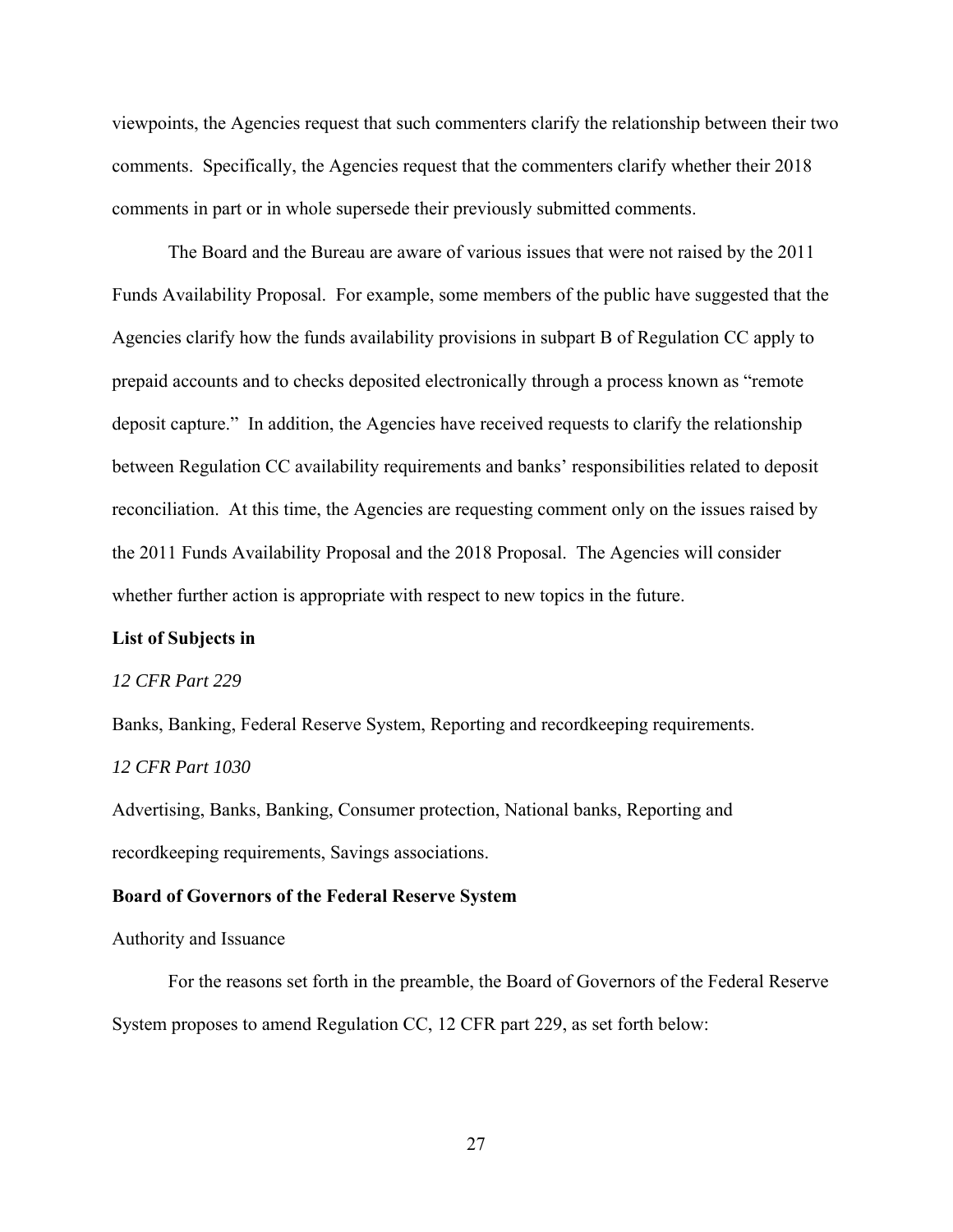viewpoints, the Agencies request that such commenters clarify the relationship between their two comments. Specifically, the Agencies request that the commenters clarify whether their 2018 comments in part or in whole supersede their previously submitted comments.

The Board and the Bureau are aware of various issues that were not raised by the 2011 Funds Availability Proposal. For example, some members of the public have suggested that the Agencies clarify how the funds availability provisions in subpart B of Regulation CC apply to prepaid accounts and to checks deposited electronically through a process known as "remote deposit capture." In addition, the Agencies have received requests to clarify the relationship between Regulation CC availability requirements and banks' responsibilities related to deposit reconciliation. At this time, the Agencies are requesting comment only on the issues raised by the 2011 Funds Availability Proposal and the 2018 Proposal. The Agencies will consider whether further action is appropriate with respect to new topics in the future.

**List of Subjects in**

*12 CFR Part 229*

Banks, Banking, Federal Reserve System, Reporting and recordkeeping requirements.

*12 CFR Part 1030*

Advertising, Banks, Banking, Consumer protection, National banks, Reporting and recordkeeping requirements, Savings associations.

**Board of Governors of the Federal Reserve System**

Authority and Issuance

For the reasons set forth in the preamble, the Board of Governors of the Federal Reserve System proposes to amend Regulation CC, 12 CFR part 229, as set forth below: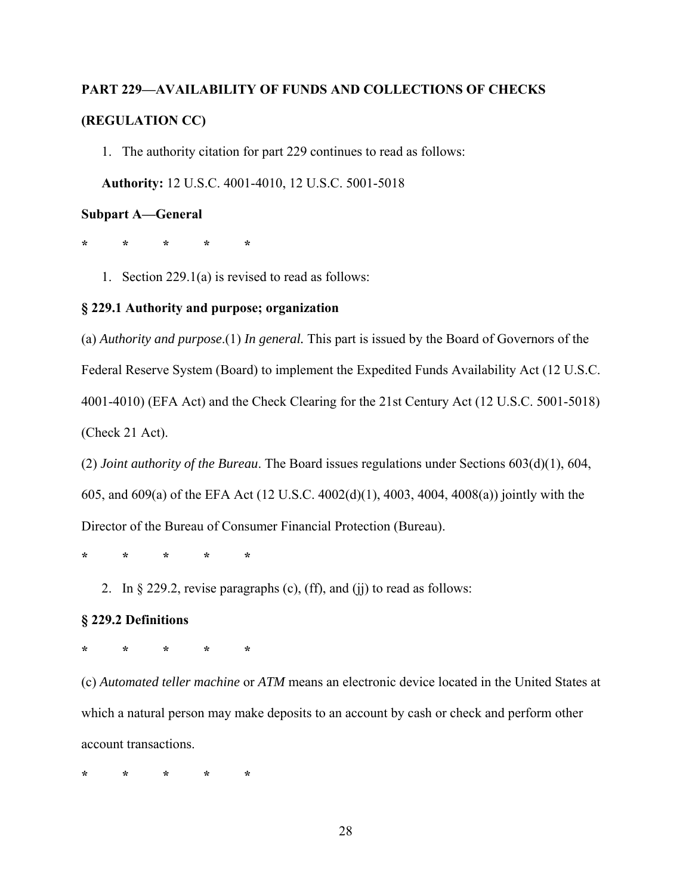**PART 229—AVAILABILITY OF FUNDS AND COLLECTIONS OF CHECKS**

**(REGULATION CC)**

1. The authority citation for part 229 continues to read as follows:

**Authority:** 12 U.S.C. 4001-4010, 12 U.S.C. 5001-5018

**Subpart A—General**

\*     \*     \*     \*     \*

1. Section 229.1(a) is revised to read as follows:

**§ 229.1 Authority and purpose; organization**

(a) *Authority and purpose*.(1) *In general.* This part is issued by the Board of Governors of the Federal Reserve System (Board) to implement the Expedited Funds Availability Act (12 U.S.C. 4001-4010) (EFA Act) and the Check Clearing for the 21st Century Act (12 U.S.C. 5001-5018) (Check 21 Act).

(2) *Joint authority of the Bureau*. The Board issues regulations under Sections 603(d)(1), 604, 605, and 609(a) of the EFA Act (12 U.S.C. 4002(d)(1), 4003, 4004, 4008(a)) jointly with the Director of the Bureau of Consumer Financial Protection (Bureau).

\*     \*     \*     \*     \*

2. In § 229.2, revise paragraphs (c), (ff), and (jj) to read as follows:

**§ 229.2 Definitions**

\*     \*     \*     \*     \*

(c) *Automated teller machine* or *ATM* means an electronic device located in the United States at which a natural person may make deposits to an account by cash or check and perform other account transactions.

\*     \*     \*     \*     \*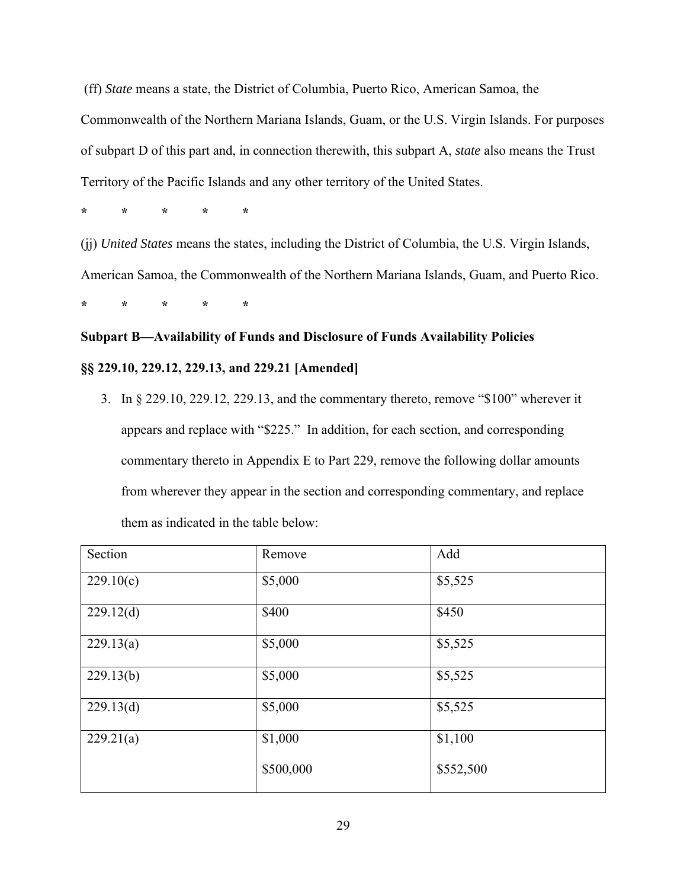(ff) *State* means a state, the District of Columbia, Puerto Rico, American Samoa, the Commonwealth of the Northern Mariana Islands, Guam, or the U.S. Virgin Islands. For purposes of subpart D of this part and, in connection therewith, this subpart A, *state* also means the Trust Territory of the Pacific Islands and any other territory of the United States.

\* \* \* \* \*

(jj) *United States* means the states, including the District of Columbia, the U.S. Virgin Islands, American Samoa, the Commonwealth of the Northern Mariana Islands, Guam, and Puerto Rico.

\* \* \* \* \*

**Subpart B—Availability of Funds and Disclosure of Funds Availability Policies**

**§§ 229.10, 229.12, 229.13, and 229.21 [Amended]**

3. In § 229.10, 229.12, 229.13, and the commentary thereto, remove "$100" wherever it appears and replace with "$225." In addition, for each section, and corresponding commentary thereto in Appendix E to Part 229, remove the following dollar amounts from wherever they appear in the section and corresponding commentary, and replace them as indicated in the table below:

| Section | Remove | Add |
|---|---|---|
| 229.10(c) | $5,000 | $5,525 |
| 229.12(d) | $400 | $450 |
| 229.13(a) | $5,000 | $5,525 |
| 229.13(b) | $5,000 | $5,525 |
| 229.13(d) | $5,000 | $5,525 |
| 229.21(a) | $1,000<br>$500,000 | $1,100<br>$552,500 |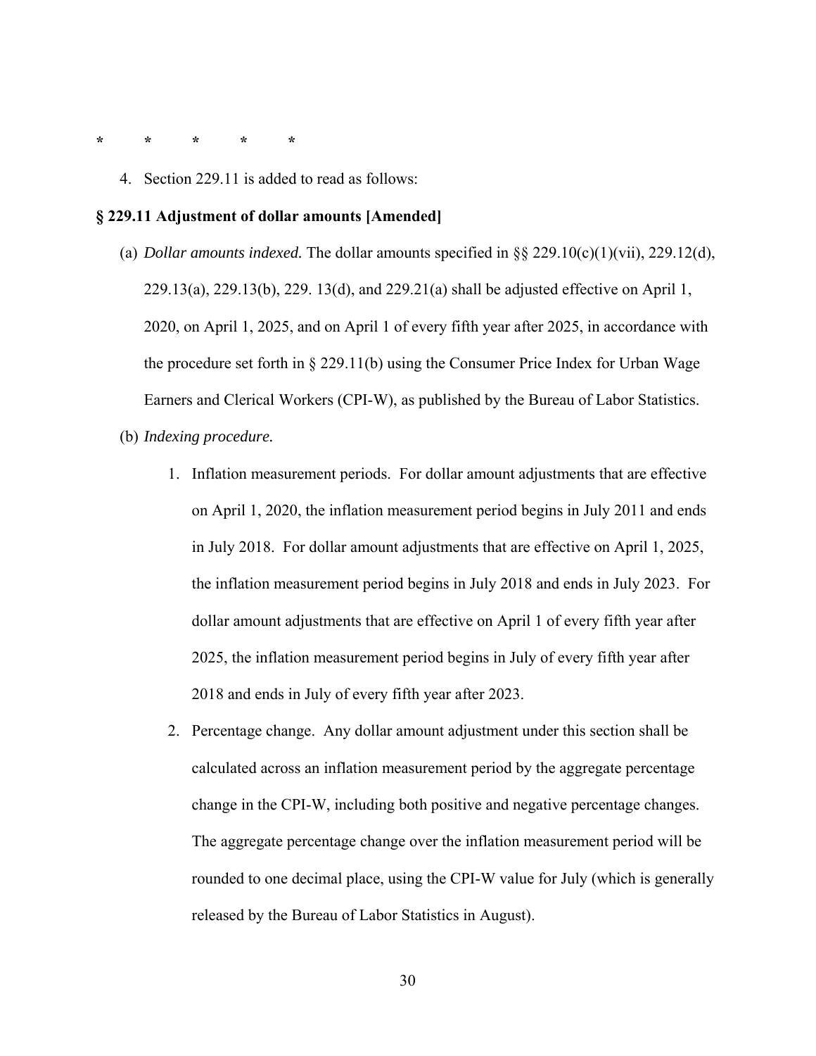*          *          *          *          *

4. Section 229.11 is added to read as follows:

**§ 229.11 Adjustment of dollar amounts [Amended]**

(a) *Dollar amounts indexed.* The dollar amounts specified in §§ 229.10(c)(1)(vii), 229.12(d), 229.13(a), 229.13(b), 229. 13(d), and 229.21(a) shall be adjusted effective on April 1, 2020, on April 1, 2025, and on April 1 of every fifth year after 2025, in accordance with the procedure set forth in § 229.11(b) using the Consumer Price Index for Urban Wage Earners and Clerical Workers (CPI-W), as published by the Bureau of Labor Statistics.

(b) *Indexing procedure.*

1. Inflation measurement periods. For dollar amount adjustments that are effective on April 1, 2020, the inflation measurement period begins in July 2011 and ends in July 2018. For dollar amount adjustments that are effective on April 1, 2025, the inflation measurement period begins in July 2018 and ends in July 2023. For dollar amount adjustments that are effective on April 1 of every fifth year after 2025, the inflation measurement period begins in July of every fifth year after 2018 and ends in July of every fifth year after 2023.

2. Percentage change. Any dollar amount adjustment under this section shall be calculated across an inflation measurement period by the aggregate percentage change in the CPI-W, including both positive and negative percentage changes. The aggregate percentage change over the inflation measurement period will be rounded to one decimal place, using the CPI-W value for July (which is generally released by the Bureau of Labor Statistics in August).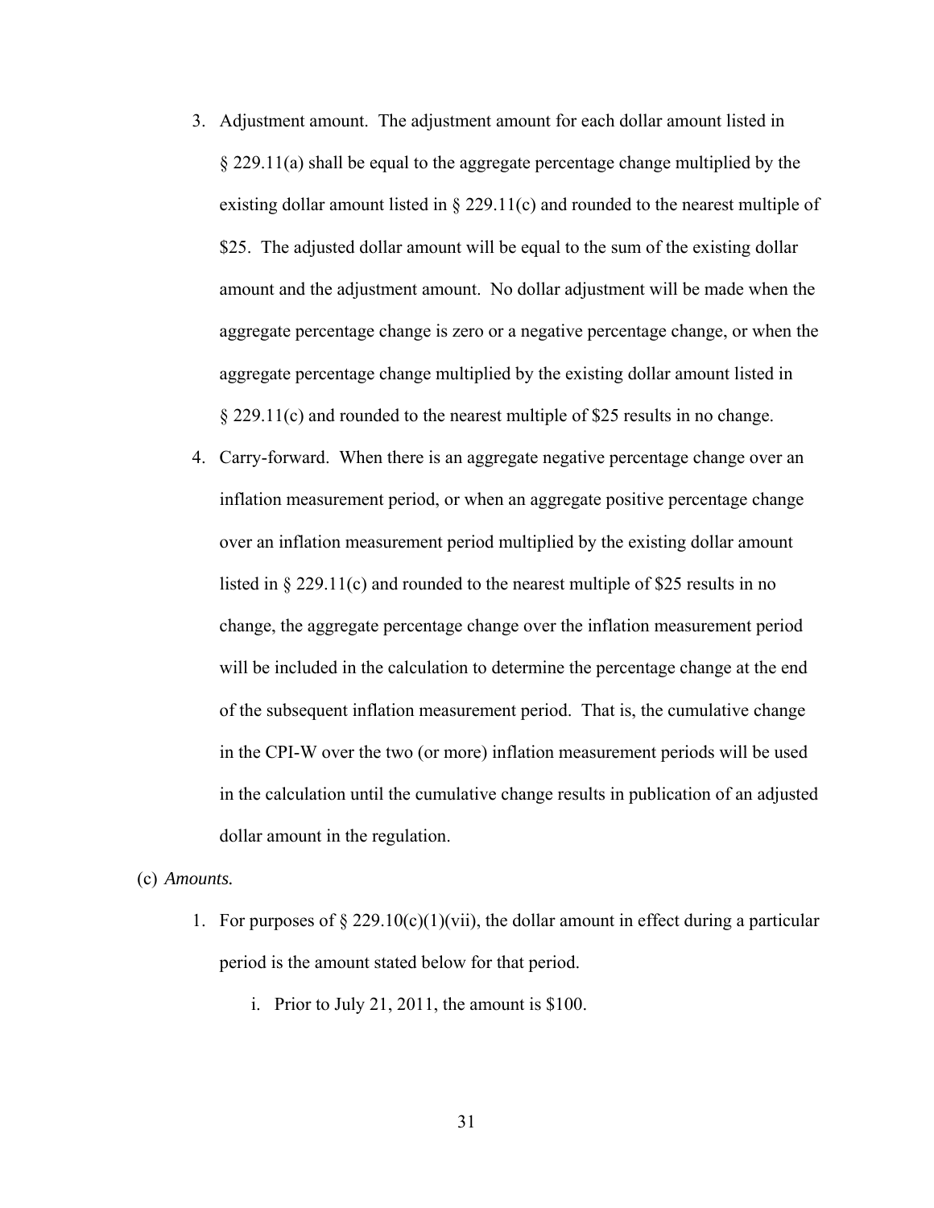3. Adjustment amount. The adjustment amount for each dollar amount listed in § 229.11(a) shall be equal to the aggregate percentage change multiplied by the existing dollar amount listed in § 229.11(c) and rounded to the nearest multiple of $25. The adjusted dollar amount will be equal to the sum of the existing dollar amount and the adjustment amount. No dollar adjustment will be made when the aggregate percentage change is zero or a negative percentage change, or when the aggregate percentage change multiplied by the existing dollar amount listed in § 229.11(c) and rounded to the nearest multiple of $25 results in no change.
4. Carry-forward. When there is an aggregate negative percentage change over an inflation measurement period, or when an aggregate positive percentage change over an inflation measurement period multiplied by the existing dollar amount listed in § 229.11(c) and rounded to the nearest multiple of $25 results in no change, the aggregate percentage change over the inflation measurement period will be included in the calculation to determine the percentage change at the end of the subsequent inflation measurement period. That is, the cumulative change in the CPI-W over the two (or more) inflation measurement periods will be used in the calculation until the cumulative change results in publication of an adjusted dollar amount in the regulation.

(c) *Amounts.*

1. For purposes of § 229.10(c)(1)(vii), the dollar amount in effect during a particular period is the amount stated below for that period.
   i. Prior to July 21, 2011, the amount is $100.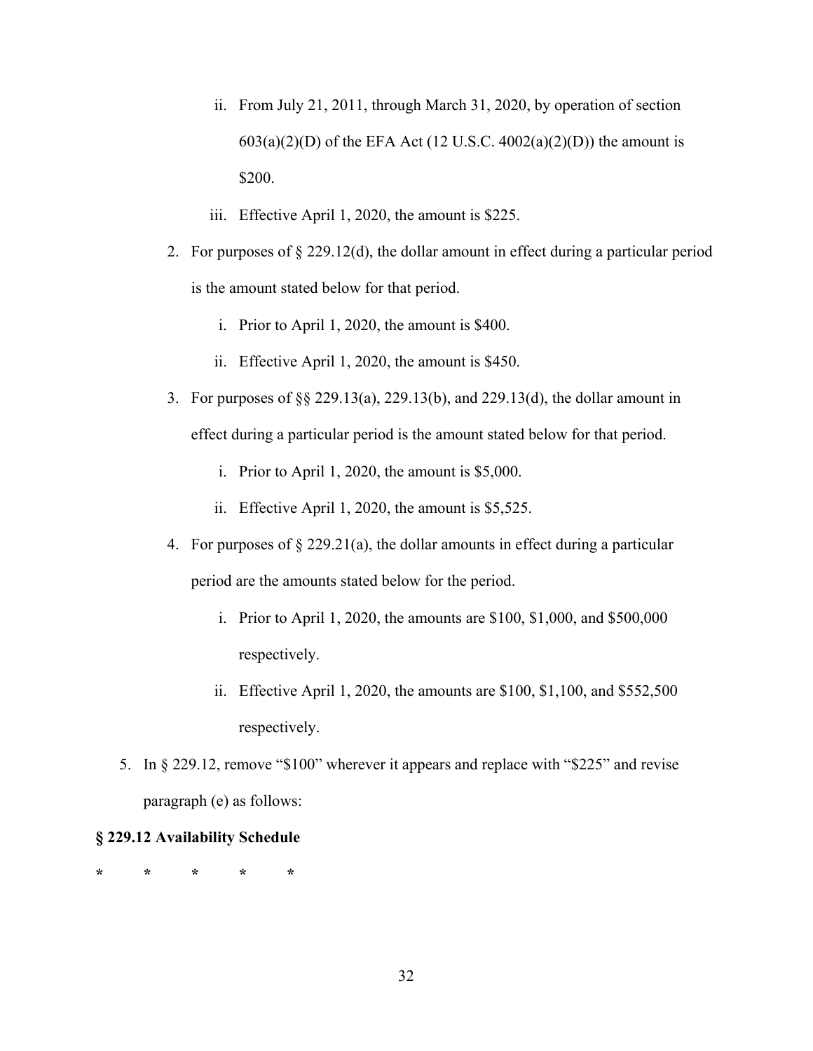ii. From July 21, 2011, through March 31, 2020, by operation of section 603(a)(2)(D) of the EFA Act (12 U.S.C. 4002(a)(2)(D)) the amount is $200.

  iii. Effective April 1, 2020, the amount is $225.

2. For purposes of § 229.12(d), the dollar amount in effect during a particular period is the amount stated below for that period.

   i. Prior to April 1, 2020, the amount is $400.

   ii. Effective April 1, 2020, the amount is $450.

3. For purposes of §§ 229.13(a), 229.13(b), and 229.13(d), the dollar amount in effect during a particular period is the amount stated below for that period.

   i. Prior to April 1, 2020, the amount is $5,000.

   ii. Effective April 1, 2020, the amount is $5,525.

4. For purposes of § 229.21(a), the dollar amounts in effect during a particular period are the amounts stated below for the period.

   i. Prior to April 1, 2020, the amounts are $100, $1,000, and $500,000 respectively.

   ii. Effective April 1, 2020, the amounts are $100, $1,100, and $552,500 respectively.

5. In § 229.12, remove "$100" wherever it appears and replace with "$225" and revise paragraph (e) as follows:

**§ 229.12 Availability Schedule**

\*     \*     \*     \*     \*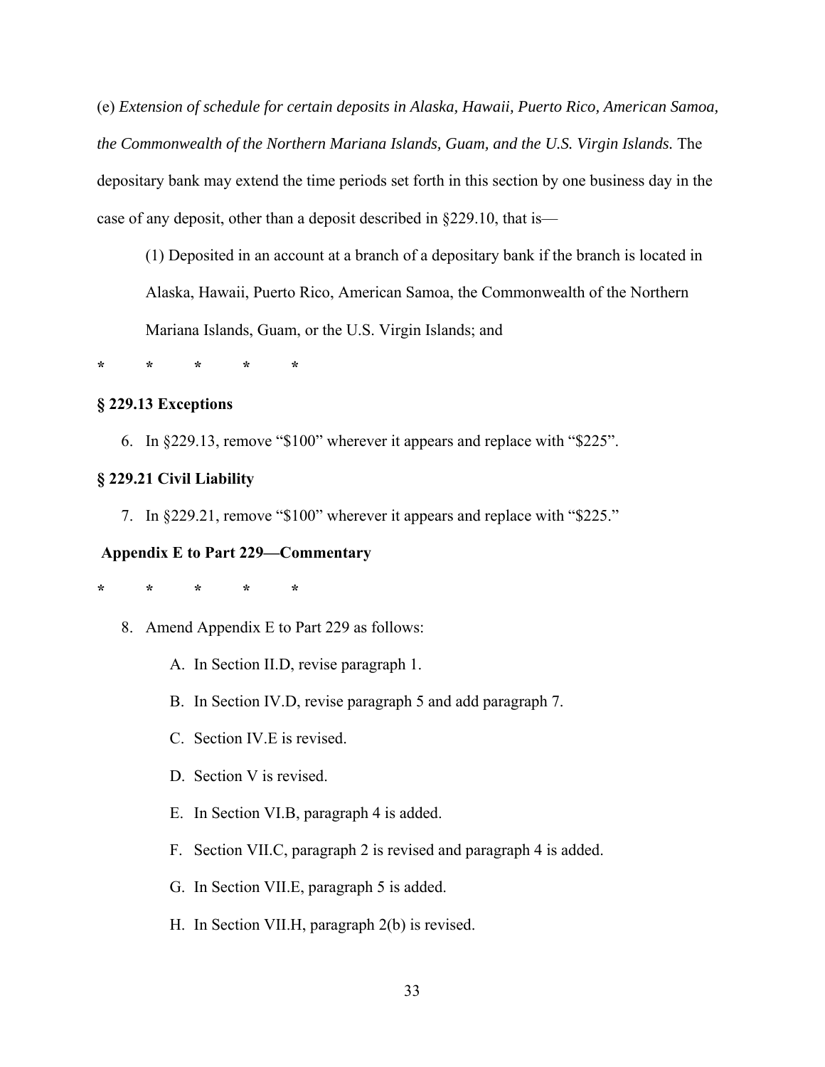(e) *Extension of schedule for certain deposits in Alaska, Hawaii, Puerto Rico, American Samoa, the Commonwealth of the Northern Mariana Islands, Guam, and the U.S. Virgin Islands.* The depositary bank may extend the time periods set forth in this section by one business day in the case of any deposit, other than a deposit described in §229.10, that is—

(1) Deposited in an account at a branch of a depositary bank if the branch is located in Alaska, Hawaii, Puerto Rico, American Samoa, the Commonwealth of the Northern Mariana Islands, Guam, or the U.S. Virgin Islands; and

\*     \*     \*     \*     \*

**§ 229.13 Exceptions**

6. In §229.13, remove "$100" wherever it appears and replace with "$225".

**§ 229.21 Civil Liability**

7. In §229.21, remove "$100" wherever it appears and replace with "$225."

**Appendix E to Part 229—Commentary**

\*     \*     \*     \*     \*

8. Amend Appendix E to Part 229 as follows:

   A. In Section II.D, revise paragraph 1.

   B. In Section IV.D, revise paragraph 5 and add paragraph 7.

   C. Section IV.E is revised.

   D. Section V is revised.

   E. In Section VI.B, paragraph 4 is added.

   F. Section VII.C, paragraph 2 is revised and paragraph 4 is added.

   G. In Section VII.E, paragraph 5 is added.

   H. In Section VII.H, paragraph 2(b) is revised.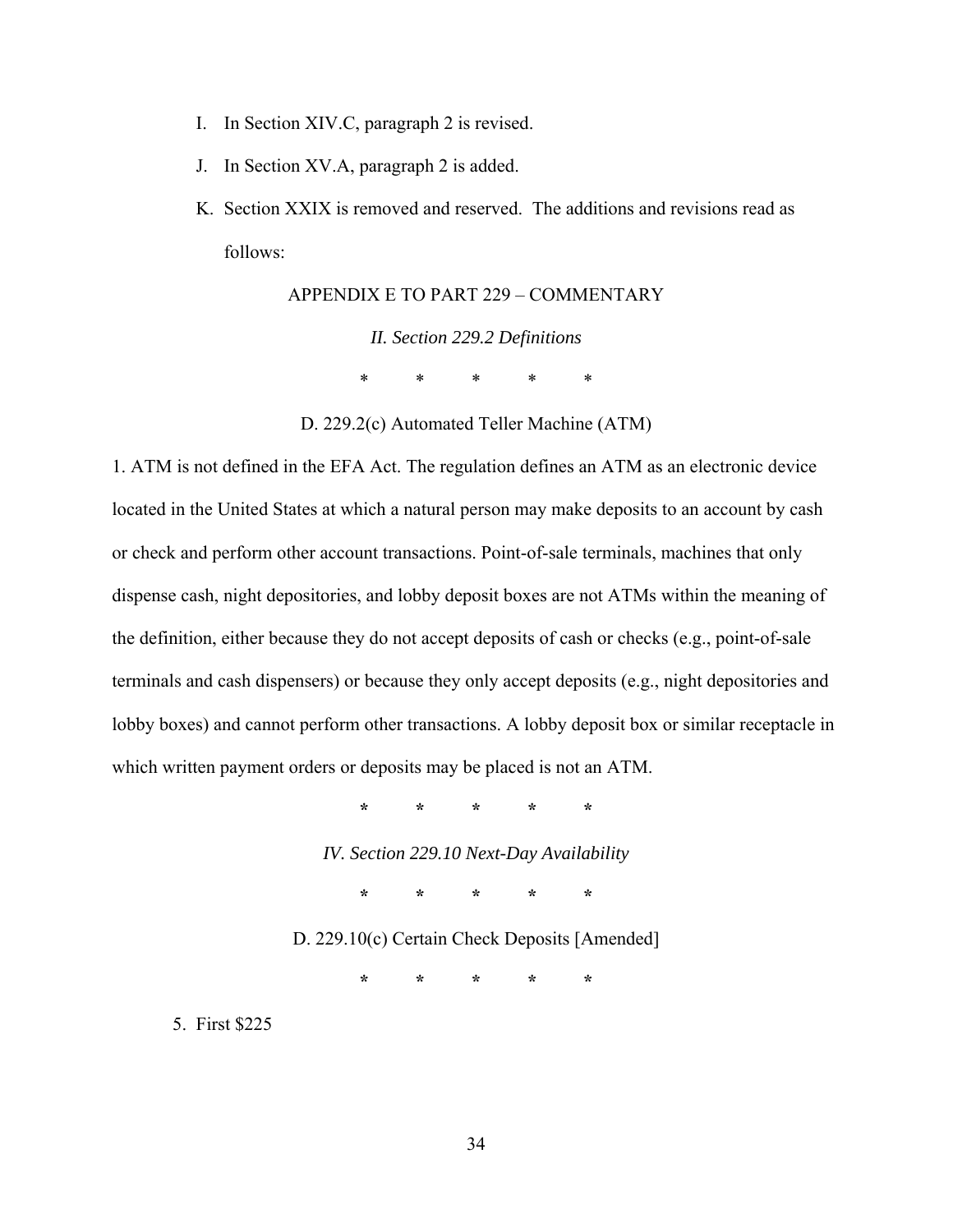I. In Section XIV.C, paragraph 2 is revised.

J. In Section XV.A, paragraph 2 is added.

K. Section XXIX is removed and reserved. The additions and revisions read as follows:

APPENDIX E TO PART 229 – COMMENTARY

*II. Section 229.2 Definitions*

\* \* \* \* \*

D. 229.2(c) Automated Teller Machine (ATM)

1. ATM is not defined in the EFA Act. The regulation defines an ATM as an electronic device located in the United States at which a natural person may make deposits to an account by cash or check and perform other account transactions. Point-of-sale terminals, machines that only dispense cash, night depositories, and lobby deposit boxes are not ATMs within the meaning of the definition, either because they do not accept deposits of cash or checks (e.g., point-of-sale terminals and cash dispensers) or because they only accept deposits (e.g., night depositories and lobby boxes) and cannot perform other transactions. A lobby deposit box or similar receptacle in which written payment orders or deposits may be placed is not an ATM.

\* \* \* \* \*

*IV. Section 229.10 Next-Day Availability*

\* \* \* \* \*

D. 229.10(c) Certain Check Deposits [Amended]

\* \* \* \* \*

5. First $225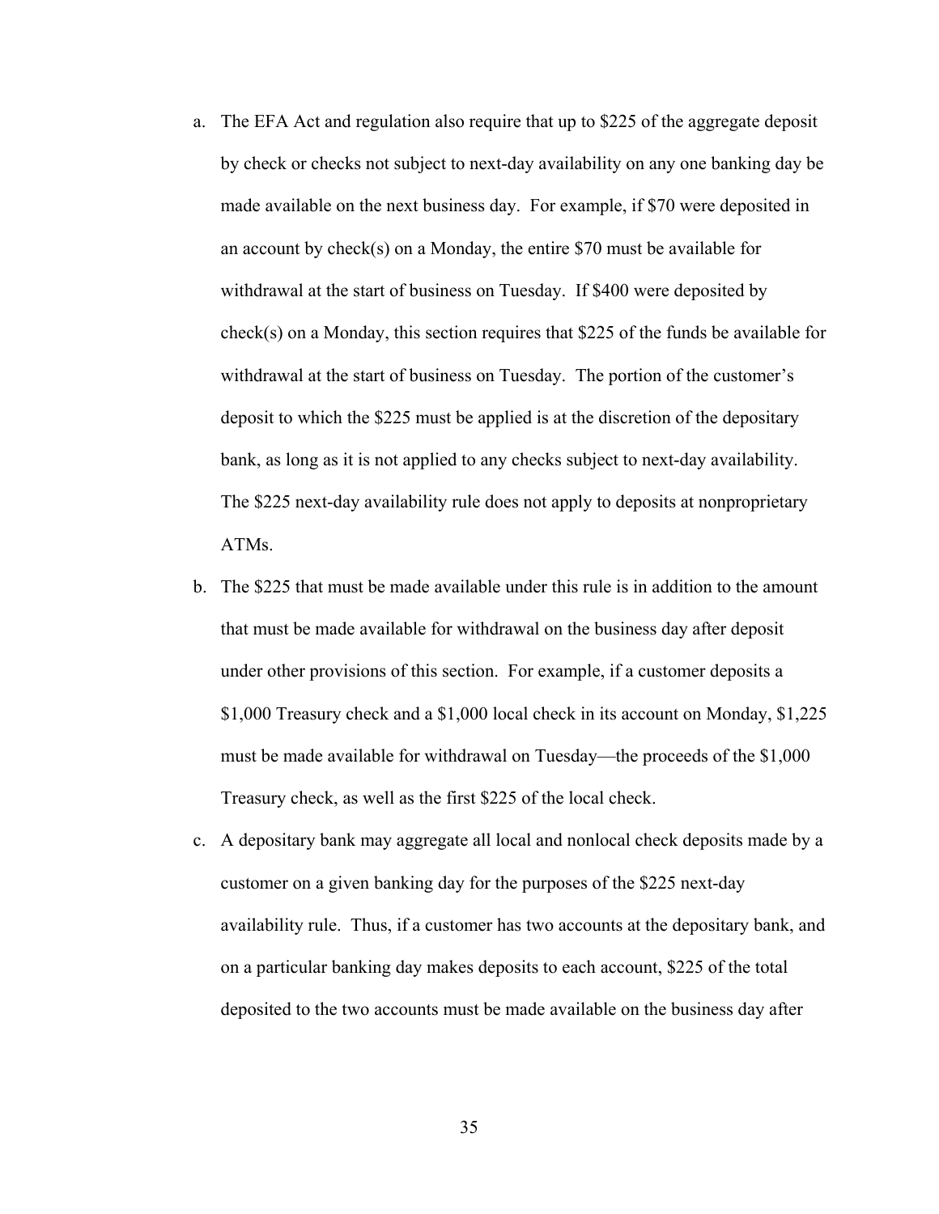a. The EFA Act and regulation also require that up to $225 of the aggregate deposit by check or checks not subject to next-day availability on any one banking day be made available on the next business day. For example, if $70 were deposited in an account by check(s) on a Monday, the entire $70 must be available for withdrawal at the start of business on Tuesday. If $400 were deposited by check(s) on a Monday, this section requires that $225 of the funds be available for withdrawal at the start of business on Tuesday. The portion of the customer's deposit to which the $225 must be applied is at the discretion of the depositary bank, as long as it is not applied to any checks subject to next-day availability. The $225 next-day availability rule does not apply to deposits at nonproprietary ATMs.

b. The $225 that must be made available under this rule is in addition to the amount that must be made available for withdrawal on the business day after deposit under other provisions of this section. For example, if a customer deposits a $1,000 Treasury check and a $1,000 local check in its account on Monday, $1,225 must be made available for withdrawal on Tuesday—the proceeds of the $1,000 Treasury check, as well as the first $225 of the local check.

c. A depositary bank may aggregate all local and nonlocal check deposits made by a customer on a given banking day for the purposes of the $225 next-day availability rule. Thus, if a customer has two accounts at the depositary bank, and on a particular banking day makes deposits to each account, $225 of the total deposited to the two accounts must be made available on the business day after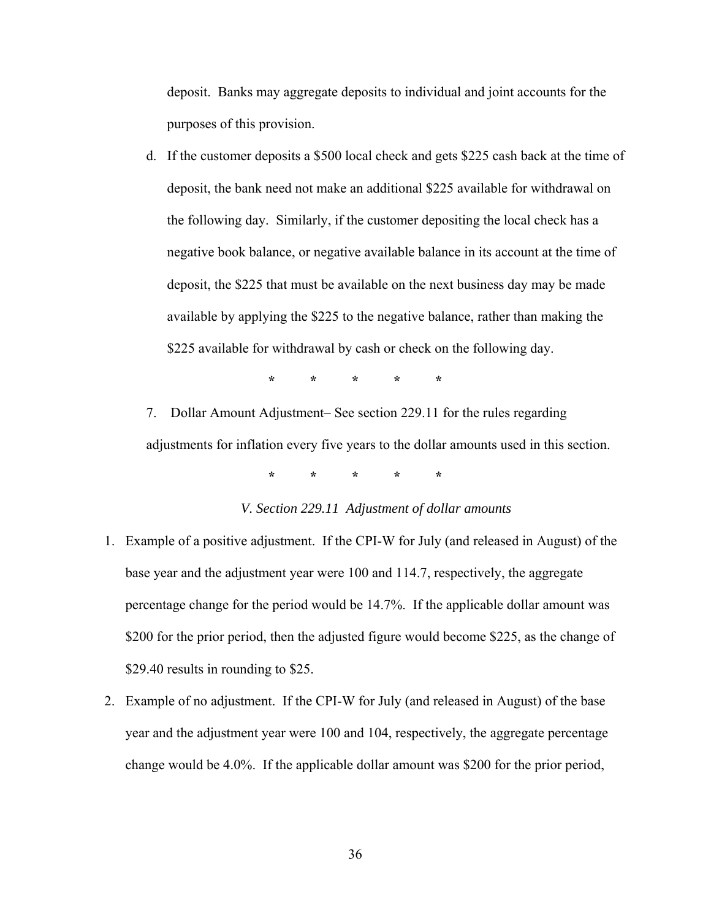deposit. Banks may aggregate deposits to individual and joint accounts for the purposes of this provision.

d. If the customer deposits a $500 local check and gets $225 cash back at the time of deposit, the bank need not make an additional $225 available for withdrawal on the following day. Similarly, if the customer depositing the local check has a negative book balance, or negative available balance in its account at the time of deposit, the $225 that must be available on the next business day may be made available by applying the $225 to the negative balance, rather than making the $225 available for withdrawal by cash or check on the following day.

\* \* \* \* \*

7. Dollar Amount Adjustment– See section 229.11 for the rules regarding adjustments for inflation every five years to the dollar amounts used in this section.

\* \* \* \* \*

*V. Section 229.11 Adjustment of dollar amounts*

1. Example of a positive adjustment. If the CPI-W for July (and released in August) of the base year and the adjustment year were 100 and 114.7, respectively, the aggregate percentage change for the period would be 14.7%. If the applicable dollar amount was $200 for the prior period, then the adjusted figure would become $225, as the change of $29.40 results in rounding to $25.
2. Example of no adjustment. If the CPI-W for July (and released in August) of the base year and the adjustment year were 100 and 104, respectively, the aggregate percentage change would be 4.0%. If the applicable dollar amount was $200 for the prior period,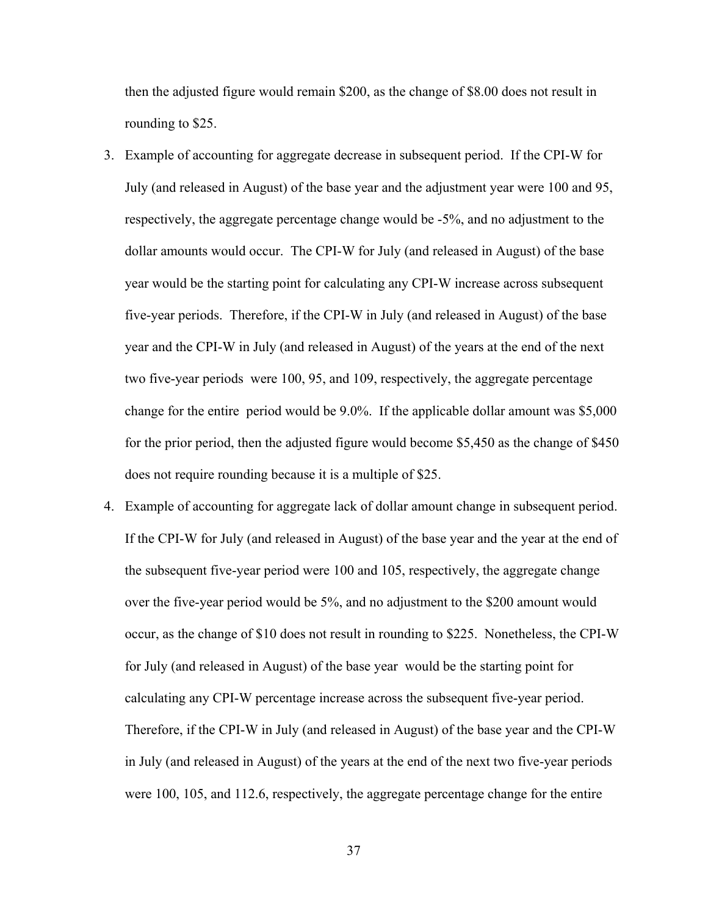then the adjusted figure would remain \$200, as the change of \$8.00 does not result in rounding to \$25.

3. Example of accounting for aggregate decrease in subsequent period. If the CPI-W for July (and released in August) of the base year and the adjustment year were 100 and 95, respectively, the aggregate percentage change would be -5%, and no adjustment to the dollar amounts would occur. The CPI-W for July (and released in August) of the base year would be the starting point for calculating any CPI-W increase across subsequent five-year periods. Therefore, if the CPI-W in July (and released in August) of the base year and the CPI-W in July (and released in August) of the years at the end of the next two five-year periods were 100, 95, and 109, respectively, the aggregate percentage change for the entire period would be 9.0%. If the applicable dollar amount was \$5,000 for the prior period, then the adjusted figure would become \$5,450 as the change of \$450 does not require rounding because it is a multiple of \$25.
4. Example of accounting for aggregate lack of dollar amount change in subsequent period. If the CPI-W for July (and released in August) of the base year and the year at the end of the subsequent five-year period were 100 and 105, respectively, the aggregate change over the five-year period would be 5%, and no adjustment to the \$200 amount would occur, as the change of \$10 does not result in rounding to \$225. Nonetheless, the CPI-W for July (and released in August) of the base year would be the starting point for calculating any CPI-W percentage increase across the subsequent five-year period. Therefore, if the CPI-W in July (and released in August) of the base year and the CPI-W in July (and released in August) of the years at the end of the next two five-year periods were 100, 105, and 112.6, respectively, the aggregate percentage change for the entire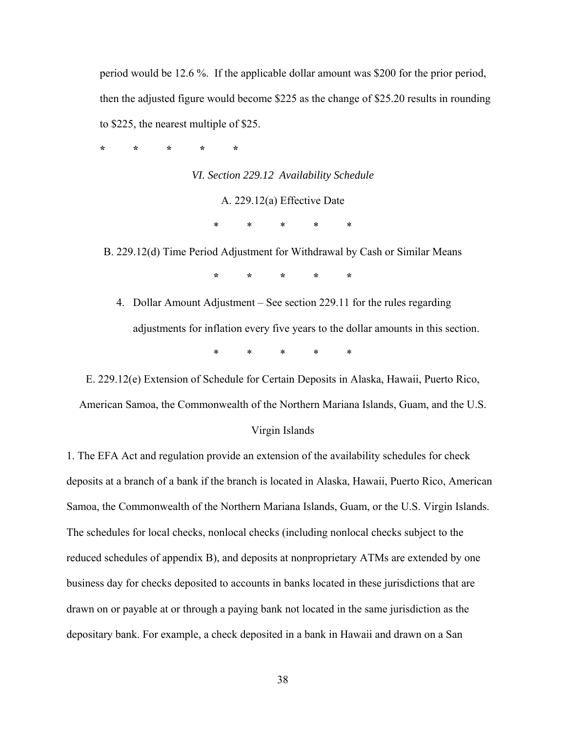period would be 12.6 %. If the applicable dollar amount was $200 for the prior period, then the adjusted figure would become $225 as the change of $25.20 results in rounding to $225, the nearest multiple of $25.

\* \* \* \* \*

*VI. Section 229.12 Availability Schedule*

A. 229.12(a) Effective Date

\* \* \* \* \*

B. 229.12(d) Time Period Adjustment for Withdrawal by Cash or Similar Means

\* \* \* \* \*

4. Dollar Amount Adjustment – See section 229.11 for the rules regarding adjustments for inflation every five years to the dollar amounts in this section.

\* \* \* \* \*

E. 229.12(e) Extension of Schedule for Certain Deposits in Alaska, Hawaii, Puerto Rico, American Samoa, the Commonwealth of the Northern Mariana Islands, Guam, and the U.S. Virgin Islands

1. The EFA Act and regulation provide an extension of the availability schedules for check deposits at a branch of a bank if the branch is located in Alaska, Hawaii, Puerto Rico, American Samoa, the Commonwealth of the Northern Mariana Islands, Guam, or the U.S. Virgin Islands. The schedules for local checks, nonlocal checks (including nonlocal checks subject to the reduced schedules of appendix B), and deposits at nonproprietary ATMs are extended by one business day for checks deposited to accounts in banks located in these jurisdictions that are drawn on or payable at or through a paying bank not located in the same jurisdiction as the depositary bank. For example, a check deposited in a bank in Hawaii and drawn on a San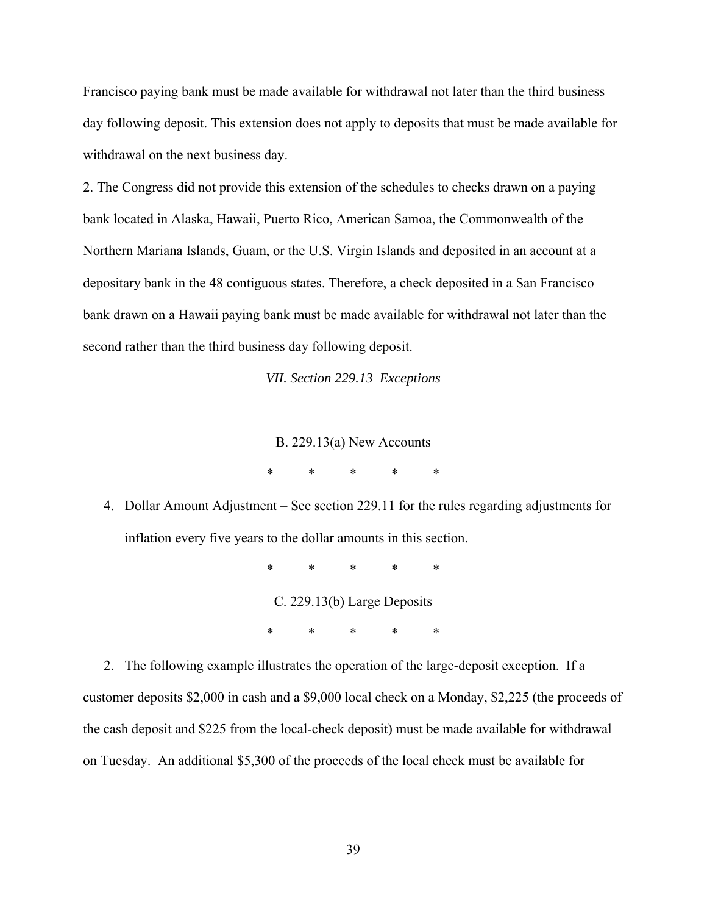Francisco paying bank must be made available for withdrawal not later than the third business day following deposit. This extension does not apply to deposits that must be made available for withdrawal on the next business day.

2. The Congress did not provide this extension of the schedules to checks drawn on a paying bank located in Alaska, Hawaii, Puerto Rico, American Samoa, the Commonwealth of the Northern Mariana Islands, Guam, or the U.S. Virgin Islands and deposited in an account at a depositary bank in the 48 contiguous states. Therefore, a check deposited in a San Francisco bank drawn on a Hawaii paying bank must be made available for withdrawal not later than the second rather than the third business day following deposit.

*VII. Section 229.13 Exceptions*

B. 229.13(a) New Accounts

\* \* \* \* \*

4. Dollar Amount Adjustment – See section 229.11 for the rules regarding adjustments for inflation every five years to the dollar amounts in this section.

\* \* \* \* \*

C. 229.13(b) Large Deposits

\* \* \* \* \*

2. The following example illustrates the operation of the large-deposit exception. If a customer deposits $2,000 in cash and a $9,000 local check on a Monday, $2,225 (the proceeds of the cash deposit and $225 from the local-check deposit) must be made available for withdrawal on Tuesday. An additional $5,300 of the proceeds of the local check must be available for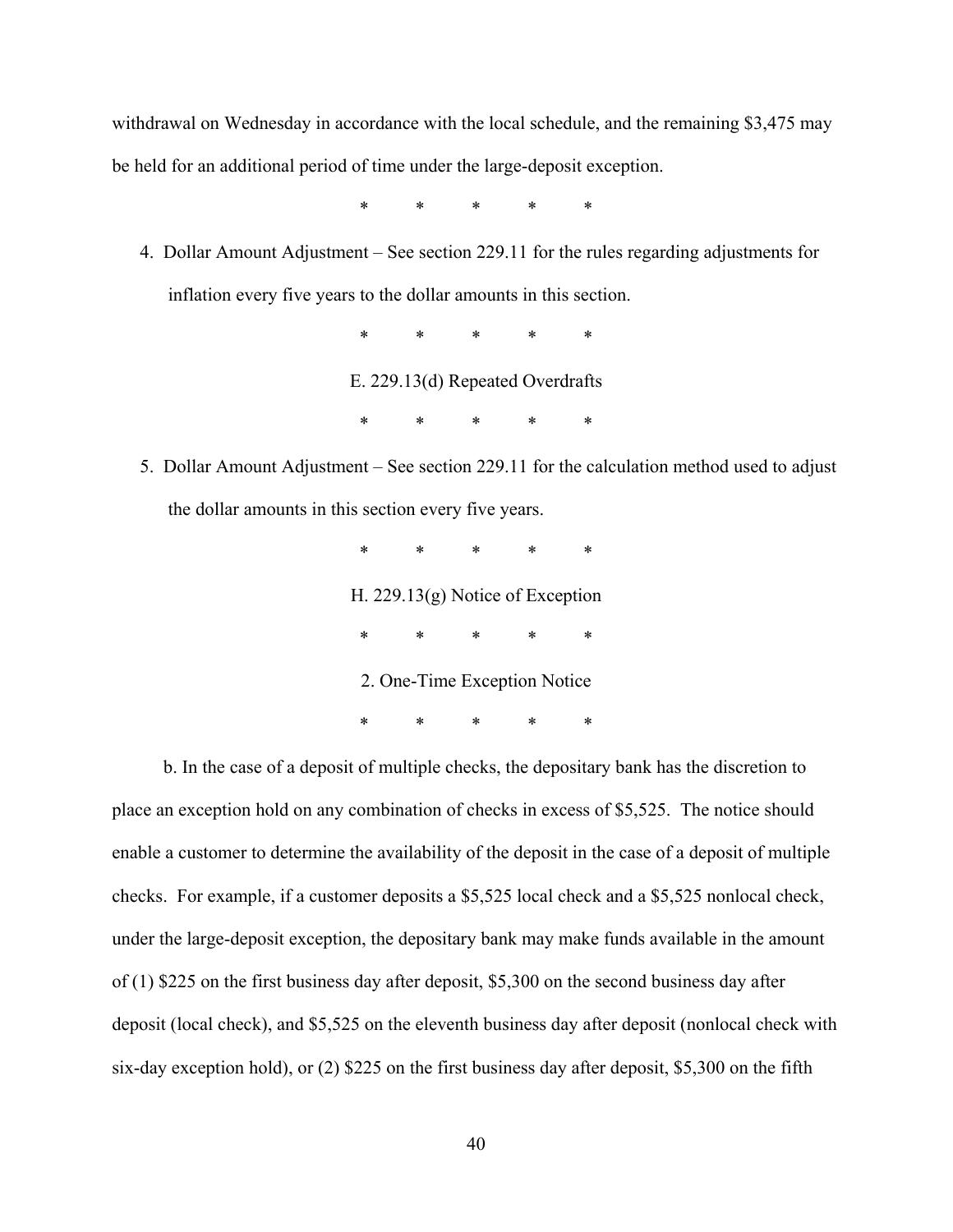withdrawal on Wednesday in accordance with the local schedule, and the remaining $3,475 may be held for an additional period of time under the large-deposit exception.

\* \* \* \* \*

4. Dollar Amount Adjustment – See section 229.11 for the rules regarding adjustments for inflation every five years to the dollar amounts in this section.

\* \* \* \* \*

E. 229.13(d) Repeated Overdrafts

\* \* \* \* \*

5. Dollar Amount Adjustment – See section 229.11 for the calculation method used to adjust the dollar amounts in this section every five years.

\* \* \* \* \*

H. 229.13(g) Notice of Exception

\* \* \* \* \*

2. One-Time Exception Notice

\* \* \* \* \*

b. In the case of a deposit of multiple checks, the depositary bank has the discretion to place an exception hold on any combination of checks in excess of $5,525. The notice should enable a customer to determine the availability of the deposit in the case of a deposit of multiple checks. For example, if a customer deposits a $5,525 local check and a $5,525 nonlocal check, under the large-deposit exception, the depositary bank may make funds available in the amount of (1) $225 on the first business day after deposit, $5,300 on the second business day after deposit (local check), and $5,525 on the eleventh business day after deposit (nonlocal check with six-day exception hold), or (2) $225 on the first business day after deposit, $5,300 on the fifth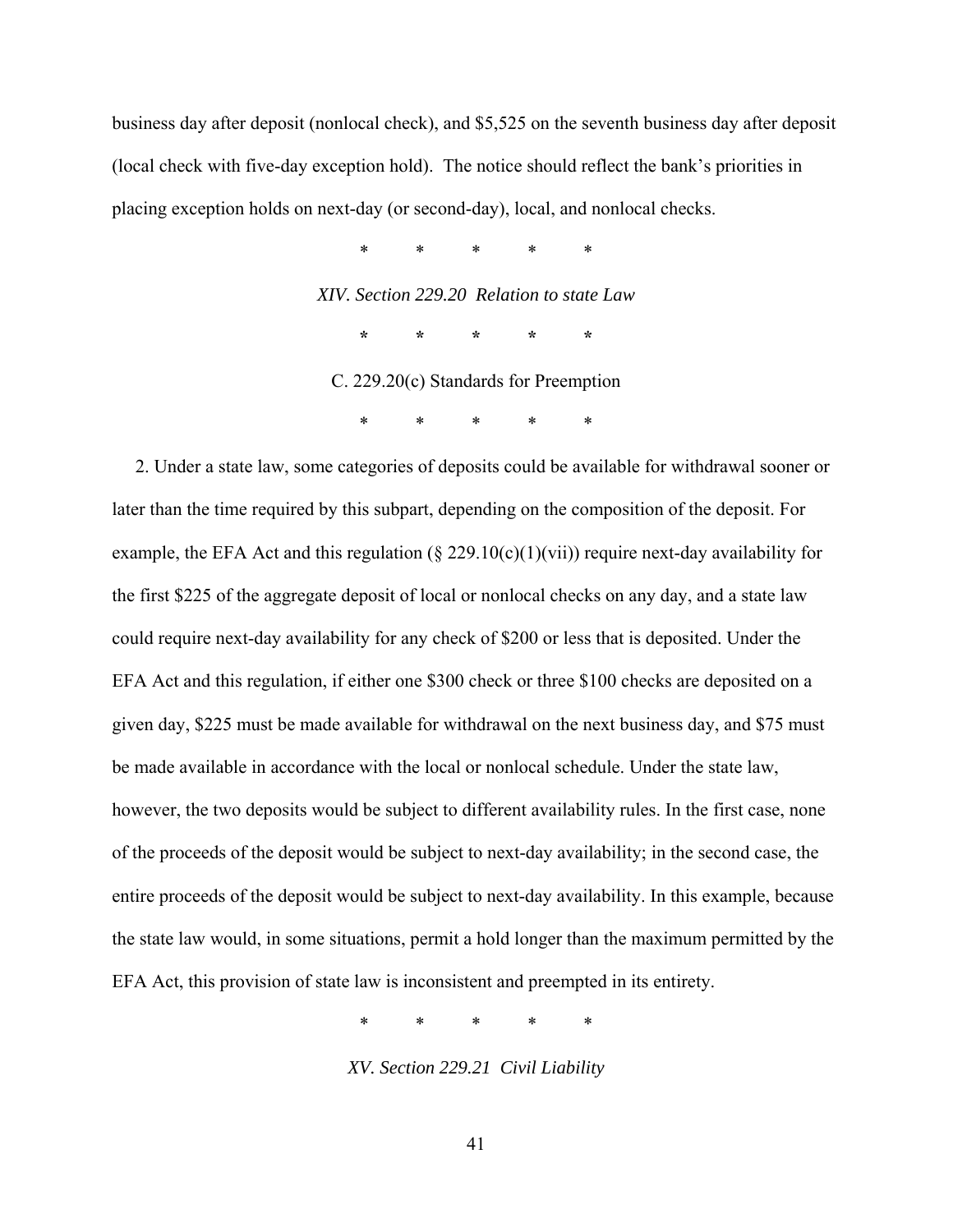business day after deposit (nonlocal check), and $5,525 on the seventh business day after deposit (local check with five-day exception hold). The notice should reflect the bank's priorities in placing exception holds on next-day (or second-day), local, and nonlocal checks.

\* \* \* \* \*

*XIV. Section 229.20 Relation to state Law*

\* \* \* \* \*

C. 229.20(c) Standards for Preemption

\* \* \* \* \*

2. Under a state law, some categories of deposits could be available for withdrawal sooner or later than the time required by this subpart, depending on the composition of the deposit. For example, the EFA Act and this regulation (§ 229.10(c)(1)(vii)) require next-day availability for the first $225 of the aggregate deposit of local or nonlocal checks on any day, and a state law could require next-day availability for any check of $200 or less that is deposited. Under the EFA Act and this regulation, if either one $300 check or three $100 checks are deposited on a given day, $225 must be made available for withdrawal on the next business day, and $75 must be made available in accordance with the local or nonlocal schedule. Under the state law, however, the two deposits would be subject to different availability rules. In the first case, none of the proceeds of the deposit would be subject to next-day availability; in the second case, the entire proceeds of the deposit would be subject to next-day availability. In this example, because the state law would, in some situations, permit a hold longer than the maximum permitted by the EFA Act, this provision of state law is inconsistent and preempted in its entirety.

\* \* \* \* \*

*XV. Section 229.21 Civil Liability*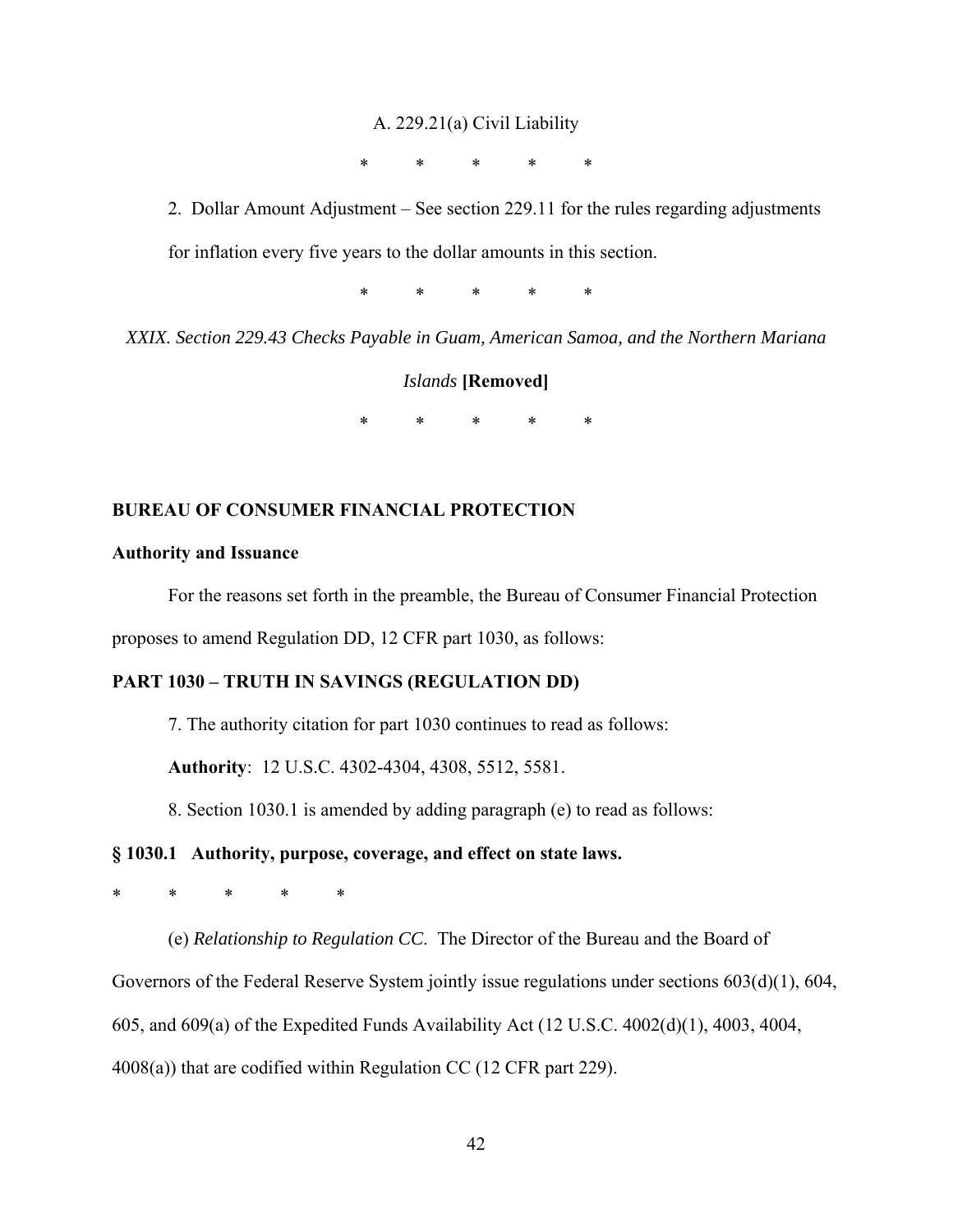A. 229.21(a) Civil Liability

\* \* \* \* \*

2. Dollar Amount Adjustment – See section 229.11 for the rules regarding adjustments for inflation every five years to the dollar amounts in this section.

\* \* \* \* \*

*XXIX. Section 229.43 Checks Payable in Guam, American Samoa, and the Northern Mariana Islands* **[Removed]**

\* \* \* \* \*

**BUREAU OF CONSUMER FINANCIAL PROTECTION**

**Authority and Issuance**

For the reasons set forth in the preamble, the Bureau of Consumer Financial Protection proposes to amend Regulation DD, 12 CFR part 1030, as follows:

**PART 1030 – TRUTH IN SAVINGS (REGULATION DD)**

7. The authority citation for part 1030 continues to read as follows:

**Authority**: 12 U.S.C. 4302-4304, 4308, 5512, 5581.

8. Section 1030.1 is amended by adding paragraph (e) to read as follows:

**§ 1030.1 Authority, purpose, coverage, and effect on state laws.**

\* \* \* \* \*

(e) *Relationship to Regulation CC.* The Director of the Bureau and the Board of Governors of the Federal Reserve System jointly issue regulations under sections 603(d)(1), 604, 605, and 609(a) of the Expedited Funds Availability Act (12 U.S.C. 4002(d)(1), 4003, 4004, 4008(a)) that are codified within Regulation CC (12 CFR part 229).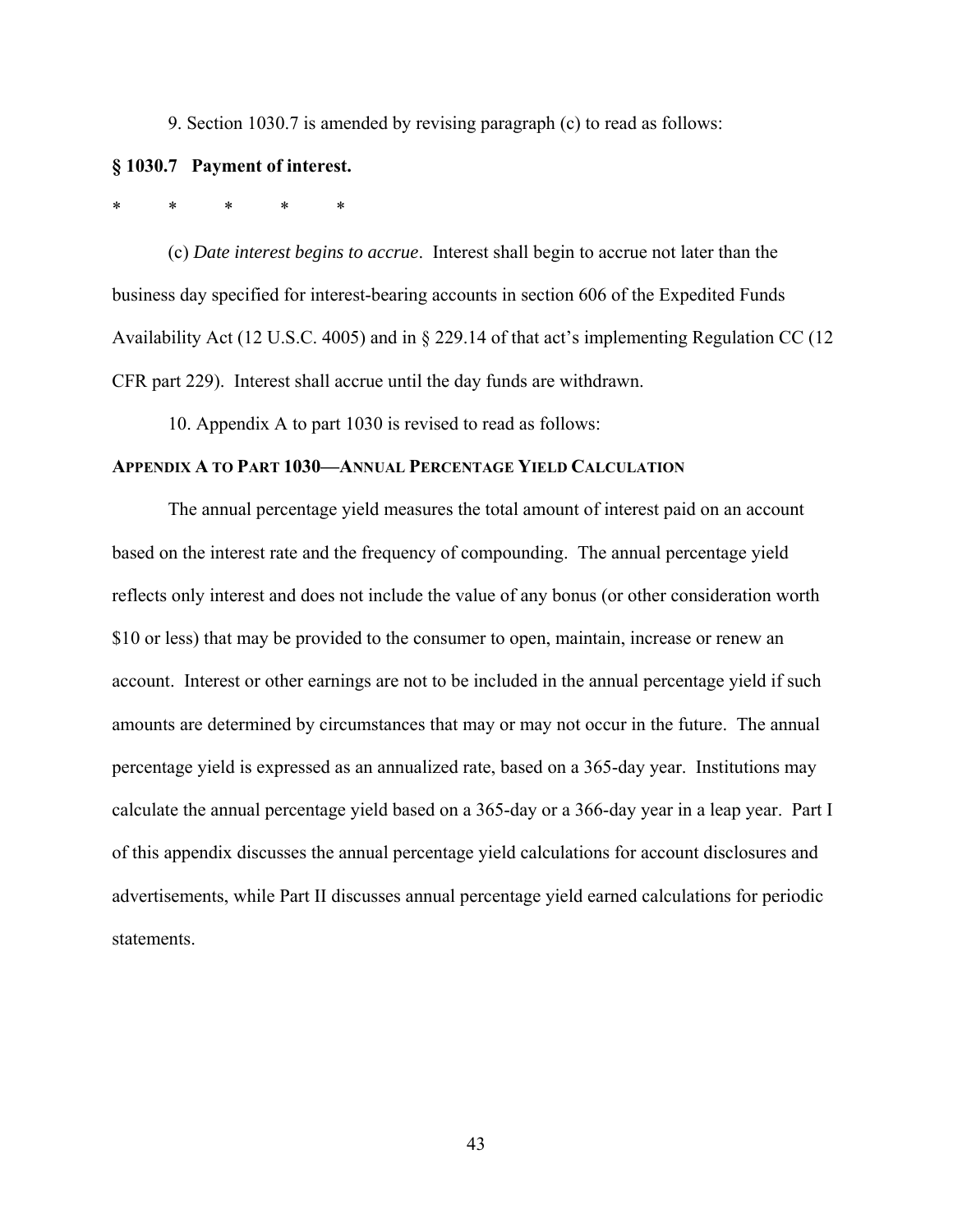9. Section 1030.7 is amended by revising paragraph (c) to read as follows:

**§ 1030.7 Payment of interest.**

\*     \*     \*     \*     \*

(c) *Date interest begins to accrue*. Interest shall begin to accrue not later than the business day specified for interest-bearing accounts in section 606 of the Expedited Funds Availability Act (12 U.S.C. 4005) and in § 229.14 of that act's implementing Regulation CC (12 CFR part 229). Interest shall accrue until the day funds are withdrawn.

10. Appendix A to part 1030 is revised to read as follows:

**APPENDIX A TO PART 1030—ANNUAL PERCENTAGE YIELD CALCULATION**

The annual percentage yield measures the total amount of interest paid on an account based on the interest rate and the frequency of compounding. The annual percentage yield reflects only interest and does not include the value of any bonus (or other consideration worth $10 or less) that may be provided to the consumer to open, maintain, increase or renew an account. Interest or other earnings are not to be included in the annual percentage yield if such amounts are determined by circumstances that may or may not occur in the future. The annual percentage yield is expressed as an annualized rate, based on a 365-day year. Institutions may calculate the annual percentage yield based on a 365-day or a 366-day year in a leap year. Part I of this appendix discusses the annual percentage yield calculations for account disclosures and advertisements, while Part II discusses annual percentage yield earned calculations for periodic statements.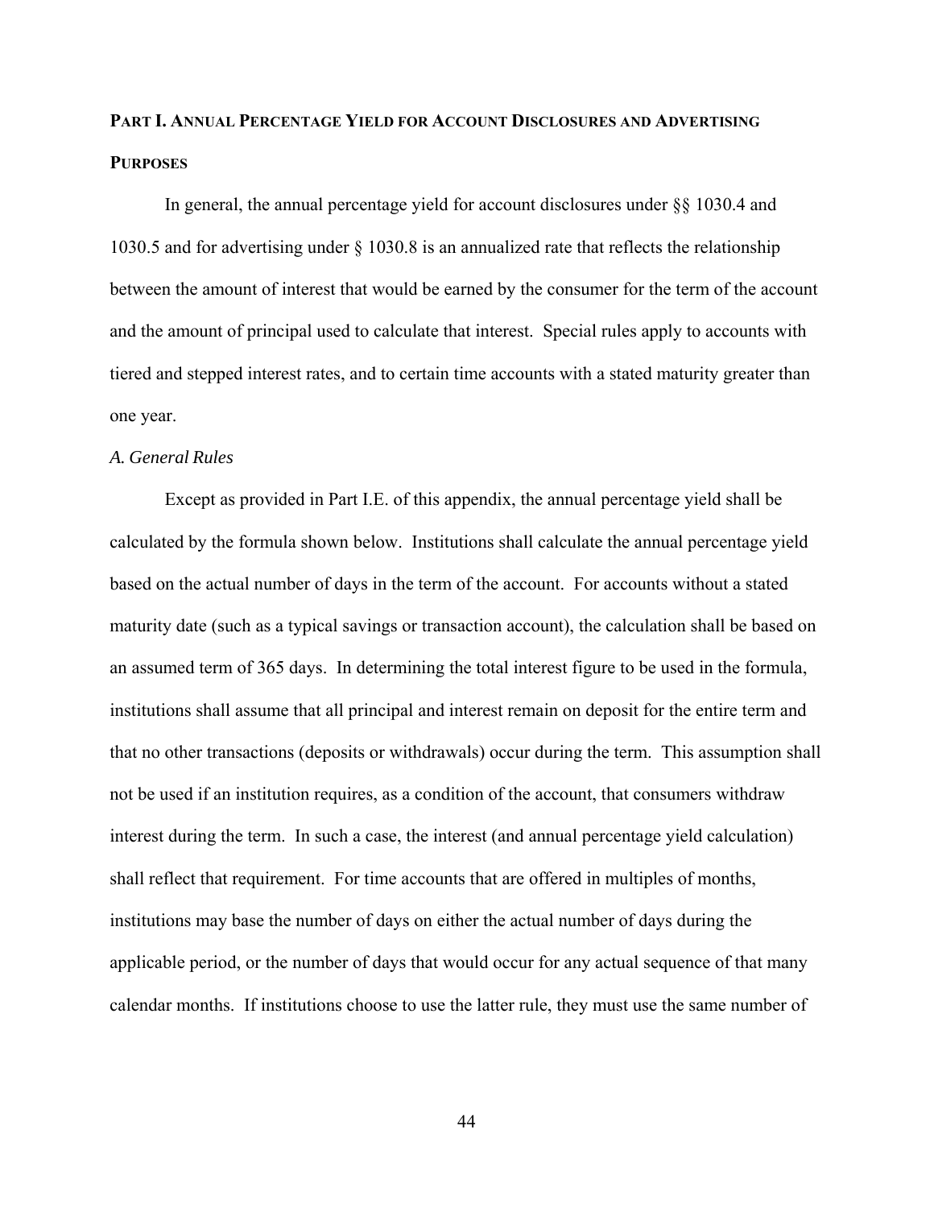## PART I. ANNUAL PERCENTAGE YIELD FOR ACCOUNT DISCLOSURES AND ADVERTISING PURPOSES

In general, the annual percentage yield for account disclosures under §§ 1030.4 and 1030.5 and for advertising under § 1030.8 is an annualized rate that reflects the relationship between the amount of interest that would be earned by the consumer for the term of the account and the amount of principal used to calculate that interest. Special rules apply to accounts with tiered and stepped interest rates, and to certain time accounts with a stated maturity greater than one year.

*A. General Rules*

Except as provided in Part I.E. of this appendix, the annual percentage yield shall be calculated by the formula shown below. Institutions shall calculate the annual percentage yield based on the actual number of days in the term of the account. For accounts without a stated maturity date (such as a typical savings or transaction account), the calculation shall be based on an assumed term of 365 days. In determining the total interest figure to be used in the formula, institutions shall assume that all principal and interest remain on deposit for the entire term and that no other transactions (deposits or withdrawals) occur during the term. This assumption shall not be used if an institution requires, as a condition of the account, that consumers withdraw interest during the term. In such a case, the interest (and annual percentage yield calculation) shall reflect that requirement. For time accounts that are offered in multiples of months, institutions may base the number of days on either the actual number of days during the applicable period, or the number of days that would occur for any actual sequence of that many calendar months. If institutions choose to use the latter rule, they must use the same number of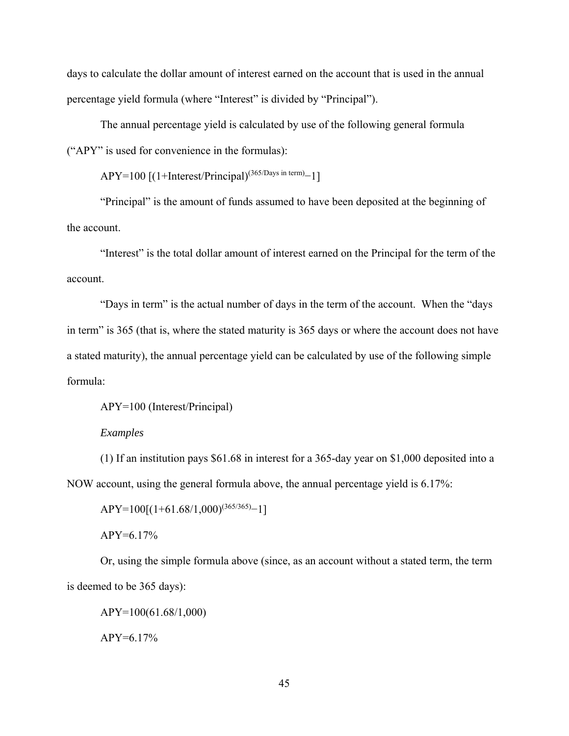days to calculate the dollar amount of interest earned on the account that is used in the annual percentage yield formula (where "Interest" is divided by "Principal").

The annual percentage yield is calculated by use of the following general formula ("APY" is used for convenience in the formulas):

$$APY=100\ [(1+\text{Interest/Principal})^{(365/\text{Days in term})}-1]$$

"Principal" is the amount of funds assumed to have been deposited at the beginning of the account.

"Interest" is the total dollar amount of interest earned on the Principal for the term of the account.

"Days in term" is the actual number of days in the term of the account. When the "days in term" is 365 (that is, where the stated maturity is 365 days or where the account does not have a stated maturity), the annual percentage yield can be calculated by use of the following simple formula:

$$APY=100\ (\text{Interest/Principal})$$

*Examples*

(1) If an institution pays $61.68 in interest for a 365-day year on $1,000 deposited into a NOW account, using the general formula above, the annual percentage yield is 6.17%:

$$APY=100[(1+61.68/1{,}000)^{(365/365)}-1]$$

$$APY=6.17\%$$

Or, using the simple formula above (since, as an account without a stated term, the term is deemed to be 365 days):

$$APY=100(61.68/1{,}000)$$

$$APY=6.17\%$$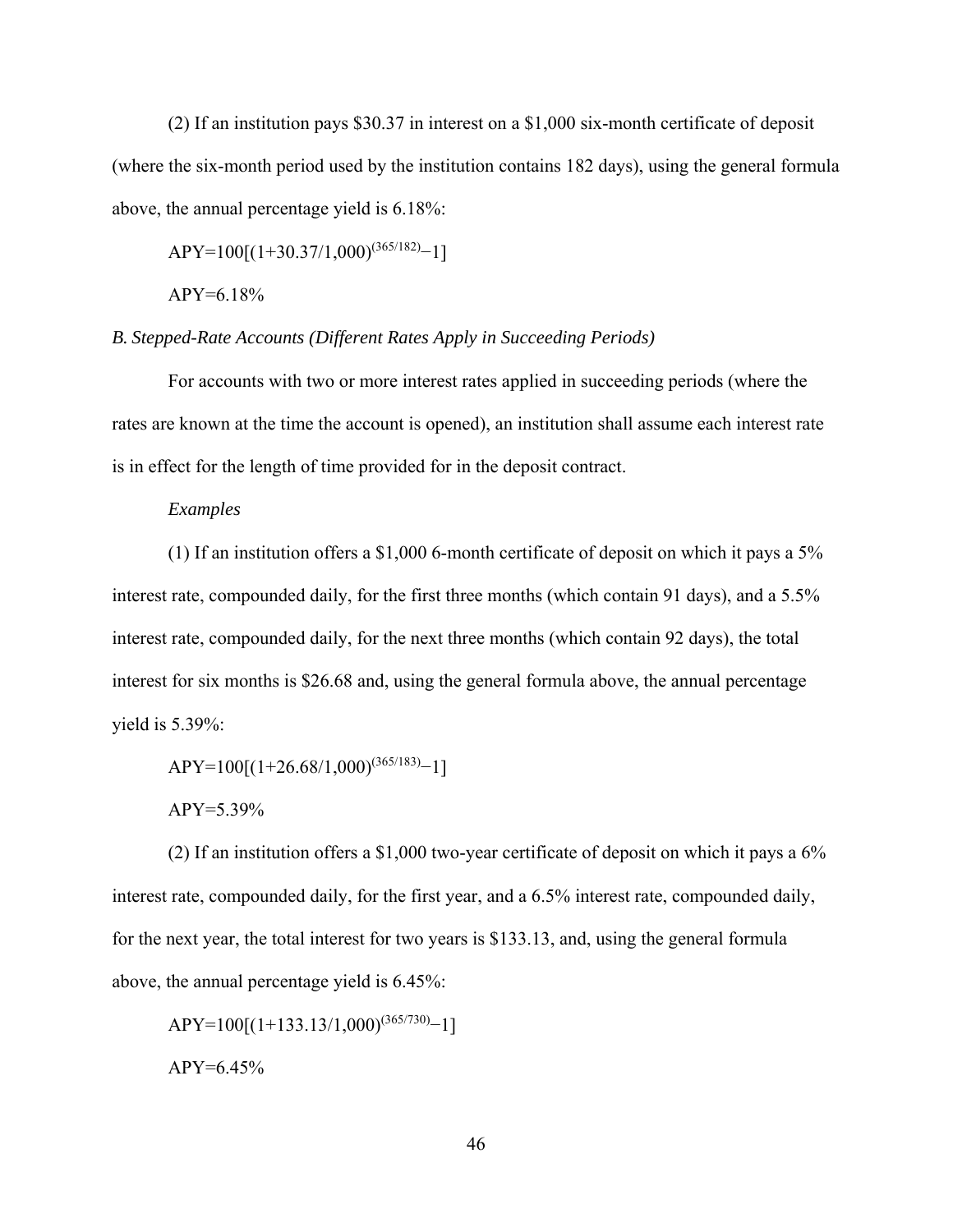(2) If an institution pays \$30.37 in interest on a \$1,000 six-month certificate of deposit (where the six-month period used by the institution contains 182 days), using the general formula above, the annual percentage yield is 6.18%:

$$APY=100[(1+30.37/1{,}000)^{(365/182)}-1]$$

$$APY=6.18\%$$

*B. Stepped-Rate Accounts (Different Rates Apply in Succeeding Periods)*

For accounts with two or more interest rates applied in succeeding periods (where the rates are known at the time the account is opened), an institution shall assume each interest rate is in effect for the length of time provided for in the deposit contract.

*Examples*

(1) If an institution offers a \$1,000 6-month certificate of deposit on which it pays a 5% interest rate, compounded daily, for the first three months (which contain 91 days), and a 5.5% interest rate, compounded daily, for the next three months (which contain 92 days), the total interest for six months is \$26.68 and, using the general formula above, the annual percentage yield is 5.39%:

$$APY=100[(1+26.68/1{,}000)^{(365/183)}-1]$$

$$APY=5.39\%$$

(2) If an institution offers a \$1,000 two-year certificate of deposit on which it pays a 6% interest rate, compounded daily, for the first year, and a 6.5% interest rate, compounded daily, for the next year, the total interest for two years is \$133.13, and, using the general formula above, the annual percentage yield is 6.45%:

$$APY=100[(1+133.13/1{,}000)^{(365/730)}-1]$$

$$APY=6.45\%$$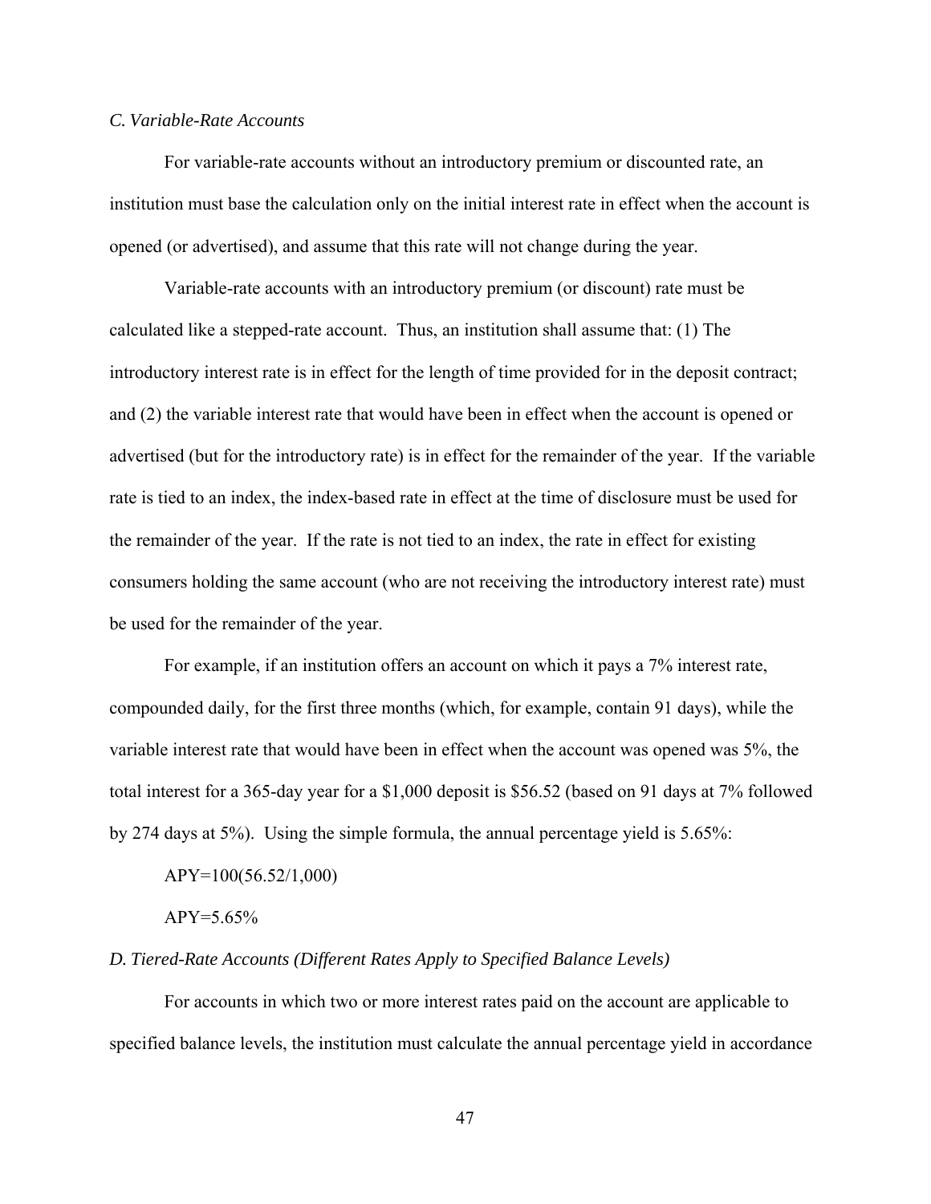*C. Variable-Rate Accounts*

For variable-rate accounts without an introductory premium or discounted rate, an institution must base the calculation only on the initial interest rate in effect when the account is opened (or advertised), and assume that this rate will not change during the year.

Variable-rate accounts with an introductory premium (or discount) rate must be calculated like a stepped-rate account. Thus, an institution shall assume that: (1) The introductory interest rate is in effect for the length of time provided for in the deposit contract; and (2) the variable interest rate that would have been in effect when the account is opened or advertised (but for the introductory rate) is in effect for the remainder of the year. If the variable rate is tied to an index, the index-based rate in effect at the time of disclosure must be used for the remainder of the year. If the rate is not tied to an index, the rate in effect for existing consumers holding the same account (who are not receiving the introductory interest rate) must be used for the remainder of the year.

For example, if an institution offers an account on which it pays a 7% interest rate, compounded daily, for the first three months (which, for example, contain 91 days), while the variable interest rate that would have been in effect when the account was opened was 5%, the total interest for a 365-day year for a $1,000 deposit is $56.52 (based on 91 days at 7% followed by 274 days at 5%). Using the simple formula, the annual percentage yield is 5.65%:

$$APY=100(56.52/1,000)$$

$$APY=5.65\%$$

*D. Tiered-Rate Accounts (Different Rates Apply to Specified Balance Levels)*

For accounts in which two or more interest rates paid on the account are applicable to specified balance levels, the institution must calculate the annual percentage yield in accordance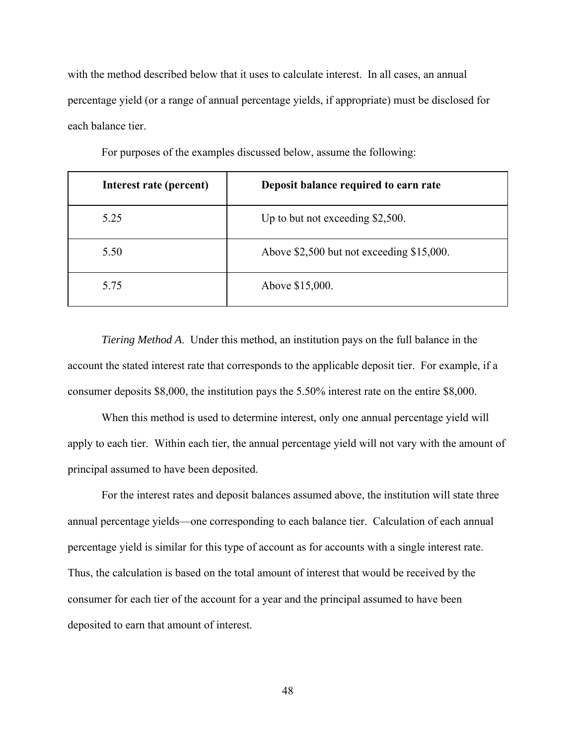with the method described below that it uses to calculate interest. In all cases, an annual percentage yield (or a range of annual percentage yields, if appropriate) must be disclosed for each balance tier.

For purposes of the examples discussed below, assume the following:

| Interest rate (percent) | Deposit balance required to earn rate |
|---|---|
| 5.25 | Up to but not exceeding $2,500. |
| 5.50 | Above $2,500 but not exceeding $15,000. |
| 5.75 | Above $15,000. |

*Tiering Method A.* Under this method, an institution pays on the full balance in the account the stated interest rate that corresponds to the applicable deposit tier. For example, if a consumer deposits $8,000, the institution pays the 5.50% interest rate on the entire $8,000.

When this method is used to determine interest, only one annual percentage yield will apply to each tier. Within each tier, the annual percentage yield will not vary with the amount of principal assumed to have been deposited.

For the interest rates and deposit balances assumed above, the institution will state three annual percentage yields—one corresponding to each balance tier. Calculation of each annual percentage yield is similar for this type of account as for accounts with a single interest rate. Thus, the calculation is based on the total amount of interest that would be received by the consumer for each tier of the account for a year and the principal assumed to have been deposited to earn that amount of interest.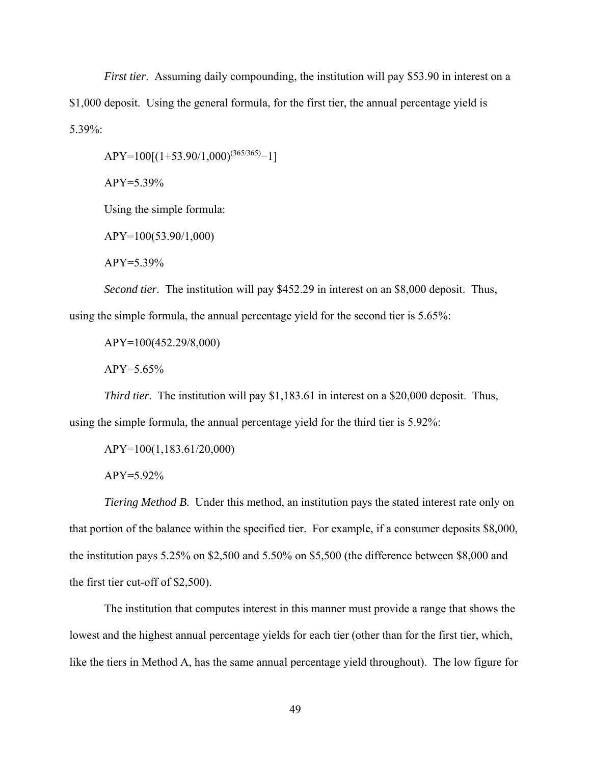*First tier*. Assuming daily compounding, the institution will pay \$53.90 in interest on a \$1,000 deposit. Using the general formula, for the first tier, the annual percentage yield is 5.39%:

$$APY=100[(1+53.90/1{,}000)^{(365/365)}-1]$$

$$APY=5.39\%$$

Using the simple formula:

$$APY=100(53.90/1{,}000)$$

$$APY=5.39\%$$

*Second tier*. The institution will pay \$452.29 in interest on an \$8,000 deposit. Thus, using the simple formula, the annual percentage yield for the second tier is 5.65%:

$$APY=100(452.29/8{,}000)$$

$$APY=5.65\%$$

*Third tier*. The institution will pay \$1,183.61 in interest on a \$20,000 deposit. Thus, using the simple formula, the annual percentage yield for the third tier is 5.92%:

$$APY=100(1{,}183.61/20{,}000)$$

$$APY=5.92\%$$

*Tiering Method B*. Under this method, an institution pays the stated interest rate only on that portion of the balance within the specified tier. For example, if a consumer deposits \$8,000, the institution pays 5.25% on \$2,500 and 5.50% on \$5,500 (the difference between \$8,000 and the first tier cut-off of \$2,500).

The institution that computes interest in this manner must provide a range that shows the lowest and the highest annual percentage yields for each tier (other than for the first tier, which, like the tiers in Method A, has the same annual percentage yield throughout). The low figure for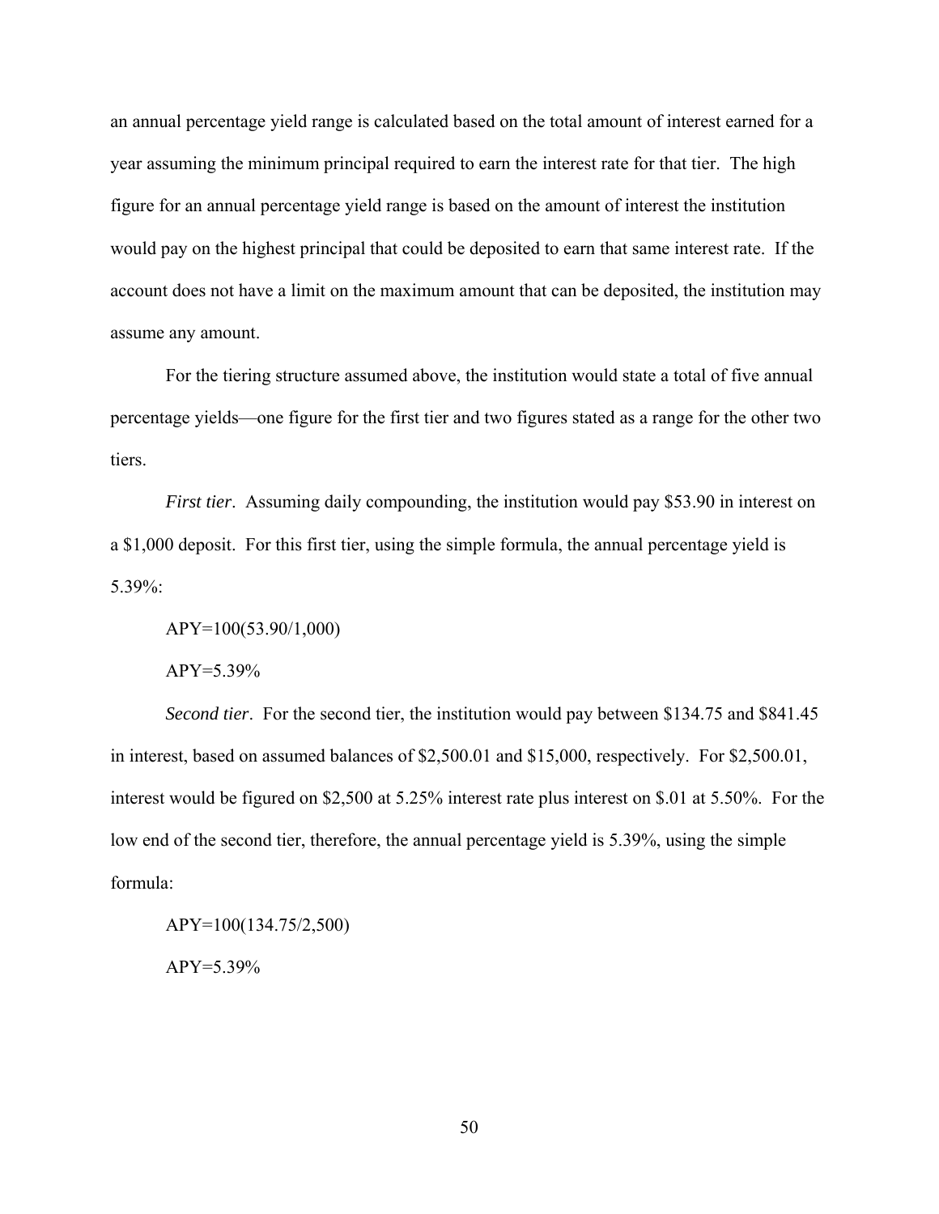an annual percentage yield range is calculated based on the total amount of interest earned for a year assuming the minimum principal required to earn the interest rate for that tier. The high figure for an annual percentage yield range is based on the amount of interest the institution would pay on the highest principal that could be deposited to earn that same interest rate. If the account does not have a limit on the maximum amount that can be deposited, the institution may assume any amount.

For the tiering structure assumed above, the institution would state a total of five annual percentage yields—one figure for the first tier and two figures stated as a range for the other two tiers.

*First tier*. Assuming daily compounding, the institution would pay $53.90 in interest on a $1,000 deposit. For this first tier, using the simple formula, the annual percentage yield is 5.39%:

APY=100(53.90/1,000)

APY=5.39%

*Second tier*. For the second tier, the institution would pay between $134.75 and $841.45 in interest, based on assumed balances of $2,500.01 and $15,000, respectively. For $2,500.01, interest would be figured on $2,500 at 5.25% interest rate plus interest on $.01 at 5.50%. For the low end of the second tier, therefore, the annual percentage yield is 5.39%, using the simple formula:

APY=100(134.75/2,500)

APY=5.39%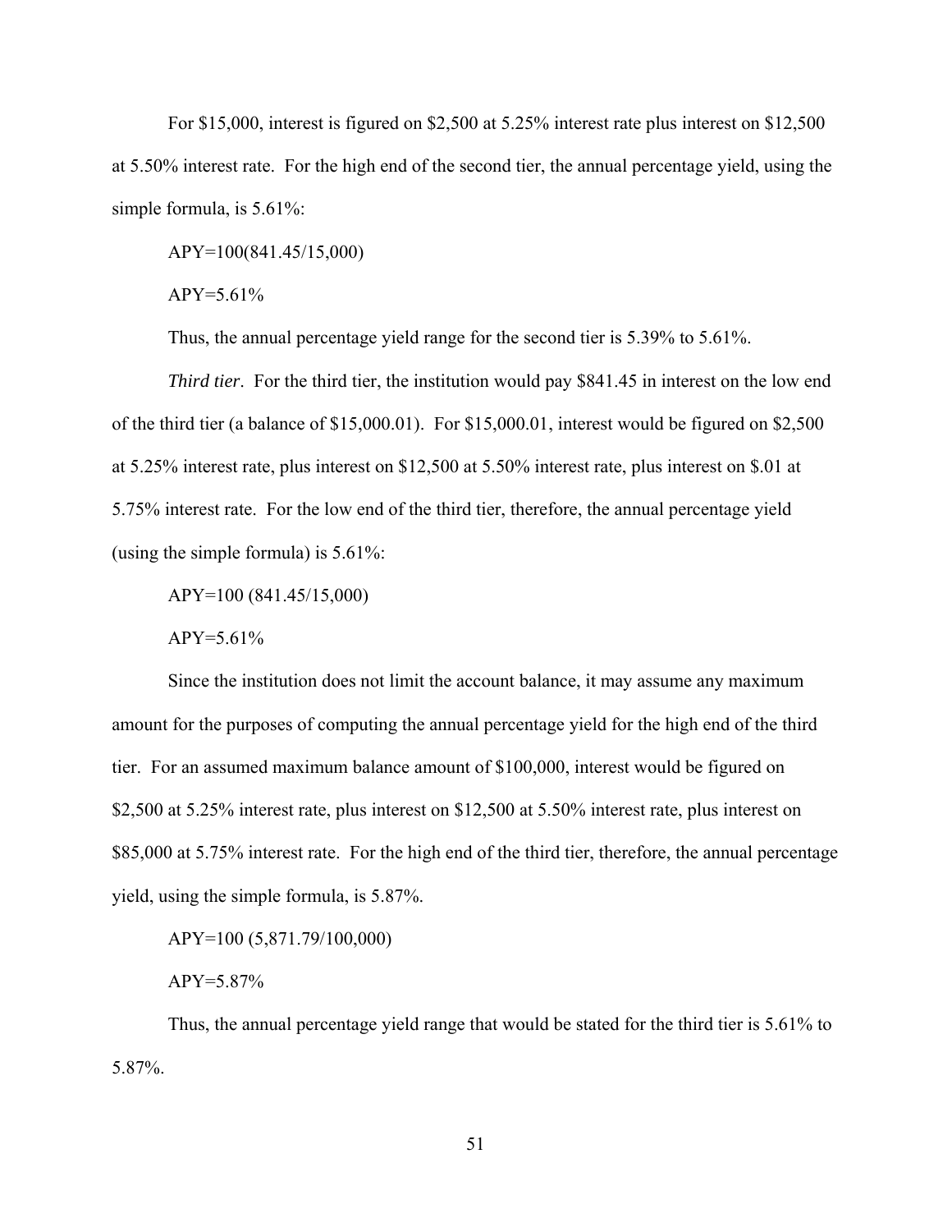For $15,000, interest is figured on $2,500 at 5.25% interest rate plus interest on $12,500 at 5.50% interest rate. For the high end of the second tier, the annual percentage yield, using the simple formula, is 5.61%:

APY=100(841.45/15,000)

APY=5.61%

Thus, the annual percentage yield range for the second tier is 5.39% to 5.61%.

*Third tier*. For the third tier, the institution would pay $841.45 in interest on the low end of the third tier (a balance of $15,000.01). For $15,000.01, interest would be figured on $2,500 at 5.25% interest rate, plus interest on $12,500 at 5.50% interest rate, plus interest on $.01 at 5.75% interest rate. For the low end of the third tier, therefore, the annual percentage yield (using the simple formula) is 5.61%:

APY=100 (841.45/15,000)

APY=5.61%

Since the institution does not limit the account balance, it may assume any maximum amount for the purposes of computing the annual percentage yield for the high end of the third tier. For an assumed maximum balance amount of $100,000, interest would be figured on $2,500 at 5.25% interest rate, plus interest on $12,500 at 5.50% interest rate, plus interest on $85,000 at 5.75% interest rate. For the high end of the third tier, therefore, the annual percentage yield, using the simple formula, is 5.87%.

APY=100 (5,871.79/100,000)

APY=5.87%

Thus, the annual percentage yield range that would be stated for the third tier is 5.61% to 5.87%.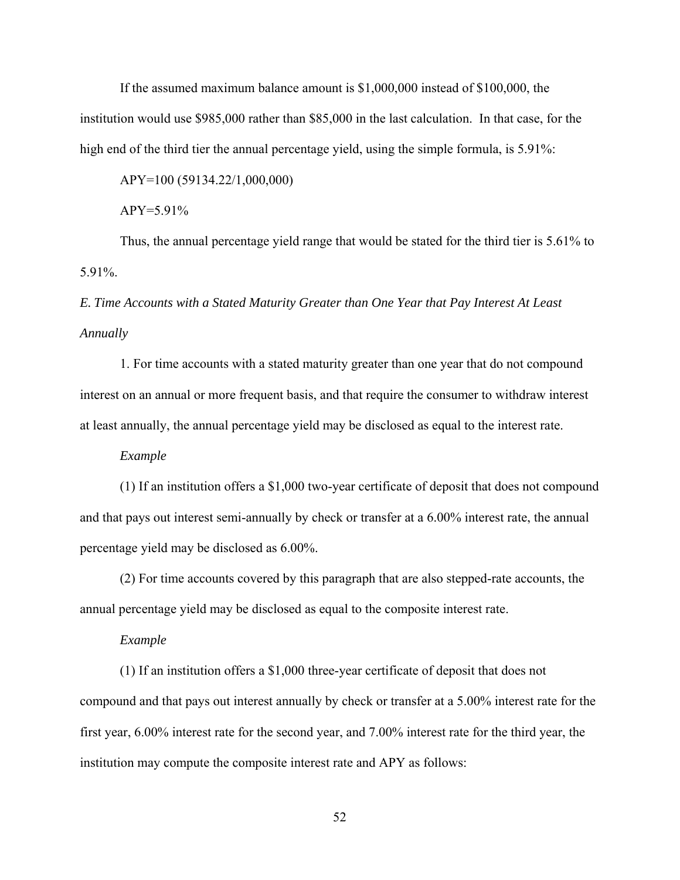If the assumed maximum balance amount is $1,000,000 instead of $100,000, the institution would use $985,000 rather than $85,000 in the last calculation. In that case, for the high end of the third tier the annual percentage yield, using the simple formula, is 5.91%:

APY=100 (59134.22/1,000,000)

APY=5.91%

Thus, the annual percentage yield range that would be stated for the third tier is 5.61% to 5.91%.

*E. Time Accounts with a Stated Maturity Greater than One Year that Pay Interest At Least Annually*

1. For time accounts with a stated maturity greater than one year that do not compound interest on an annual or more frequent basis, and that require the consumer to withdraw interest at least annually, the annual percentage yield may be disclosed as equal to the interest rate.

*Example*

(1) If an institution offers a $1,000 two-year certificate of deposit that does not compound and that pays out interest semi-annually by check or transfer at a 6.00% interest rate, the annual percentage yield may be disclosed as 6.00%.

(2) For time accounts covered by this paragraph that are also stepped-rate accounts, the annual percentage yield may be disclosed as equal to the composite interest rate.

*Example*

(1) If an institution offers a $1,000 three-year certificate of deposit that does not compound and that pays out interest annually by check or transfer at a 5.00% interest rate for the first year, 6.00% interest rate for the second year, and 7.00% interest rate for the third year, the institution may compute the composite interest rate and APY as follows: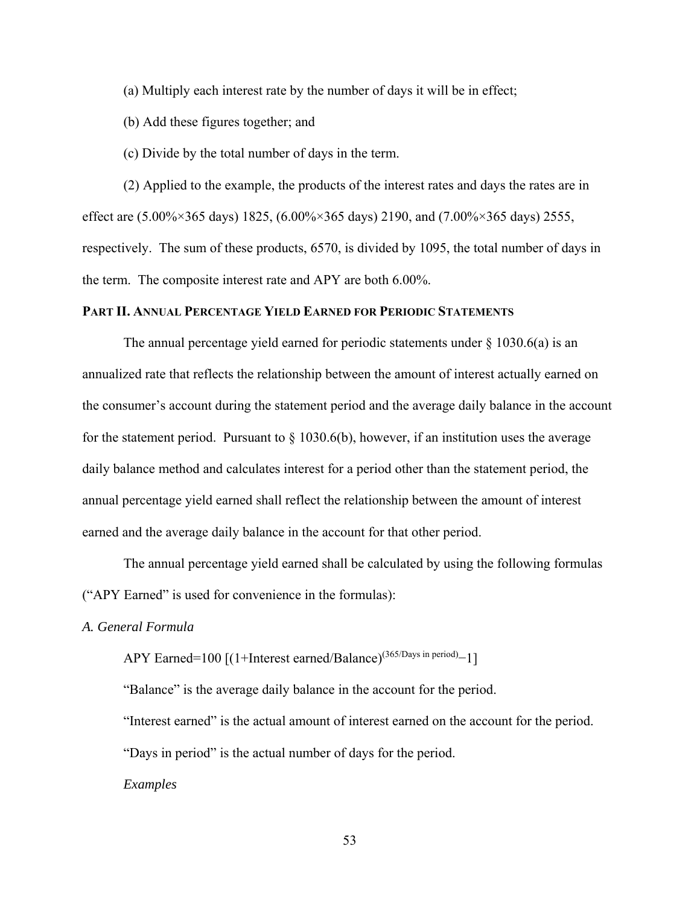(a) Multiply each interest rate by the number of days it will be in effect;

(b) Add these figures together; and

(c) Divide by the total number of days in the term.

(2) Applied to the example, the products of the interest rates and days the rates are in effect are (5.00%×365 days) 1825, (6.00%×365 days) 2190, and (7.00%×365 days) 2555, respectively. The sum of these products, 6570, is divided by 1095, the total number of days in the term. The composite interest rate and APY are both 6.00%.

## PART II. ANNUAL PERCENTAGE YIELD EARNED FOR PERIODIC STATEMENTS

The annual percentage yield earned for periodic statements under § 1030.6(a) is an annualized rate that reflects the relationship between the amount of interest actually earned on the consumer's account during the statement period and the average daily balance in the account for the statement period. Pursuant to § 1030.6(b), however, if an institution uses the average daily balance method and calculates interest for a period other than the statement period, the annual percentage yield earned shall reflect the relationship between the amount of interest earned and the average daily balance in the account for that other period.

The annual percentage yield earned shall be calculated by using the following formulas ("APY Earned" is used for convenience in the formulas):

### *A. General Formula*

$$\text{APY Earned} = 100\left[\left(1 + \text{Interest earned}/\text{Balance}\right)^{(365/\text{Days in period})} - 1\right]$$

"Balance" is the average daily balance in the account for the period.

"Interest earned" is the actual amount of interest earned on the account for the period.

"Days in period" is the actual number of days for the period.

*Examples*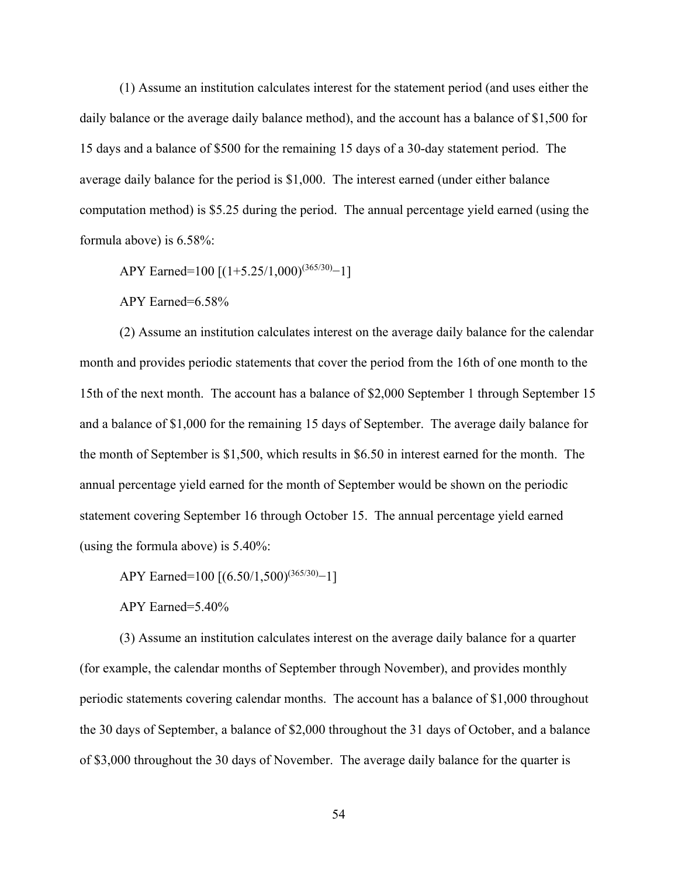(1) Assume an institution calculates interest for the statement period (and uses either the daily balance or the average daily balance method), and the account has a balance of \$1,500 for 15 days and a balance of \$500 for the remaining 15 days of a 30-day statement period. The average daily balance for the period is \$1,000. The interest earned (under either balance computation method) is \$5.25 during the period. The annual percentage yield earned (using the formula above) is 6.58%:

$$\text{APY Earned}=100\ [(1+5.25/1{,}000)^{(365/30)}-1]$$

$$\text{APY Earned}=6.58\%$$

(2) Assume an institution calculates interest on the average daily balance for the calendar month and provides periodic statements that cover the period from the 16th of one month to the 15th of the next month. The account has a balance of \$2,000 September 1 through September 15 and a balance of \$1,000 for the remaining 15 days of September. The average daily balance for the month of September is \$1,500, which results in \$6.50 in interest earned for the month. The annual percentage yield earned for the month of September would be shown on the periodic statement covering September 16 through October 15. The annual percentage yield earned (using the formula above) is 5.40%:

$$\text{APY Earned}=100\ [(6.50/1{,}500)^{(365/30)}-1]$$

$$\text{APY Earned}=5.40\%$$

(3) Assume an institution calculates interest on the average daily balance for a quarter (for example, the calendar months of September through November), and provides monthly periodic statements covering calendar months. The account has a balance of \$1,000 throughout the 30 days of September, a balance of \$2,000 throughout the 31 days of October, and a balance of \$3,000 throughout the 30 days of November. The average daily balance for the quarter is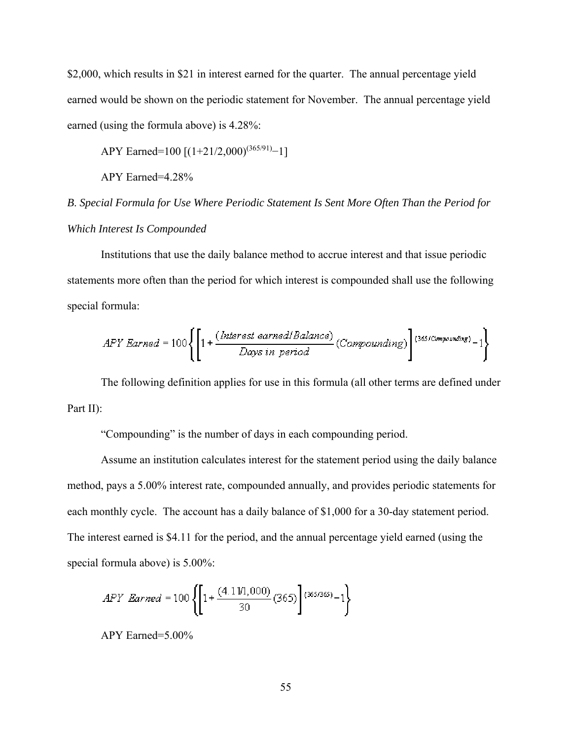$2,000, which results in $21 in interest earned for the quarter. The annual percentage yield earned would be shown on the periodic statement for November. The annual percentage yield earned (using the formula above) is 4.28%:

APY Earned=100 $[(1+21/2{,}000)^{(365/91)}-1]$

APY Earned=4.28%

*B. Special Formula for Use Where Periodic Statement Is Sent More Often Than the Period for Which Interest Is Compounded*

Institutions that use the daily balance method to accrue interest and that issue periodic statements more often than the period for which interest is compounded shall use the following special formula:

$$APY\ Earned = 100\left\{\left[1 + \frac{(Interest\ earned/Balance)}{Days\ in\ period}(Compounding)\right]^{(365/Compounding)} - 1\right\}$$

The following definition applies for use in this formula (all other terms are defined under Part II):

"Compounding" is the number of days in each compounding period.

Assume an institution calculates interest for the statement period using the daily balance method, pays a 5.00% interest rate, compounded annually, and provides periodic statements for each monthly cycle. The account has a daily balance of $1,000 for a 30-day statement period. The interest earned is $4.11 for the period, and the annual percentage yield earned (using the special formula above) is 5.00%:

$$APY\ Earned = 100\left\{\left[1 + \frac{(4.11/1{,}000)}{30}(365)\right]^{(365/365)} - 1\right\}$$

APY Earned=5.00%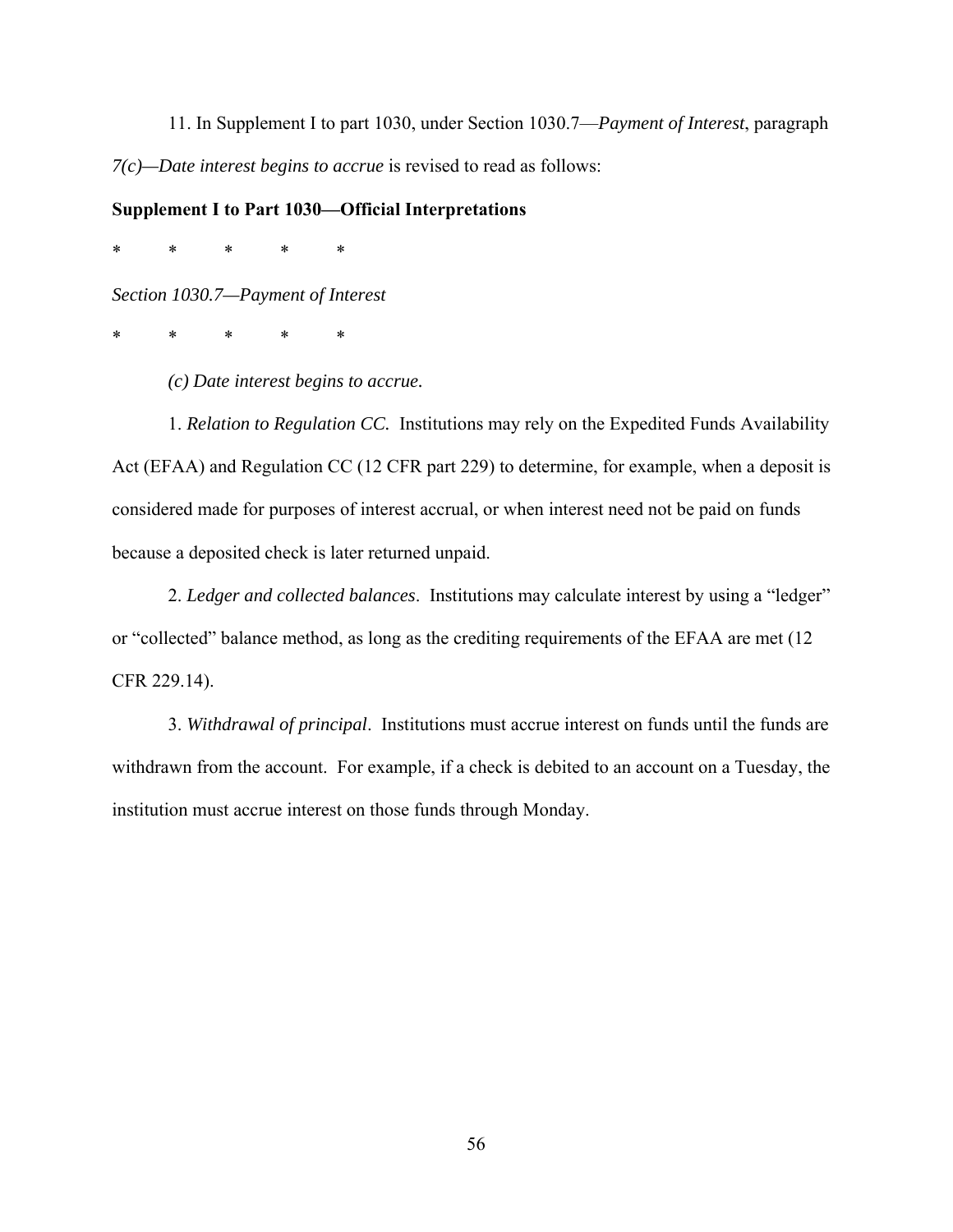11. In Supplement I to part 1030, under Section 1030.7—*Payment of Interest*, paragraph *7(c)—Date interest begins to accrue* is revised to read as follows:

**Supplement I to Part 1030—Official Interpretations**

\* \* \* \* \*

*Section 1030.7—Payment of Interest*

\* \* \* \* \*

*(c) Date interest begins to accrue.*

1. *Relation to Regulation CC.* Institutions may rely on the Expedited Funds Availability Act (EFAA) and Regulation CC (12 CFR part 229) to determine, for example, when a deposit is considered made for purposes of interest accrual, or when interest need not be paid on funds because a deposited check is later returned unpaid.

2. *Ledger and collected balances*. Institutions may calculate interest by using a "ledger" or "collected" balance method, as long as the crediting requirements of the EFAA are met (12 CFR 229.14).

3. *Withdrawal of principal*. Institutions must accrue interest on funds until the funds are withdrawn from the account. For example, if a check is debited to an account on a Tuesday, the institution must accrue interest on those funds through Monday.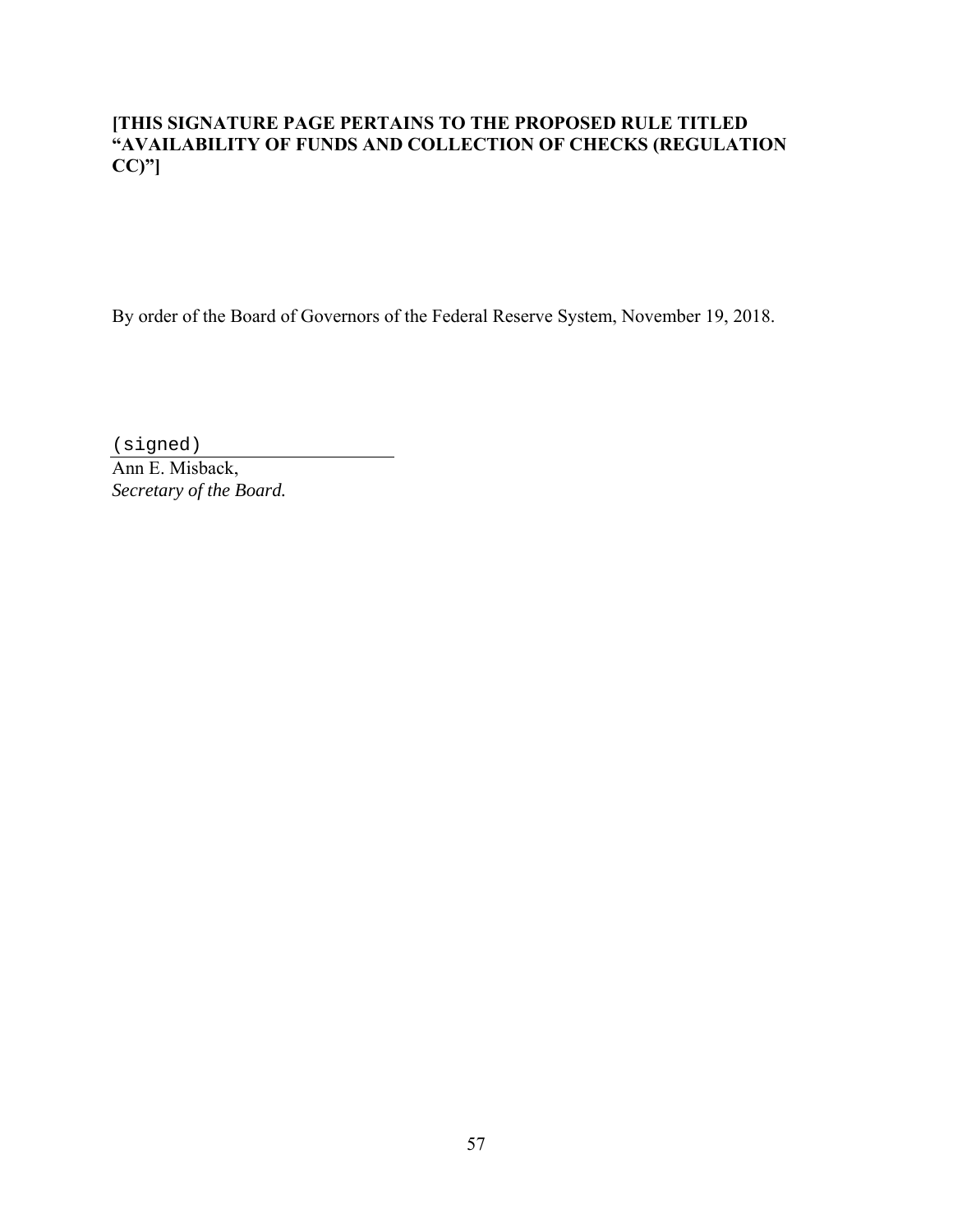**[THIS SIGNATURE PAGE PERTAINS TO THE PROPOSED RULE TITLED "AVAILABILITY OF FUNDS AND COLLECTION OF CHECKS (REGULATION CC)"]**

By order of the Board of Governors of the Federal Reserve System, November 19, 2018.

(signed)

Ann E. Misback,
*Secretary of the Board.*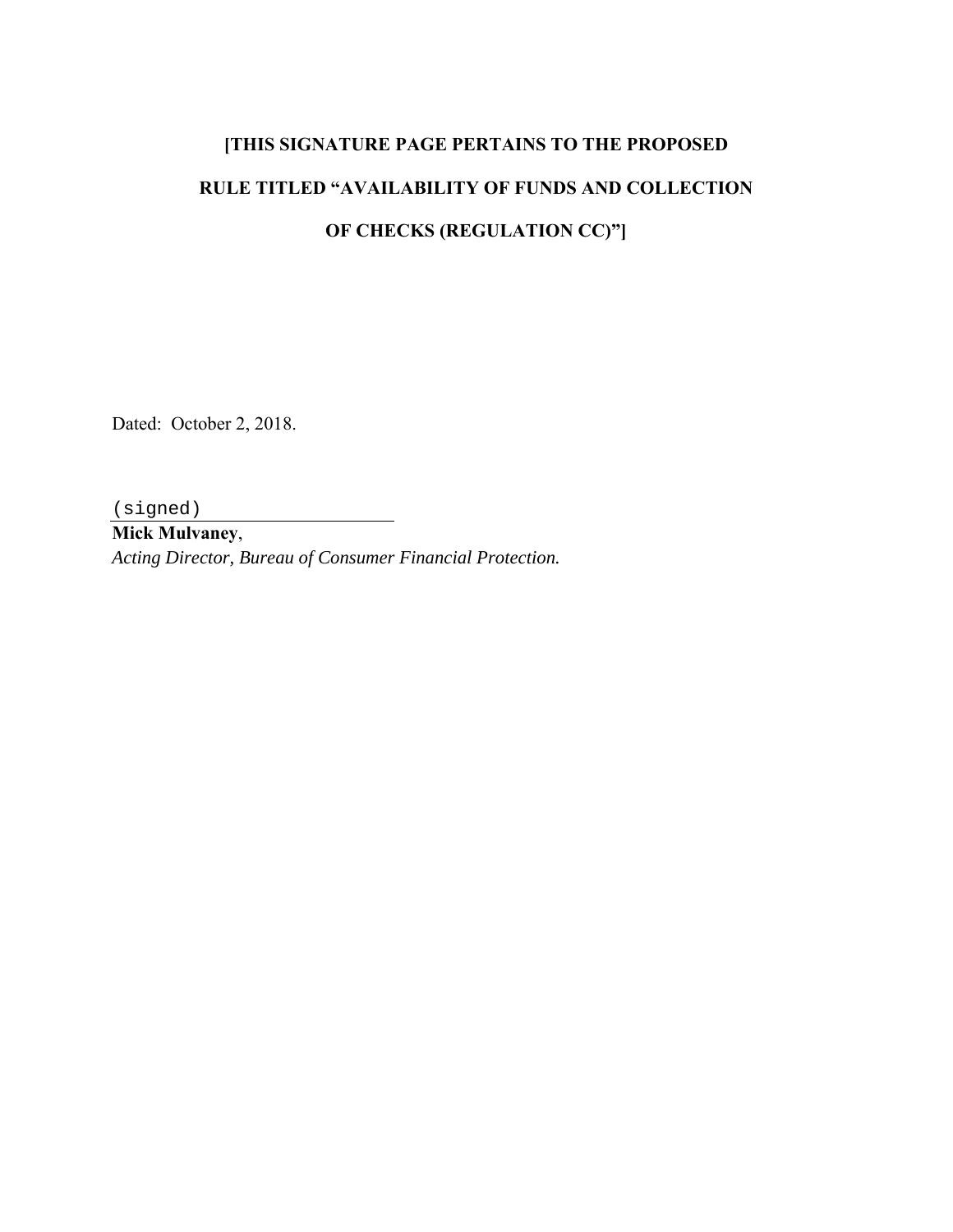**[THIS SIGNATURE PAGE PERTAINS TO THE PROPOSED RULE TITLED "AVAILABILITY OF FUNDS AND COLLECTION OF CHECKS (REGULATION CC)"]**

Dated: October 2, 2018.

(signed)

**Mick Mulvaney**,

*Acting Director, Bureau of Consumer Financial Protection.*